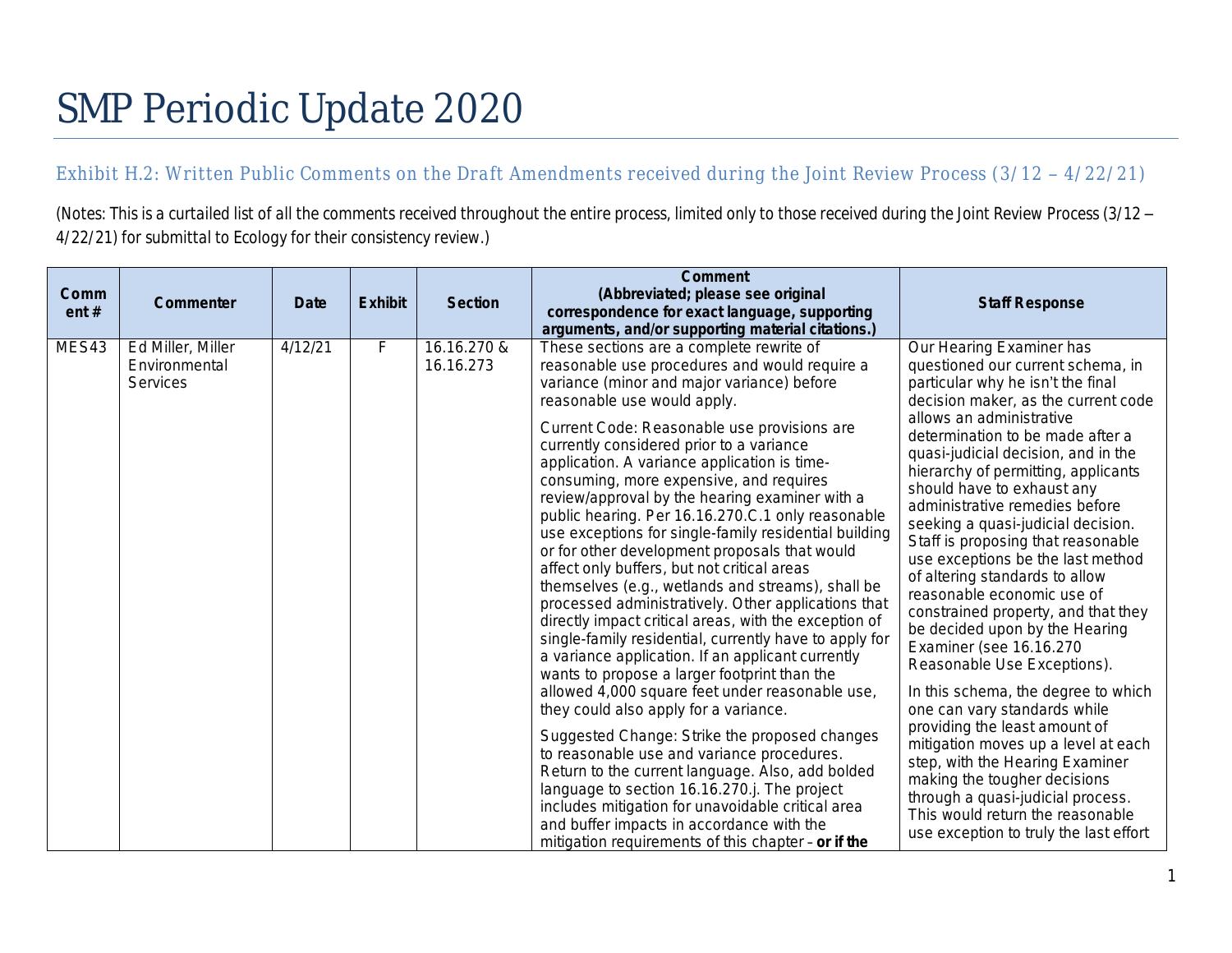# SMP Periodic Update 2020

## Exhibit H.2: Written Public Comments on the Draft Amendments received during the Joint Review Process (3/12 – 4/22/21)

(Notes: This is a curtailed list of all the comments received throughout the entire process, limited only to those received during the Joint Review Process (3/12 – 4/22/21) for submittal to Ecology for their consistency review.)

| Comment # | Commenter | Date | Exhibit | Section | Comment (Abbreviated; please see original correspondence for exact language, supporting arguments, and/or supporting material citations.) | Staff Response |
|---|---|---|---|---|---|---|
| MES43 | Ed Miller, Miller Environmental Services | 4/12/21 | F | 16.16.270 & 16.16.273 | These sections are a complete rewrite of reasonable use procedures and would require a variance (minor and major variance) before reasonable use would apply.<br><br>Current Code: Reasonable use provisions are currently considered prior to a variance application. A variance application is time-consuming, more expensive, and requires review/approval by the hearing examiner with a public hearing. Per 16.16.270.C.1 only reasonable use exceptions for single-family residential building or for other development proposals that would affect only buffers, but not critical areas themselves (e.g., wetlands and streams), shall be processed administratively. Other applications that directly impact critical areas, with the exception of single-family residential, currently have to apply for a variance application. If an applicant currently wants to propose a larger footprint than the allowed 4,000 square feet under reasonable use, they could also apply for a variance.<br><br>Suggested Change: Strike the proposed changes to reasonable use and variance procedures. Return to the current language. Also, add bolded language to section 16.16.270.j. The project includes mitigation for unavoidable critical area and buffer impacts in accordance with the mitigation requirements of this chapter – **or if the** | Our Hearing Examiner has questioned our current schema, in particular why he isn't the final decision maker, as the current code allows an administrative determination to be made after a quasi-judicial decision, and in the hierarchy of permitting, applicants should have to exhaust any administrative remedies before seeking a quasi-judicial decision. Staff is proposing that reasonable use exceptions be the last method of altering standards to allow reasonable economic use of constrained property, and that they be decided upon by the Hearing Examiner (see 16.16.270 Reasonable Use Exceptions).<br><br>In this schema, the degree to which one can vary standards while providing the least amount of mitigation moves up a level at each step, with the Hearing Examiner making the tougher decisions through a quasi-judicial process. This would return the reasonable use exception to truly the last effort |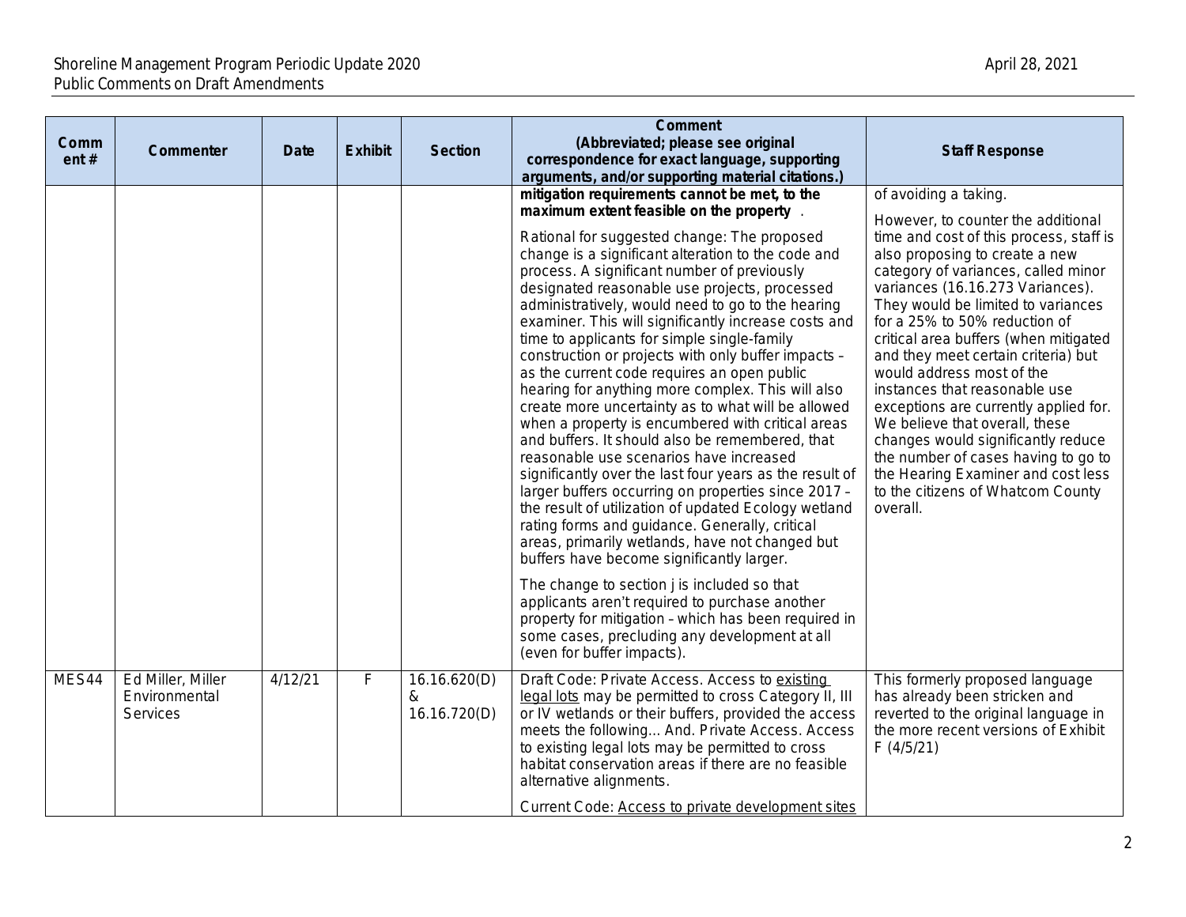| Comment # | Commenter | Date | Exhibit | Section | Comment (Abbreviated; please see original correspondence for exact language, supporting arguments, and/or supporting material citations.) | Staff Response |
|---|---|---|---|---|---|---|
| | | | | | **mitigation requirements cannot be met, to the maximum extent feasible on the property** .<br><br>Rational for suggested change: The proposed change is a significant alteration to the code and process. A significant number of previously designated reasonable use projects, processed administratively, would need to go to the hearing examiner. This will significantly increase costs and time to applicants for simple single-family construction or projects with only buffer impacts – as the current code requires an open public hearing for anything more complex. This will also create more uncertainty as to what will be allowed when a property is encumbered with critical areas and buffers. It should also be remembered, that reasonable use scenarios have increased significantly over the last four years as the result of larger buffers occurring on properties since 2017 – the result of utilization of updated Ecology wetland rating forms and guidance. Generally, critical areas, primarily wetlands, have not changed but buffers have become significantly larger.<br><br>The change to section j is included so that applicants aren't required to purchase another property for mitigation – which has been required in some cases, precluding any development at all (even for buffer impacts). | of avoiding a taking.<br><br>However, to counter the additional time and cost of this process, staff is also proposing to create a new category of variances, called minor variances (16.16.273 Variances). They would be limited to variances for a 25% to 50% reduction of critical area buffers (when mitigated and they meet certain criteria) but would address most of the instances that reasonable use exceptions are currently applied for. We believe that overall, these changes would significantly reduce the number of cases having to go to the Hearing Examiner and cost less to the citizens of Whatcom County overall. |
| MES44 | Ed Miller, Miller Environmental Services | 4/12/21 | F | 16.16.620(D) & 16.16.720(D) | Draft Code: Private Access. Access to <u>existing legal lots</u> may be permitted to cross Category II, III or IV wetlands or their buffers, provided the access meets the following… And. Private Access. Access to existing legal lots may be permitted to cross habitat conservation areas if there are no feasible alternative alignments.<br><br>Current Code: <u>Access to private development sites</u> | This formerly proposed language has already been stricken and reverted to the original language in the more recent versions of Exhibit F (4/5/21) |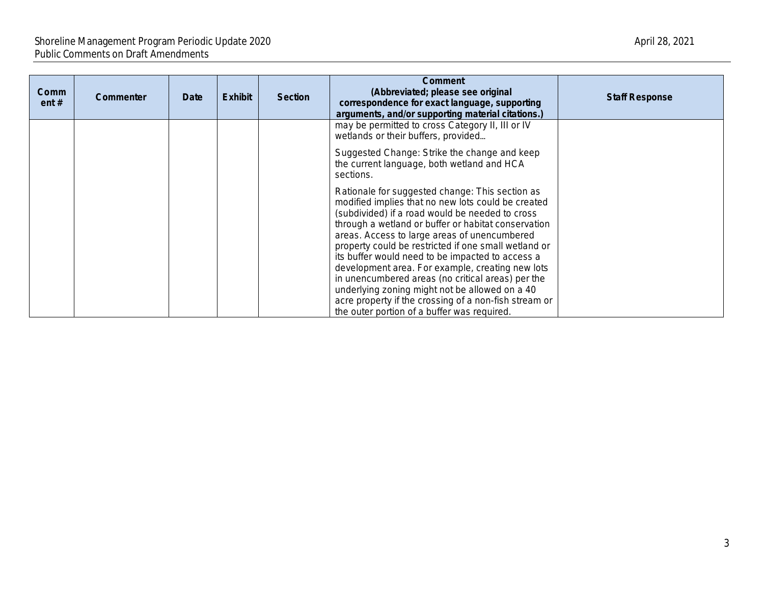| Comment # | Commenter | Date | Exhibit | Section | Comment (Abbreviated; please see original correspondence for exact language, supporting arguments, and/or supporting material citations.) | Staff Response |
|---|---|---|---|---|---|---|
| | | | | | may be permitted to cross Category II, III or IV wetlands or their buffers, provided...<br><br>Suggested Change: Strike the change and keep the current language, both wetland and HCA sections.<br><br>Rationale for suggested change: This section as modified implies that no new lots could be created (subdivided) if a road would be needed to cross through a wetland or buffer or habitat conservation areas. Access to large areas of unencumbered property could be restricted if one small wetland or its buffer would need to be impacted to access a development area. For example, creating new lots in unencumbered areas (no critical areas) per the underlying zoning might not be allowed on a 40 acre property if the crossing of a non-fish stream or the outer portion of a buffer was required. | |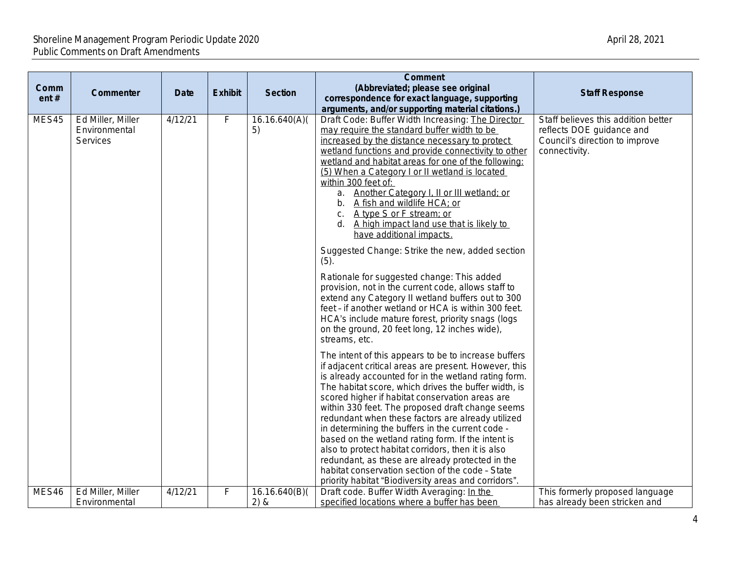| Comment # | Commenter | Date | Exhibit | Section | Comment (Abbreviated; please see original correspondence for exact language, supporting arguments, and/or supporting material citations.) | Staff Response |
|---|---|---|---|---|---|---|
| MES45 | Ed Miller, Miller Environmental Services | 4/12/21 | F | 16.16.640(A)(5) | Draft Code: Buffer Width Increasing: <u>The Director may require the standard buffer width to be increased by the distance necessary to protect wetland functions and provide connectivity to other wetland and habitat areas for one of the following: (5) When a Category I or II wetland is located within 300 feet of:</u><br>a. <u>Another Category I, II or III wetland; or</u><br>b. <u>A fish and wildlife HCA; or</u><br>c. <u>A type S or F stream; or</u><br>d. <u>A high impact land use that is likely to have additional impacts.</u><br><br>Suggested Change: Strike the new, added section (5).<br><br>Rationale for suggested change: This added provision, not in the current code, allows staff to extend any Category II wetland buffers out to 300 feet – if another wetland or HCA is within 300 feet. HCA's include mature forest, priority snags (logs on the ground, 20 feet long, 12 inches wide), streams, etc.<br><br>The intent of this appears to be to increase buffers if adjacent critical areas are present. However, this is already accounted for in the wetland rating form. The habitat score, which drives the buffer width, is scored higher if habitat conservation areas are within 330 feet. The proposed draft change seems redundant when these factors are already utilized in determining the buffers in the current code - based on the wetland rating form. If the intent is also to protect habitat corridors, then it is also redundant, as these are already protected in the habitat conservation section of the code – State priority habitat "Biodiversity areas and corridors". | Staff believes this addition better reflects DOE guidance and Council's direction to improve connectivity. |
| MES46 | Ed Miller, Miller Environmental | 4/12/21 | F | 16.16.640(B)(2) & | Draft code. Buffer Width Averaging: <u>In the specified locations where a buffer has been</u> | This formerly proposed language has already been stricken and |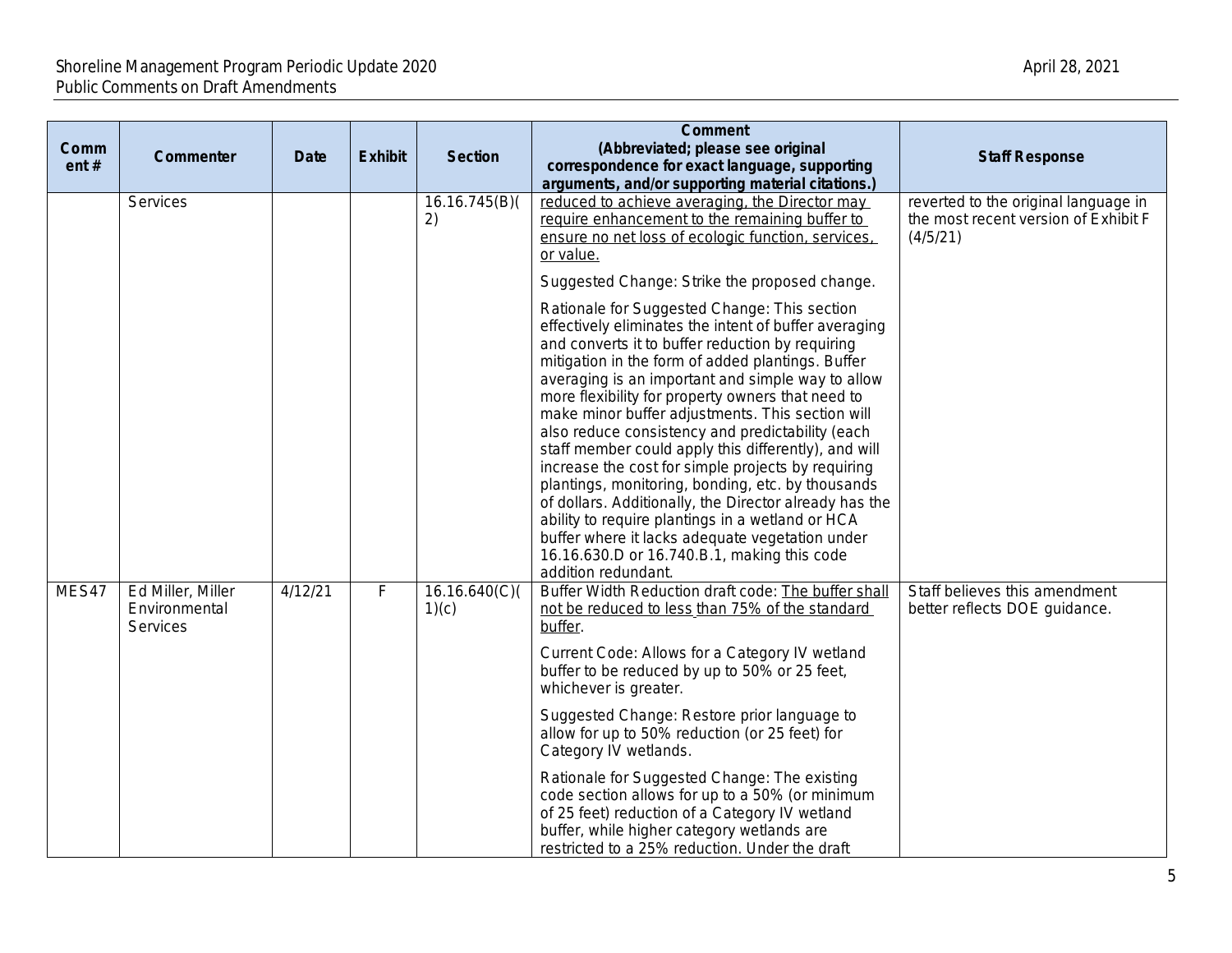| Comment # | Commenter | Date | Exhibit | Section | Comment (Abbreviated; please see original correspondence for exact language, supporting arguments, and/or supporting material citations.) | Staff Response |
|---|---|---|---|---|---|---|
| | Services | | | 16.16.745(B)(2) | reduced to achieve averaging, the Director may require enhancement to the remaining buffer to ensure no net loss of ecologic function, services, or value.<br><br>Suggested Change: Strike the proposed change.<br><br>Rationale for Suggested Change: This section effectively eliminates the intent of buffer averaging and converts it to buffer reduction by requiring mitigation in the form of added plantings. Buffer averaging is an important and simple way to allow more flexibility for property owners that need to make minor buffer adjustments. This section will also reduce consistency and predictability (each staff member could apply this differently), and will increase the cost for simple projects by requiring plantings, monitoring, bonding, etc. by thousands of dollars. Additionally, the Director already has the ability to require plantings in a wetland or HCA buffer where it lacks adequate vegetation under 16.16.630.D or 16.740.B.1, making this code addition redundant. | reverted to the original language in the most recent version of Exhibit F (4/5/21) |
| MES47 | Ed Miller, Miller Environmental Services | 4/12/21 | F | 16.16.640(C)(1)(c) | Buffer Width Reduction draft code: The buffer shall not be reduced to less than 75% of the standard buffer.<br><br>Current Code: Allows for a Category IV wetland buffer to be reduced by up to 50% or 25 feet, whichever is greater.<br><br>Suggested Change: Restore prior language to allow for up to 50% reduction (or 25 feet) for Category IV wetlands.<br><br>Rationale for Suggested Change: The existing code section allows for up to a 50% (or minimum of 25 feet) reduction of a Category IV wetland buffer, while higher category wetlands are restricted to a 25% reduction. Under the draft | Staff believes this amendment better reflects DOE guidance. |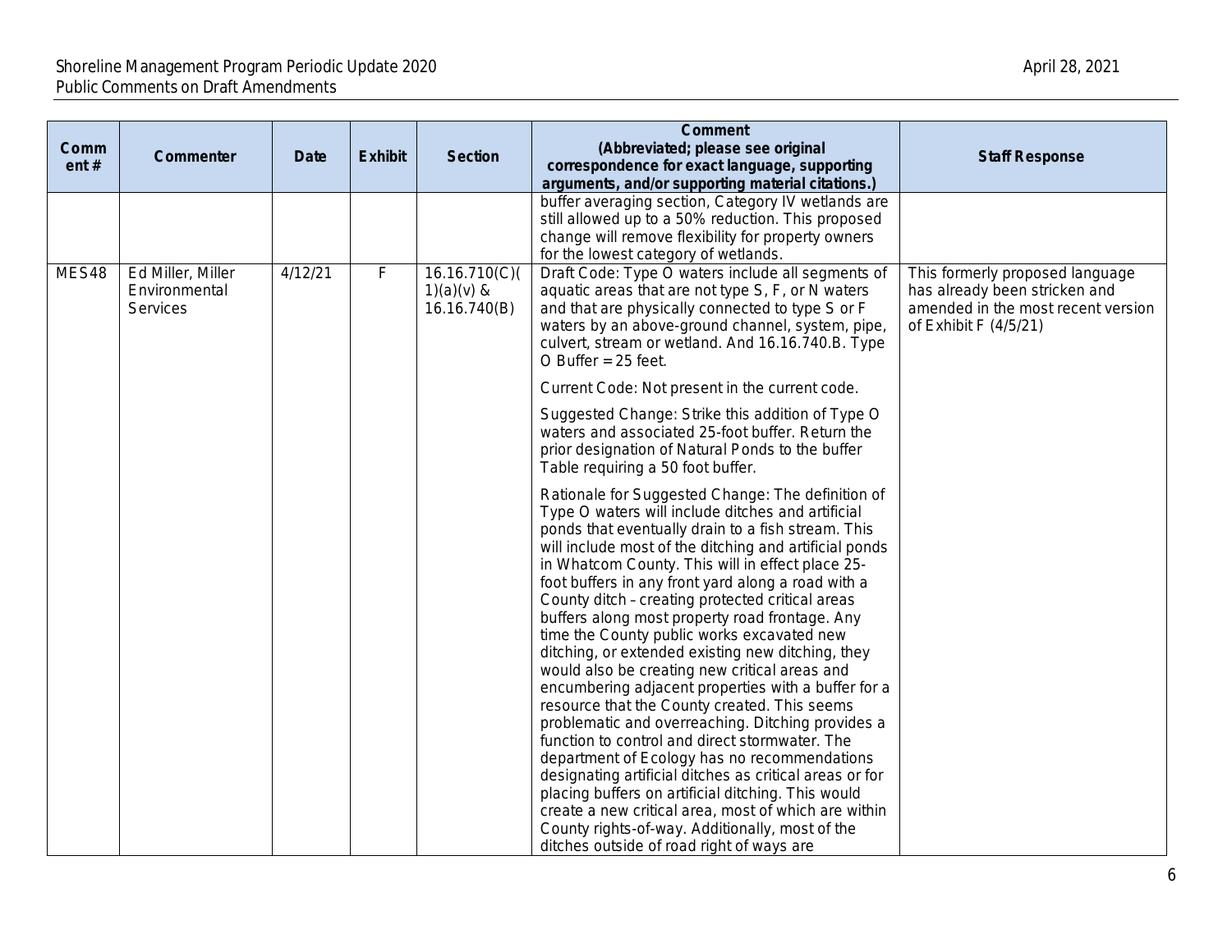| Comment # | Commenter | Date | Exhibit | Section | Comment (Abbreviated; please see original correspondence for exact language, supporting arguments, and/or supporting material citations.) | Staff Response |
|---|---|---|---|---|---|---|
| | | | | | buffer averaging section, Category IV wetlands are still allowed up to a 50% reduction. This proposed change will remove flexibility for property owners for the lowest category of wetlands. | |
| MES48 | Ed Miller, Miller Environmental Services | 4/12/21 | F | 16.16.710(C)(1)(a)(v) & 16.16.740(B) | Draft Code: Type O waters include all segments of aquatic areas that are not type S, F, or N waters and that are physically connected to type S or F waters by an above-ground channel, system, pipe, culvert, stream or wetland. And 16.16.740.B. Type O Buffer = 25 feet.<br><br>Current Code: Not present in the current code.<br><br>Suggested Change: Strike this addition of Type O waters and associated 25-foot buffer. Return the prior designation of Natural Ponds to the buffer Table requiring a 50 foot buffer.<br><br>Rationale for Suggested Change: The definition of Type O waters will include ditches and artificial ponds that eventually drain to a fish stream. This will include most of the ditching and artificial ponds in Whatcom County. This will in effect place 25-foot buffers in any front yard along a road with a County ditch – creating protected critical areas buffers along most property road frontage. Any time the County public works excavated new ditching, or extended existing new ditching, they would also be creating new critical areas and encumbering adjacent properties with a buffer for a resource that the County created. This seems problematic and overreaching. Ditching provides a function to control and direct stormwater. The department of Ecology has no recommendations designating artificial ditches as critical areas or for placing buffers on artificial ditching. This would create a new critical area, most of which are within County rights-of-way. Additionally, most of the ditches outside of road right of ways are | This formerly proposed language has already been stricken and amended in the most recent version of Exhibit F (4/5/21) |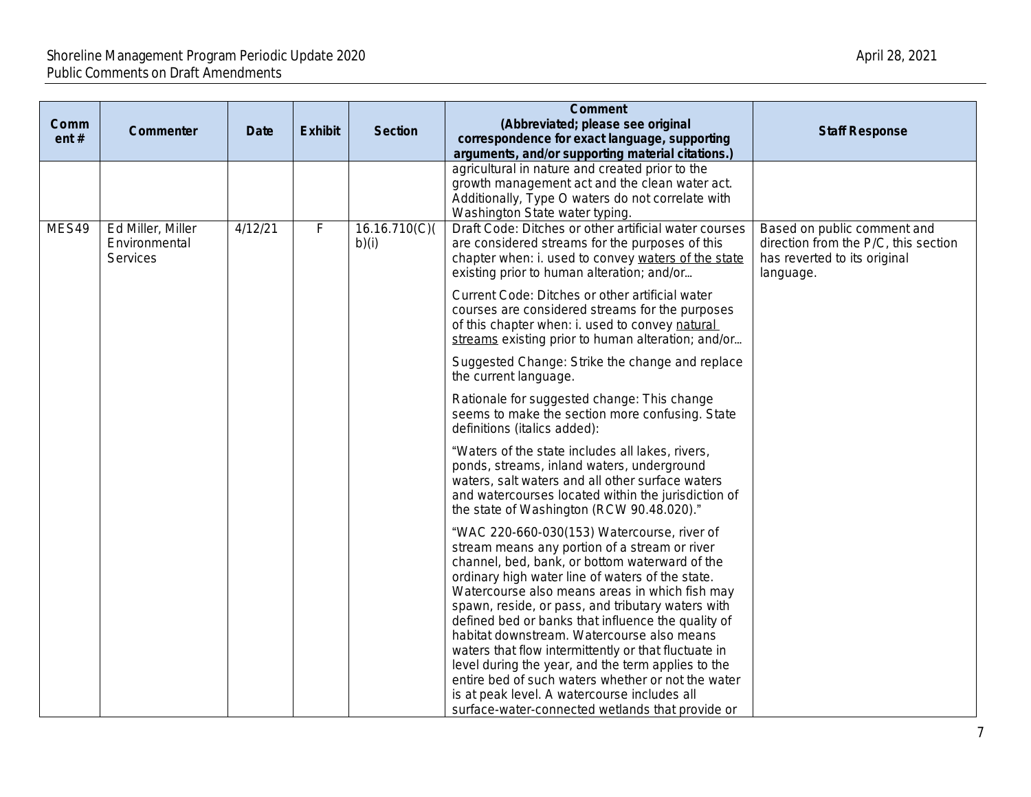| Comment # | Commenter | Date | Exhibit | Section | Comment (Abbreviated; please see original correspondence for exact language, supporting arguments, and/or supporting material citations.) | Staff Response |
|---|---|---|---|---|---|---|
| | | | | | agricultural in nature and created prior to the growth management act and the clean water act. Additionally, Type O waters do not correlate with Washington State water typing. | |
| MES49 | Ed Miller, Miller Environmental Services | 4/12/21 | F | 16.16.710(C)(b)(i) | Draft Code: Ditches or other artificial water courses are considered streams for the purposes of this chapter when: i. used to convey <u>waters of the state</u> existing prior to human alteration; and/or…<br><br>Current Code: Ditches or other artificial water courses are considered streams for the purposes of this chapter when: i. used to convey <u>natural streams</u> existing prior to human alteration; and/or…<br><br>Suggested Change: Strike the change and replace the current language.<br><br>Rationale for suggested change: This change seems to make the section more confusing. State definitions (italics added):<br><br>"Waters of the state includes all lakes, rivers, ponds, streams, inland waters, underground waters, salt waters and all other surface waters and watercourses located within the jurisdiction of the state of Washington (RCW 90.48.020)."<br><br>"WAC 220-660-030(153) Watercourse, river of stream means any portion of a stream or river channel, bed, bank, or bottom waterward of the ordinary high water line of waters of the state. Watercourse also means areas in which fish may spawn, reside, or pass, and tributary waters with defined bed or banks that influence the quality of habitat downstream. Watercourse also means waters that flow intermittently or that fluctuate in level during the year, and the term applies to the entire bed of such waters whether or not the water is at peak level. A watercourse includes all surface-water-connected wetlands that provide or | Based on public comment and direction from the P/C, this section has reverted to its original language. |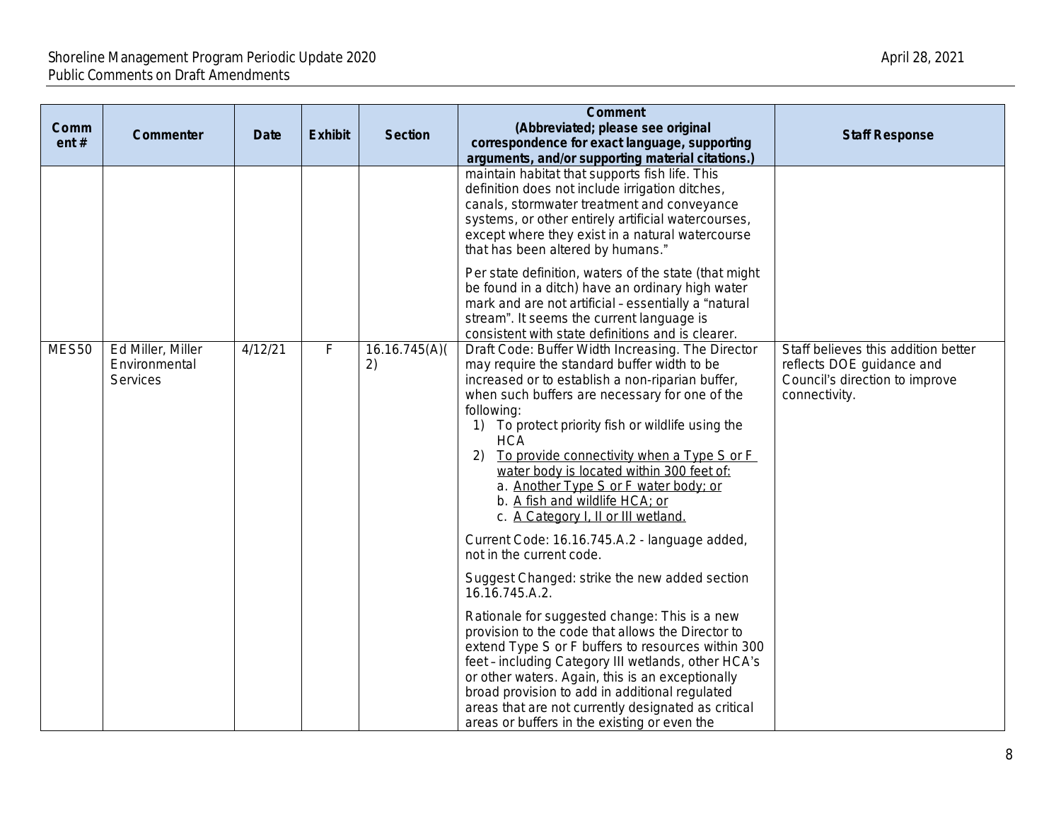| Comment # | Commenter | Date | Exhibit | Section | Comment (Abbreviated; please see original correspondence for exact language, supporting arguments, and/or supporting material citations.) | Staff Response |
|---|---|---|---|---|---|---|
| | | | | | maintain habitat that supports fish life. This definition does not include irrigation ditches, canals, stormwater treatment and conveyance systems, or other entirely artificial watercourses, except where they exist in a natural watercourse that has been altered by humans."<br><br>Per state definition, waters of the state (that might be found in a ditch) have an ordinary high water mark and are not artificial – essentially a "natural stream". It seems the current language is consistent with state definitions and is clearer. | |
| MES50 | Ed Miller, Miller Environmental Services | 4/12/21 | F | 16.16.745(A)(2) | Draft Code: Buffer Width Increasing. The Director may require the standard buffer width to be increased or to establish a non-riparian buffer, when such buffers are necessary for one of the following:<br>1) To protect priority fish or wildlife using the HCA<br>2) To provide connectivity when a Type S or F water body is located within 300 feet of:<br>a. Another Type S or F water body; or<br>b. A fish and wildlife HCA; or<br>c. A Category I, II or III wetland.<br><br>Current Code: 16.16.745.A.2 - language added, not in the current code.<br><br>Suggest Changed: strike the new added section 16.16.745.A.2.<br><br>Rationale for suggested change: This is a new provision to the code that allows the Director to extend Type S or F buffers to resources within 300 feet – including Category III wetlands, other HCA's or other waters. Again, this is an exceptionally broad provision to add in additional regulated areas that are not currently designated as critical areas or buffers in the existing or even the | Staff believes this addition better reflects DOE guidance and Council's direction to improve connectivity. |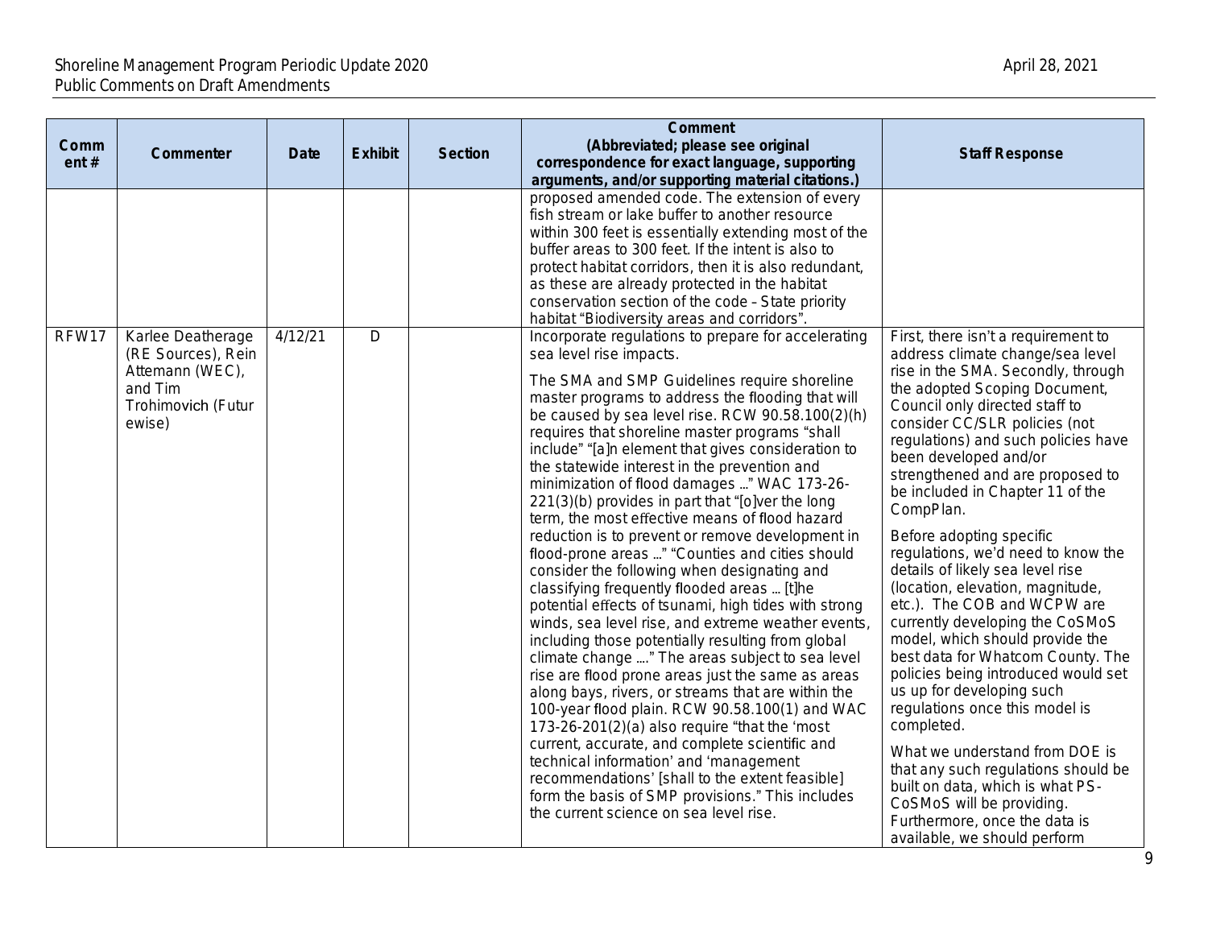| Comment # | Commenter | Date | Exhibit | Section | Comment (Abbreviated; please see original correspondence for exact language, supporting arguments, and/or supporting material citations.) | Staff Response |
|---|---|---|---|---|---|---|
| | | | | | proposed amended code. The extension of every fish stream or lake buffer to another resource within 300 feet is essentially extending most of the buffer areas to 300 feet. If the intent is also to protect habitat corridors, then it is also redundant, as these are already protected in the habitat conservation section of the code – State priority habitat "Biodiversity areas and corridors". | |
| RFW17 | Karlee Deatherage (RE Sources), Rein Attemann (WEC), and Tim Trohimovich (Futurewise) | 4/12/21 | D | | Incorporate regulations to prepare for accelerating sea level rise impacts.<br><br>The SMA and SMP Guidelines require shoreline master programs to address the flooding that will be caused by sea level rise. RCW 90.58.100(2)(h) requires that shoreline master programs "shall include" "[a]n element that gives consideration to the statewide interest in the prevention and minimization of flood damages ..." WAC 173-26-221(3)(b) provides in part that "[o]ver the long term, the most effective means of flood hazard reduction is to prevent or remove development in flood-prone areas ..." "Counties and cities should consider the following when designating and classifying frequently flooded areas ... [t]he potential effects of tsunami, high tides with strong winds, sea level rise, and extreme weather events, including those potentially resulting from global climate change ...." The areas subject to sea level rise are flood prone areas just the same as areas along bays, rivers, or streams that are within the 100-year flood plain. RCW 90.58.100(1) and WAC 173-26-201(2)(a) also require "that the 'most current, accurate, and complete scientific and technical information' and 'management recommendations' [shall to the extent feasible] form the basis of SMP provisions." This includes the current science on sea level rise. | First, there isn't a requirement to address climate change/sea level rise in the SMA. Secondly, through the adopted Scoping Document, Council only directed staff to consider CC/SLR policies (not regulations) and such policies have been developed and/or strengthened and are proposed to be included in Chapter 11 of the CompPlan.<br><br>Before adopting specific regulations, we'd need to know the details of likely sea level rise (location, elevation, magnitude, etc.). The COB and WCPW are currently developing the CoSMoS model, which should provide the best data for Whatcom County. The policies being introduced would set us up for developing such regulations once this model is completed.<br><br>What we understand from DOE is that any such regulations should be built on data, which is what PS-CoSMoS will be providing. Furthermore, once the data is available, we should perform |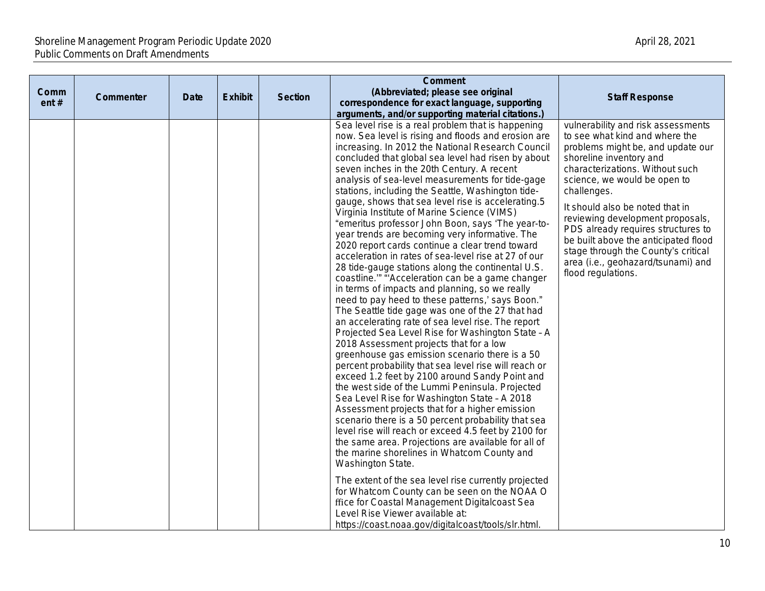| Comment # | Commenter | Date | Exhibit | Section | Comment (Abbreviated; please see original correspondence for exact language, supporting arguments, and/or supporting material citations.) | Staff Response |
|---|---|---|---|---|---|---|
| | | | | | Sea level rise is a real problem that is happening now. Sea level is rising and floods and erosion are increasing. In 2012 the National Research Council concluded that global sea level had risen by about seven inches in the 20th Century. A recent analysis of sea-level measurements for tide-gage stations, including the Seattle, Washington tide-gauge, shows that sea level rise is accelerating.5 Virginia Institute of Marine Science (VIMS) "emeritus professor John Boon, says 'The year-to-year trends are becoming very informative. The 2020 report cards continue a clear trend toward acceleration in rates of sea-level rise at 27 of our 28 tide-gauge stations along the continental U.S. coastline.'" "'Acceleration can be a game changer in terms of impacts and planning, so we really need to pay heed to these patterns,' says Boon." The Seattle tide gage was one of the 27 that had an accelerating rate of sea level rise. The report Projected Sea Level Rise for Washington State – A 2018 Assessment projects that for a low greenhouse gas emission scenario there is a 50 percent probability that sea level rise will reach or exceed 1.2 feet by 2100 around Sandy Point and the west side of the Lummi Peninsula. Projected Sea Level Rise for Washington State – A 2018 Assessment projects that for a higher emission scenario there is a 50 percent probability that sea level rise will reach or exceed 4.5 feet by 2100 for the same area. Projections are available for all of the marine shorelines in Whatcom County and Washington State.<br><br>The extent of the sea level rise currently projected for Whatcom County can be seen on the NOAA O ffice for Coastal Management Digitalcoast Sea Level Rise Viewer available at: https://coast.noaa.gov/digitalcoast/tools/slr.html. | vulnerability and risk assessments to see what kind and where the problems might be, and update our shoreline inventory and characterizations. Without such science, we would be open to challenges.<br><br>It should also be noted that in reviewing development proposals, PDS already requires structures to be built above the anticipated flood stage through the County's critical area (i.e., geohazard/tsunami) and flood regulations. |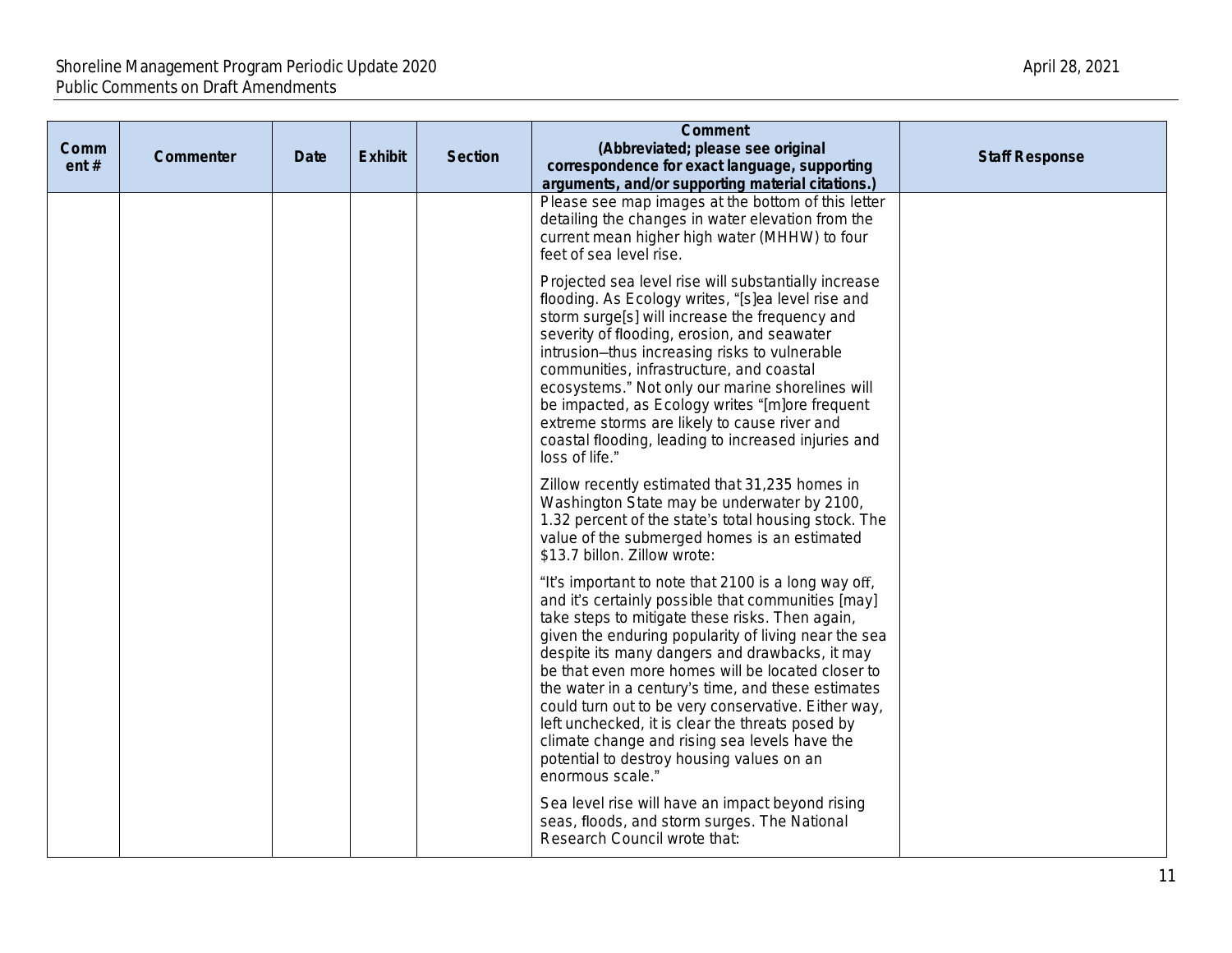| Comment # | Commenter | Date | Exhibit | Section | Comment (Abbreviated; please see original correspondence for exact language, supporting arguments, and/or supporting material citations.) | Staff Response |
|---|---|---|---|---|---|---|
| | | | | | Please see map images at the bottom of this letter detailing the changes in water elevation from the current mean higher high water (MHHW) to four feet of sea level rise.<br><br>Projected sea level rise will substantially increase flooding. As Ecology writes, "[s]ea level rise and storm surge[s] will increase the frequency and severity of flooding, erosion, and seawater intrusion—thus increasing risks to vulnerable communities, infrastructure, and coastal ecosystems." Not only our marine shorelines will be impacted, as Ecology writes "[m]ore frequent extreme storms are likely to cause river and coastal flooding, leading to increased injuries and loss of life."<br><br>Zillow recently estimated that 31,235 homes in Washington State may be underwater by 2100, 1.32 percent of the state's total housing stock. The value of the submerged homes is an estimated $13.7 billon. Zillow wrote:<br><br>"It's important to note that 2100 is a long way off, and it's certainly possible that communities [may] take steps to mitigate these risks. Then again, given the enduring popularity of living near the sea despite its many dangers and drawbacks, it may be that even more homes will be located closer to the water in a century's time, and these estimates could turn out to be very conservative. Either way, left unchecked, it is clear the threats posed by climate change and rising sea levels have the potential to destroy housing values on an enormous scale."<br><br>Sea level rise will have an impact beyond rising seas, floods, and storm surges. The National Research Council wrote that: | |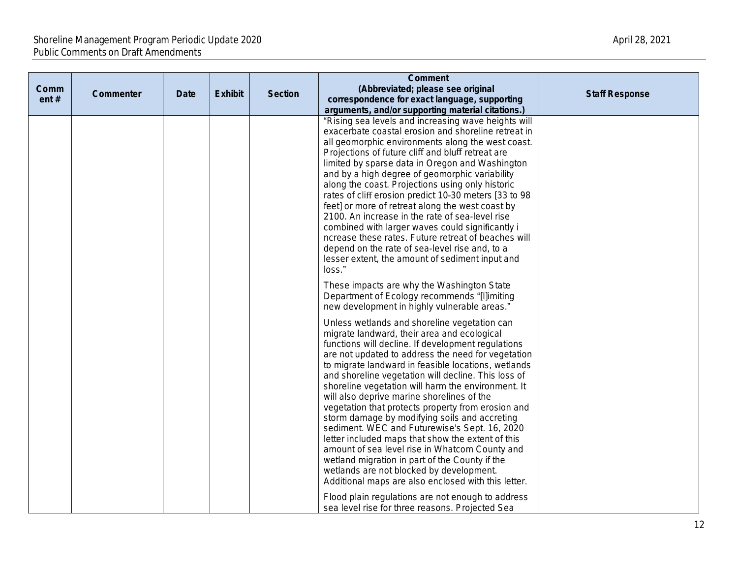| Comment # | Commenter | Date | Exhibit | Section | Comment (Abbreviated; please see original correspondence for exact language, supporting arguments, and/or supporting material citations.) | Staff Response |
|---|---|---|---|---|---|---|
| | | | | | "Rising sea levels and increasing wave heights will exacerbate coastal erosion and shoreline retreat in all geomorphic environments along the west coast. Projections of future cliff and bluff retreat are limited by sparse data in Oregon and Washington and by a high degree of geomorphic variability along the coast. Projections using only historic rates of cliff erosion predict 10–30 meters [33 to 98 feet] or more of retreat along the west coast by 2100. An increase in the rate of sea-level rise combined with larger waves could significantly i ncrease these rates. Future retreat of beaches will depend on the rate of sea-level rise and, to a lesser extent, the amount of sediment input and loss."<br><br>These impacts are why the Washington State Department of Ecology recommends "[l]imiting new development in highly vulnerable areas."<br><br>Unless wetlands and shoreline vegetation can migrate landward, their area and ecological functions will decline. If development regulations are not updated to address the need for vegetation to migrate landward in feasible locations, wetlands and shoreline vegetation will decline. This loss of shoreline vegetation will harm the environment. It will also deprive marine shorelines of the vegetation that protects property from erosion and storm damage by modifying soils and accreting sediment. WEC and Futurewise's Sept. 16, 2020 letter included maps that show the extent of this amount of sea level rise in Whatcom County and wetland migration in part of the County if the wetlands are not blocked by development. Additional maps are also enclosed with this letter.<br><br>Flood plain regulations are not enough to address sea level rise for three reasons. Projected Sea | |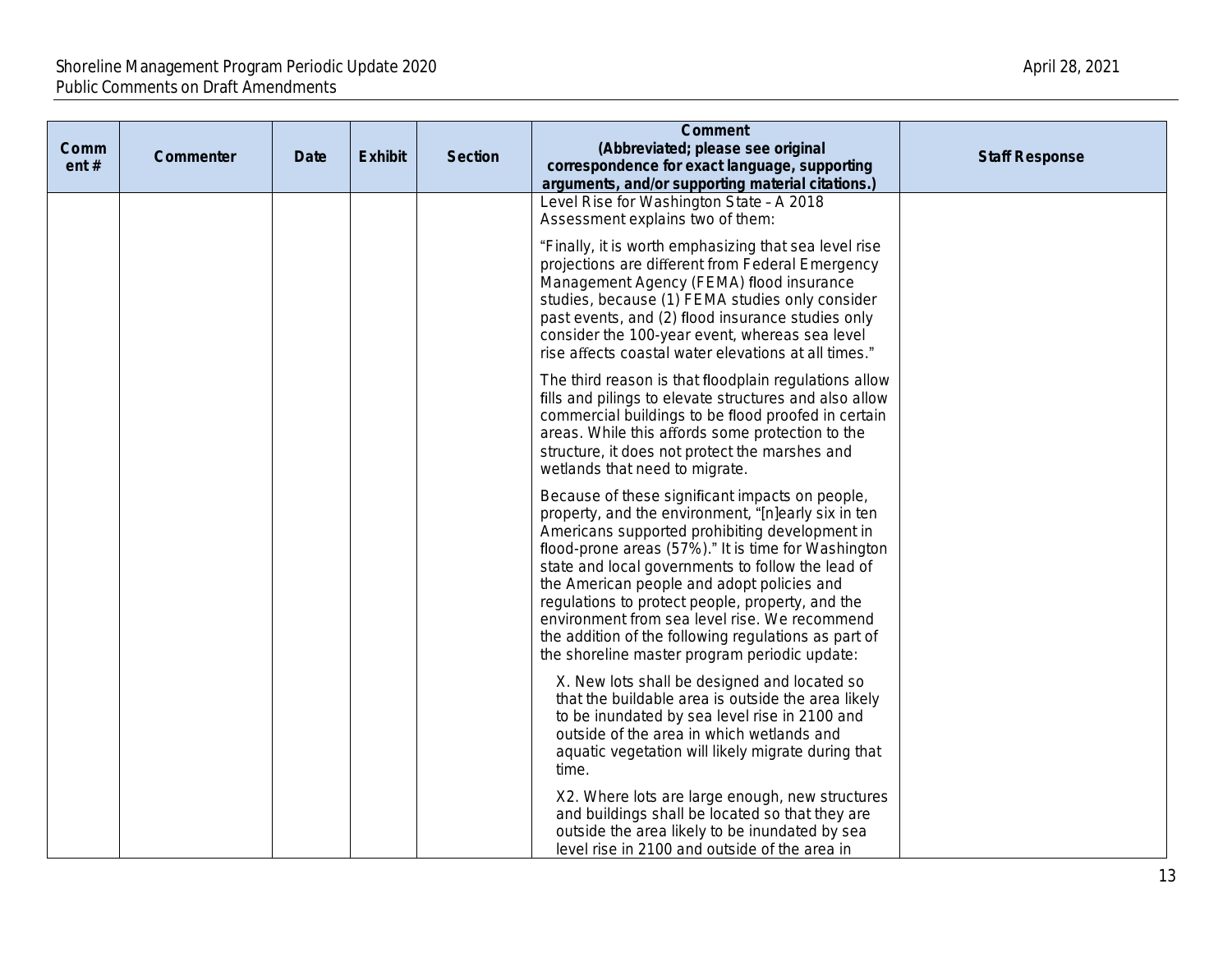| Comment # | Commenter | Date | Exhibit | Section | Comment (Abbreviated; please see original correspondence for exact language, supporting arguments, and/or supporting material citations.) | Staff Response |
|---|---|---|---|---|---|---|
| | | | | | Level Rise for Washington State – A 2018 Assessment explains two of them:<br><br>“Finally, it is worth emphasizing that sea level rise projections are different from Federal Emergency Management Agency (FEMA) flood insurance studies, because (1) FEMA studies only consider past events, and (2) flood insurance studies only consider the 100-year event, whereas sea level rise affects coastal water elevations at all times.”<br><br>The third reason is that floodplain regulations allow fills and pilings to elevate structures and also allow commercial buildings to be flood proofed in certain areas. While this affords some protection to the structure, it does not protect the marshes and wetlands that need to migrate.<br><br>Because of these significant impacts on people, property, and the environment, “[n]early six in ten Americans supported prohibiting development in flood-prone areas (57%).” It is time for Washington state and local governments to follow the lead of the American people and adopt policies and regulations to protect people, property, and the environment from sea level rise. We recommend the addition of the following regulations as part of the shoreline master program periodic update:<br><br>X. New lots shall be designed and located so that the buildable area is outside the area likely to be inundated by sea level rise in 2100 and outside of the area in which wetlands and aquatic vegetation will likely migrate during that time.<br><br>X2. Where lots are large enough, new structures and buildings shall be located so that they are outside the area likely to be inundated by sea level rise in 2100 and outside of the area in | |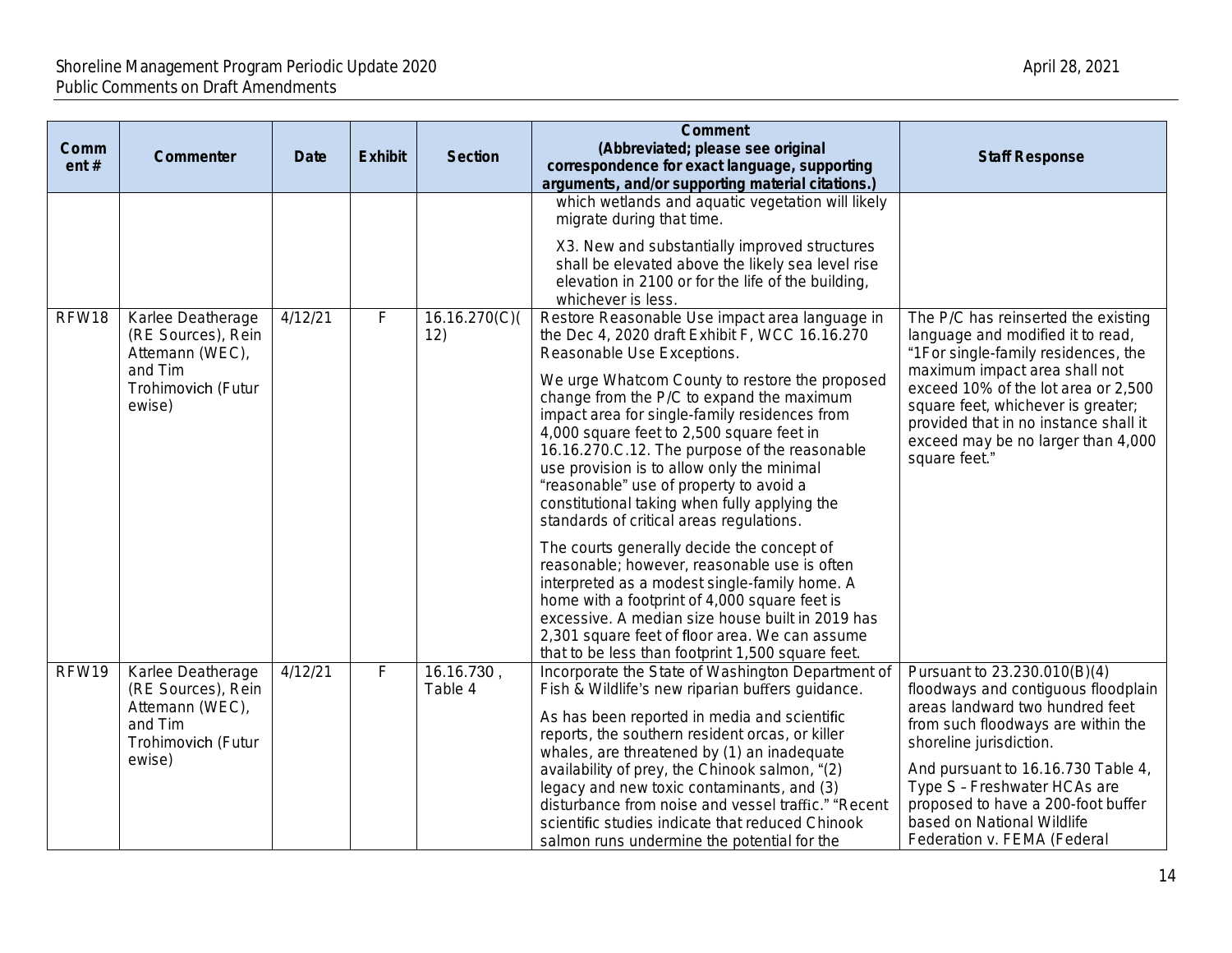| Comment # | Commenter | Date | Exhibit | Section | Comment (Abbreviated; please see original correspondence for exact language, supporting arguments, and/or supporting material citations.) | Staff Response |
|---|---|---|---|---|---|---|
| | | | | | which wetlands and aquatic vegetation will likely migrate during that time.<br><br>X3. New and substantially improved structures shall be elevated above the likely sea level rise elevation in 2100 or for the life of the building, whichever is less. | |
| RFW18 | Karlee Deatherage (RE Sources), Rein Attemann (WEC), and Tim Trohimovich (Futurewise) | 4/12/21 | F | 16.16.270(C)(12) | Restore Reasonable Use impact area language in the Dec 4, 2020 draft Exhibit F, WCC 16.16.270 Reasonable Use Exceptions.<br><br>We urge Whatcom County to restore the proposed change from the P/C to expand the maximum impact area for single-family residences from 4,000 square feet to 2,500 square feet in 16.16.270.C.12. The purpose of the reasonable use provision is to allow only the minimal "reasonable" use of property to avoid a constitutional taking when fully applying the standards of critical areas regulations.<br><br>The courts generally decide the concept of reasonable; however, reasonable use is often interpreted as a modest single-family home. A home with a footprint of 4,000 square feet is excessive. A median size house built in 2019 has 2,301 square feet of floor area. We can assume that to be less than footprint 1,500 square feet. | The P/C has reinserted the existing language and modified it to read, "1For single-family residences, the maximum impact area shall not exceed 10% of the lot area or 2,500 square feet, whichever is greater; provided that in no instance shall it exceed may be no larger than 4,000 square feet." |
| RFW19 | Karlee Deatherage (RE Sources), Rein Attemann (WEC), and Tim Trohimovich (Futurewise) | 4/12/21 | F | 16.16.730, Table 4 | Incorporate the State of Washington Department of Fish & Wildlife's new riparian buffers guidance.<br><br>As has been reported in media and scientific reports, the southern resident orcas, or killer whales, are threatened by (1) an inadequate availability of prey, the Chinook salmon, "(2) legacy and new toxic contaminants, and (3) disturbance from noise and vessel traffic." "Recent scientific studies indicate that reduced Chinook salmon runs undermine the potential for the | Pursuant to 23.230.010(B)(4) floodways and contiguous floodplain areas landward two hundred feet from such floodways are within the shoreline jurisdiction.<br><br>And pursuant to 16.16.730 Table 4, Type S – Freshwater HCAs are proposed to have a 200-foot buffer based on National Wildlife Federation v. FEMA (Federal |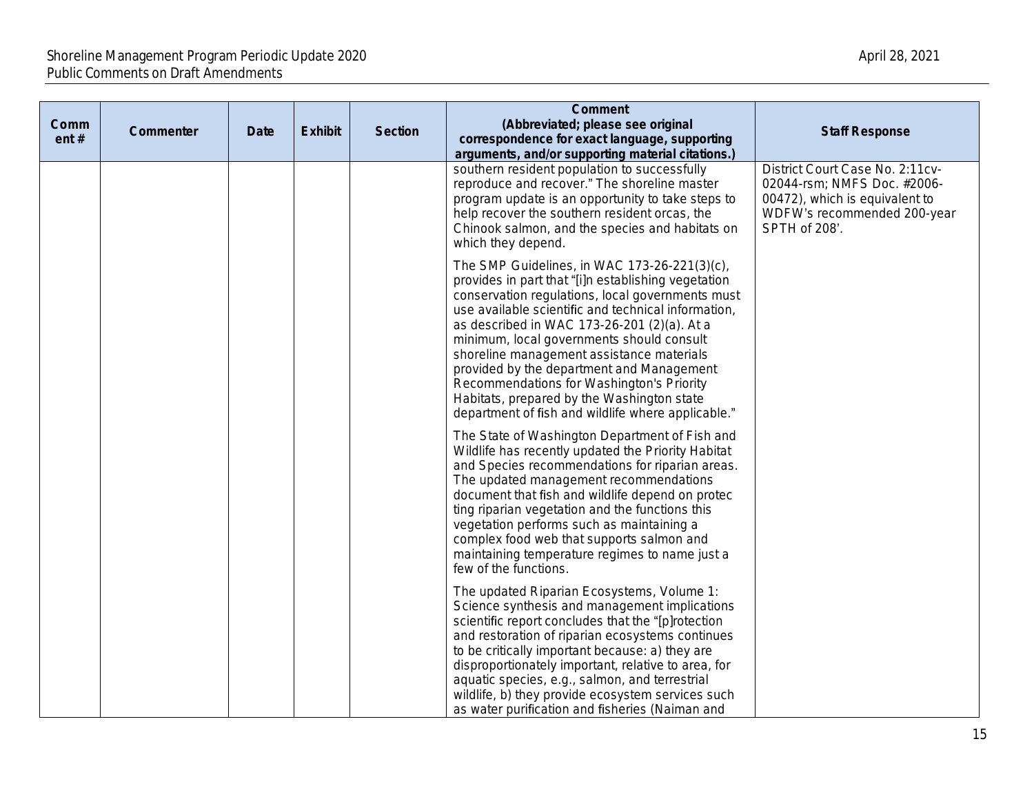| Comment # | Commenter | Date | Exhibit | Section | Comment (Abbreviated; please see original correspondence for exact language, supporting arguments, and/or supporting material citations.) | Staff Response |
|---|---|---|---|---|---|---|
| | | | | | southern resident population to successfully reproduce and recover." The shoreline master program update is an opportunity to take steps to help recover the southern resident orcas, the Chinook salmon, and the species and habitats on which they depend.<br><br>The SMP Guidelines, in WAC 173-26-221(3)(c), provides in part that "[i]n establishing vegetation conservation regulations, local governments must use available scientific and technical information, as described in WAC 173-26-201 (2)(a). At a minimum, local governments should consult shoreline management assistance materials provided by the department and Management Recommendations for Washington's Priority Habitats, prepared by the Washington state department of fish and wildlife where applicable."<br><br>The State of Washington Department of Fish and Wildlife has recently updated the Priority Habitat and Species recommendations for riparian areas. The updated management recommendations document that fish and wildlife depend on protec ting riparian vegetation and the functions this vegetation performs such as maintaining a complex food web that supports salmon and maintaining temperature regimes to name just a few of the functions.<br><br>The updated Riparian Ecosystems, Volume 1: Science synthesis and management implications scientific report concludes that the "[p]rotection and restoration of riparian ecosystems continues to be critically important because: a) they are disproportionately important, relative to area, for aquatic species, e.g., salmon, and terrestrial wildlife, b) they provide ecosystem services such as water purification and fisheries (Naiman and | District Court Case No. 2:11cv-02044-rsm; NMFS Doc. #2006-00472), which is equivalent to WDFW's recommended 200-year SPTH of 208'. |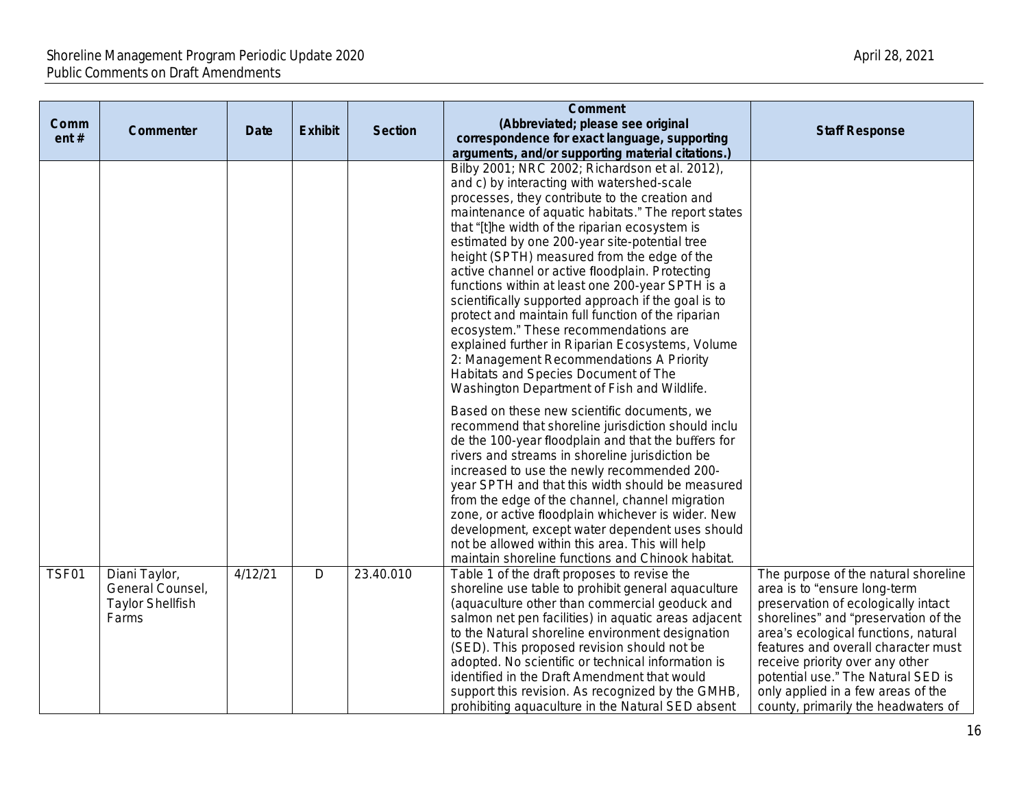| Comment # | Commenter | Date | Exhibit | Section | Comment (Abbreviated; please see original correspondence for exact language, supporting arguments, and/or supporting material citations.) | Staff Response |
|---|---|---|---|---|---|---|
| | | | | | Bilby 2001; NRC 2002; Richardson et al. 2012), and c) by interacting with watershed-scale processes, they contribute to the creation and maintenance of aquatic habitats." The report states that "[t]he width of the riparian ecosystem is estimated by one 200-year site-potential tree height (SPTH) measured from the edge of the active channel or active floodplain. Protecting functions within at least one 200-year SPTH is a scientifically supported approach if the goal is to protect and maintain full function of the riparian ecosystem." These recommendations are explained further in Riparian Ecosystems, Volume 2: Management Recommendations A Priority Habitats and Species Document of The Washington Department of Fish and Wildlife.<br><br>Based on these new scientific documents, we recommend that shoreline jurisdiction should inclu de the 100-year floodplain and that the buffers for rivers and streams in shoreline jurisdiction be increased to use the newly recommended 200-year SPTH and that this width should be measured from the edge of the channel, channel migration zone, or active floodplain whichever is wider. New development, except water dependent uses should not be allowed within this area. This will help maintain shoreline functions and Chinook habitat. | |
| TSF01 | Diani Taylor, General Counsel, Taylor Shellfish Farms | 4/12/21 | D | 23.40.010 | Table 1 of the draft proposes to revise the shoreline use table to prohibit general aquaculture (aquaculture other than commercial geoduck and salmon net pen facilities) in aquatic areas adjacent to the Natural shoreline environment designation (SED). This proposed revision should not be adopted. No scientific or technical information is identified in the Draft Amendment that would support this revision. As recognized by the GMHB, prohibiting aquaculture in the Natural SED absent | The purpose of the natural shoreline area is to "ensure long-term preservation of ecologically intact shorelines" and "preservation of the area's ecological functions, natural features and overall character must receive priority over any other potential use." The Natural SED is only applied in a few areas of the county, primarily the headwaters of |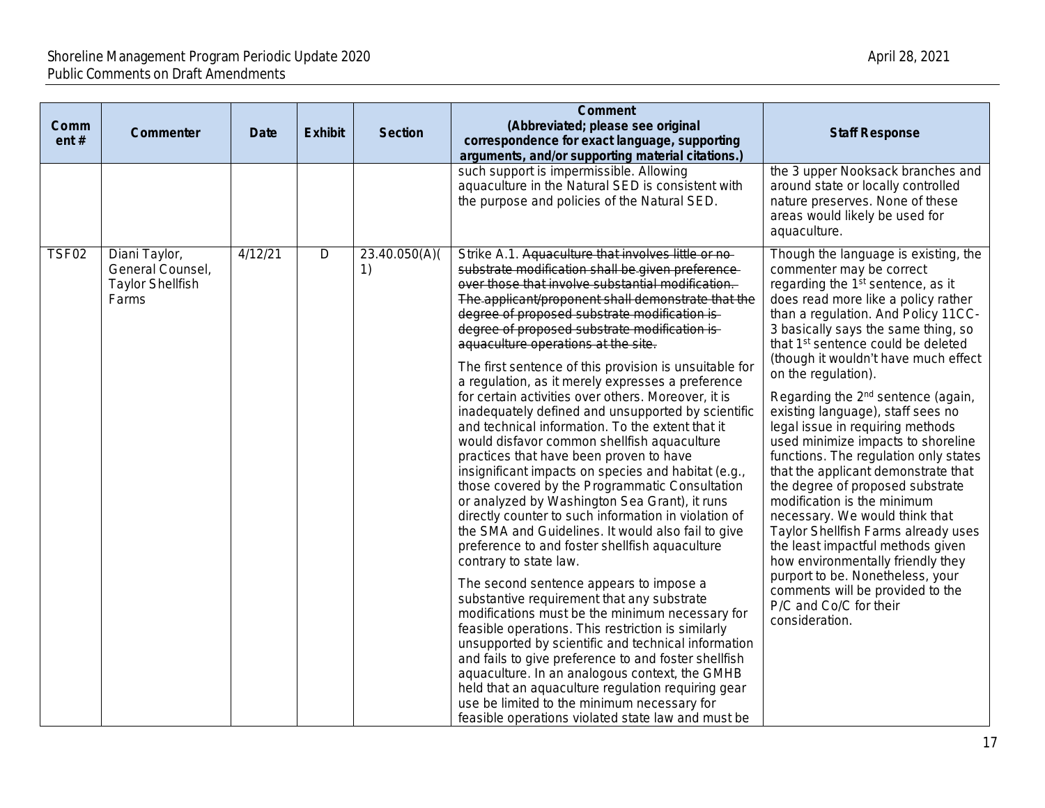| Comment # | Commenter | Date | Exhibit | Section | Comment (Abbreviated; please see original correspondence for exact language, supporting arguments, and/or supporting material citations.) | Staff Response |
|---|---|---|---|---|---|---|
| | | | | | such support is impermissible. Allowing aquaculture in the Natural SED is consistent with the purpose and policies of the Natural SED. | the 3 upper Nooksack branches and around state or locally controlled nature preserves. None of these areas would likely be used for aquaculture. |
| TSF02 | Diani Taylor, General Counsel, Taylor Shellfish Farms | 4/12/21 | D | 23.40.050(A)(1) | Strike A.1. ~~Aquaculture that involves little or no substrate modification shall be given preference over those that involve substantial modification. The applicant/proponent shall demonstrate that the degree of proposed substrate modification is degree of proposed substrate modification is aquaculture operations at the site.~~<br><br>The first sentence of this provision is unsuitable for a regulation, as it merely expresses a preference for certain activities over others. Moreover, it is inadequately defined and unsupported by scientific and technical information. To the extent that it would disfavor common shellfish aquaculture practices that have been proven to have insignificant impacts on species and habitat (e.g., those covered by the Programmatic Consultation or analyzed by Washington Sea Grant), it runs directly counter to such information in violation of the SMA and Guidelines. It would also fail to give preference to and foster shellfish aquaculture contrary to state law.<br><br>The second sentence appears to impose a substantive requirement that any substrate modifications must be the minimum necessary for feasible operations. This restriction is similarly unsupported by scientific and technical information and fails to give preference to and foster shellfish aquaculture. In an analogous context, the GMHB held that an aquaculture regulation requiring gear use be limited to the minimum necessary for feasible operations violated state law and must be | Though the language is existing, the commenter may be correct regarding the 1st sentence, as it does read more like a policy rather than a regulation. And Policy 11CC-3 basically says the same thing, so that 1st sentence could be deleted (though it wouldn't have much effect on the regulation).<br><br>Regarding the 2nd sentence (again, existing language), staff sees no legal issue in requiring methods used minimize impacts to shoreline functions. The regulation only states that the applicant demonstrate that the degree of proposed substrate modification is the minimum necessary. We would think that Taylor Shellfish Farms already uses the least impactful methods given how environmentally friendly they purport to be. Nonetheless, your comments will be provided to the P/C and Co/C for their consideration. |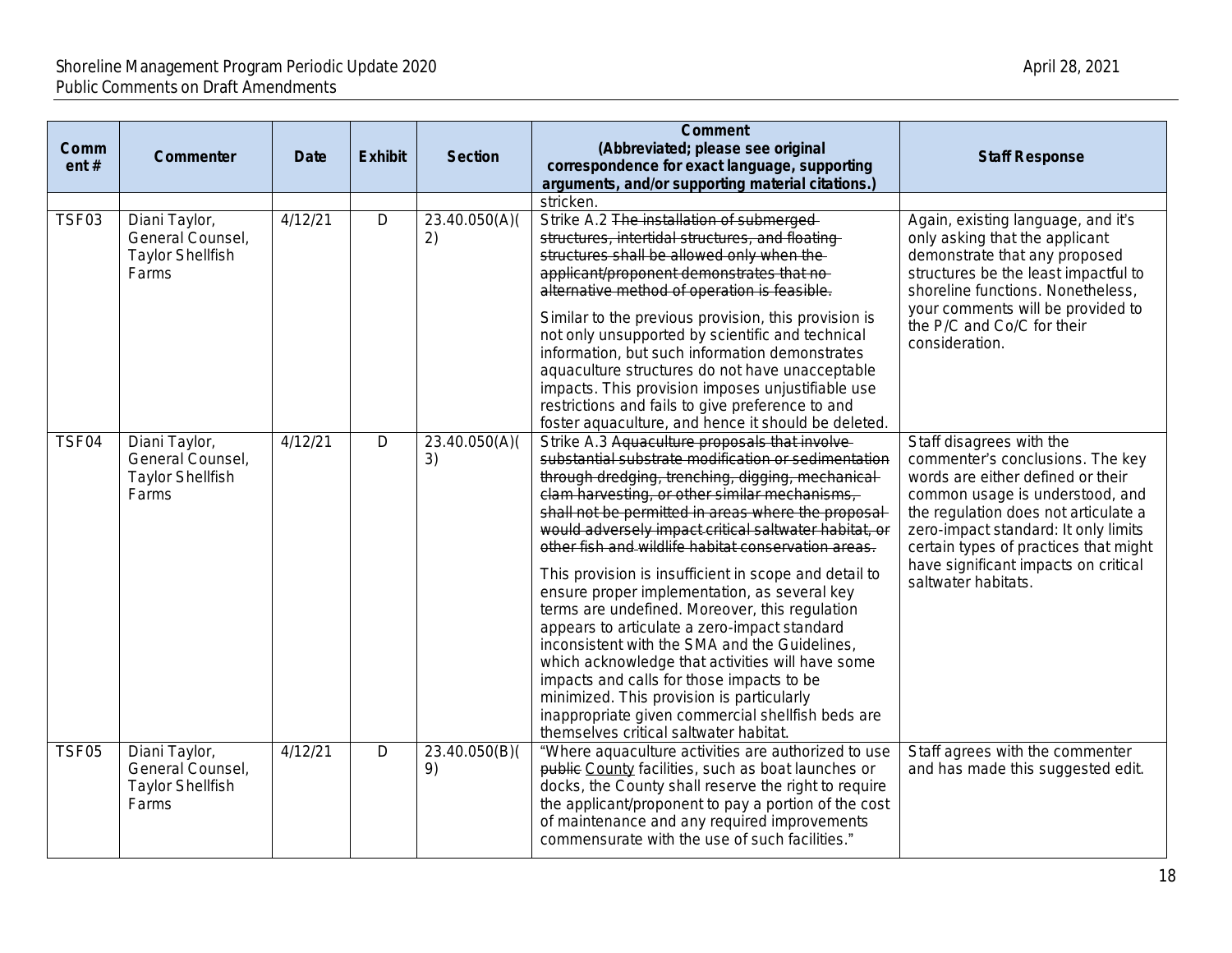| Comment # | Commenter | Date | Exhibit | Section | Comment (Abbreviated; please see original correspondence for exact language, supporting arguments, and/or supporting material citations.) | Staff Response |
|---|---|---|---|---|---|---|
| | | | | | stricken. | |
| TSF03 | Diani Taylor, General Counsel, Taylor Shellfish Farms | 4/12/21 | D | 23.40.050(A)(2) | Strike A.2 ~~The installation of submerged structures, intertidal structures, and floating structures shall be allowed only when the applicant/proponent demonstrates that no alternative method of operation is feasible.~~<br><br>Similar to the previous provision, this provision is not only unsupported by scientific and technical information, but such information demonstrates aquaculture structures do not have unacceptable impacts. This provision imposes unjustifiable use restrictions and fails to give preference to and foster aquaculture, and hence it should be deleted. | Again, existing language, and it's only asking that the applicant demonstrate that any proposed structures be the least impactful to shoreline functions. Nonetheless, your comments will be provided to the P/C and Co/C for their consideration. |
| TSF04 | Diani Taylor, General Counsel, Taylor Shellfish Farms | 4/12/21 | D | 23.40.050(A)(3) | Strike A.3 ~~Aquaculture proposals that involve substantial substrate modification or sedimentation through dredging, trenching, digging, mechanical clam harvesting, or other similar mechanisms, shall not be permitted in areas where the proposal would adversely impact critical saltwater habitat, or other fish and wildlife habitat conservation areas.~~<br><br>This provision is insufficient in scope and detail to ensure proper implementation, as several key terms are undefined. Moreover, this regulation appears to articulate a zero-impact standard inconsistent with the SMA and the Guidelines, which acknowledge that activities will have some impacts and calls for those impacts to be minimized. This provision is particularly inappropriate given commercial shellfish beds are themselves critical saltwater habitat. | Staff disagrees with the commenter's conclusions. The key words are either defined or their common usage is understood, and the regulation does not articulate a zero-impact standard: It only limits certain types of practices that might have significant impacts on critical saltwater habitats. |
| TSF05 | Diani Taylor, General Counsel, Taylor Shellfish Farms | 4/12/21 | D | 23.40.050(B)(9) | "Where aquaculture activities are authorized to use ~~public~~ <u>County</u> facilities, such as boat launches or docks, the County shall reserve the right to require the applicant/proponent to pay a portion of the cost of maintenance and any required improvements commensurate with the use of such facilities." | Staff agrees with the commenter and has made this suggested edit. |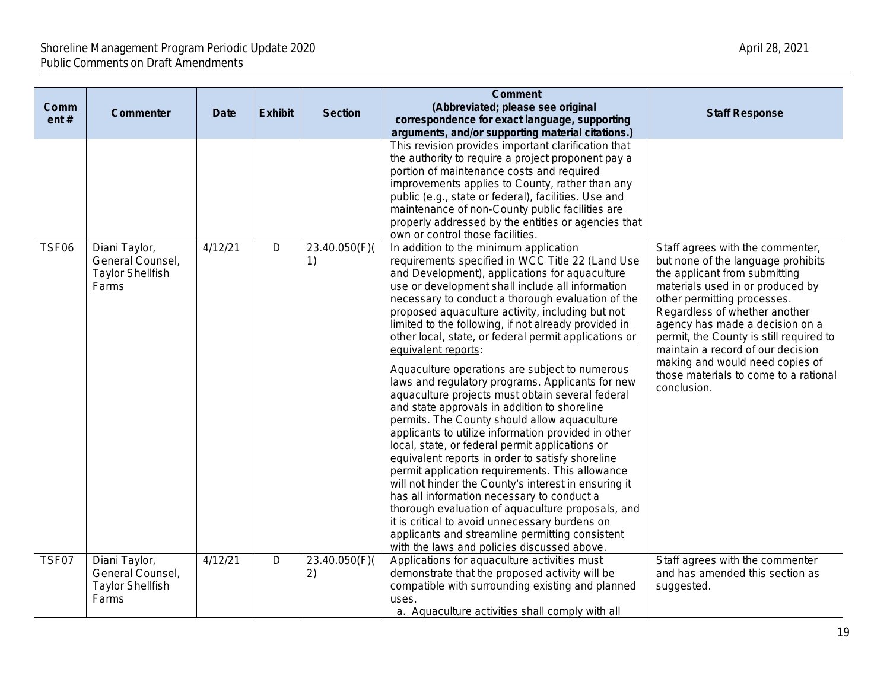| Comment # | Commenter | Date | Exhibit | Section | Comment (Abbreviated; please see original correspondence for exact language, supporting arguments, and/or supporting material citations.) | Staff Response |
|---|---|---|---|---|---|---|
| | | | | | This revision provides important clarification that the authority to require a project proponent pay a portion of maintenance costs and required improvements applies to County, rather than any public (e.g., state or federal), facilities. Use and maintenance of non-County public facilities are properly addressed by the entities or agencies that own or control those facilities. | |
| TSF06 | Diani Taylor, General Counsel, Taylor Shellfish Farms | 4/12/21 | D | 23.40.050(F)(1) | In addition to the minimum application requirements specified in WCC Title 22 (Land Use and Development), applications for aquaculture use or development shall include all information necessary to conduct a thorough evaluation of the proposed aquaculture activity, including but not limited to the following<u>, if not already provided in other local, state, or federal permit applications or equivalent reports</u>:<br><br>Aquaculture operations are subject to numerous laws and regulatory programs. Applicants for new aquaculture projects must obtain several federal and state approvals in addition to shoreline permits. The County should allow aquaculture applicants to utilize information provided in other local, state, or federal permit applications or equivalent reports in order to satisfy shoreline permit application requirements. This allowance will not hinder the County's interest in ensuring it has all information necessary to conduct a thorough evaluation of aquaculture proposals, and it is critical to avoid unnecessary burdens on applicants and streamline permitting consistent with the laws and policies discussed above. | Staff agrees with the commenter, but none of the language prohibits the applicant from submitting materials used in or produced by other permitting processes. Regardless of whether another agency has made a decision on a permit, the County is still required to maintain a record of our decision making and would need copies of those materials to come to a rational conclusion. |
| TSF07 | Diani Taylor, General Counsel, Taylor Shellfish Farms | 4/12/21 | D | 23.40.050(F)(2) | Applications for aquaculture activities must demonstrate that the proposed activity will be compatible with surrounding existing and planned uses.<br>a. Aquaculture activities shall comply with all | Staff agrees with the commenter and has amended this section as suggested. |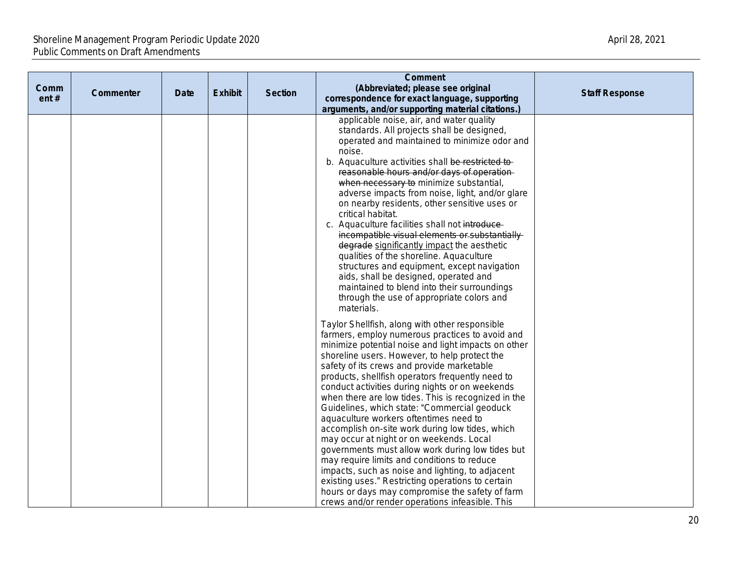| Comment # | Commenter | Date | Exhibit | Section | Comment (Abbreviated; please see original correspondence for exact language, supporting arguments, and/or supporting material citations.) | Staff Response |
|---|---|---|---|---|---|---|
| | | | | | applicable noise, air, and water quality standards. All projects shall be designed, operated and maintained to minimize odor and noise.<br>b. Aquaculture activities shall ~~be restricted to reasonable hours and/or days of operation when necessary to~~ minimize substantial, adverse impacts from noise, light, and/or glare on nearby residents, other sensitive uses or critical habitat.<br>c. Aquaculture facilities shall not ~~introduce incompatible visual elements or substantially degrade~~ <u>significantly impact</u> the aesthetic qualities of the shoreline. Aquaculture structures and equipment, except navigation aids, shall be designed, operated and maintained to blend into their surroundings through the use of appropriate colors and materials.<br><br>Taylor Shellfish, along with other responsible farmers, employ numerous practices to avoid and minimize potential noise and light impacts on other shoreline users. However, to help protect the safety of its crews and provide marketable products, shellfish operators frequently need to conduct activities during nights or on weekends when there are low tides. This is recognized in the Guidelines, which state: "Commercial geoduck aquaculture workers oftentimes need to accomplish on-site work during low tides, which may occur at night or on weekends. Local governments must allow work during low tides but may require limits and conditions to reduce impacts, such as noise and lighting, to adjacent existing uses." Restricting operations to certain hours or days may compromise the safety of farm crews and/or render operations infeasible. This | |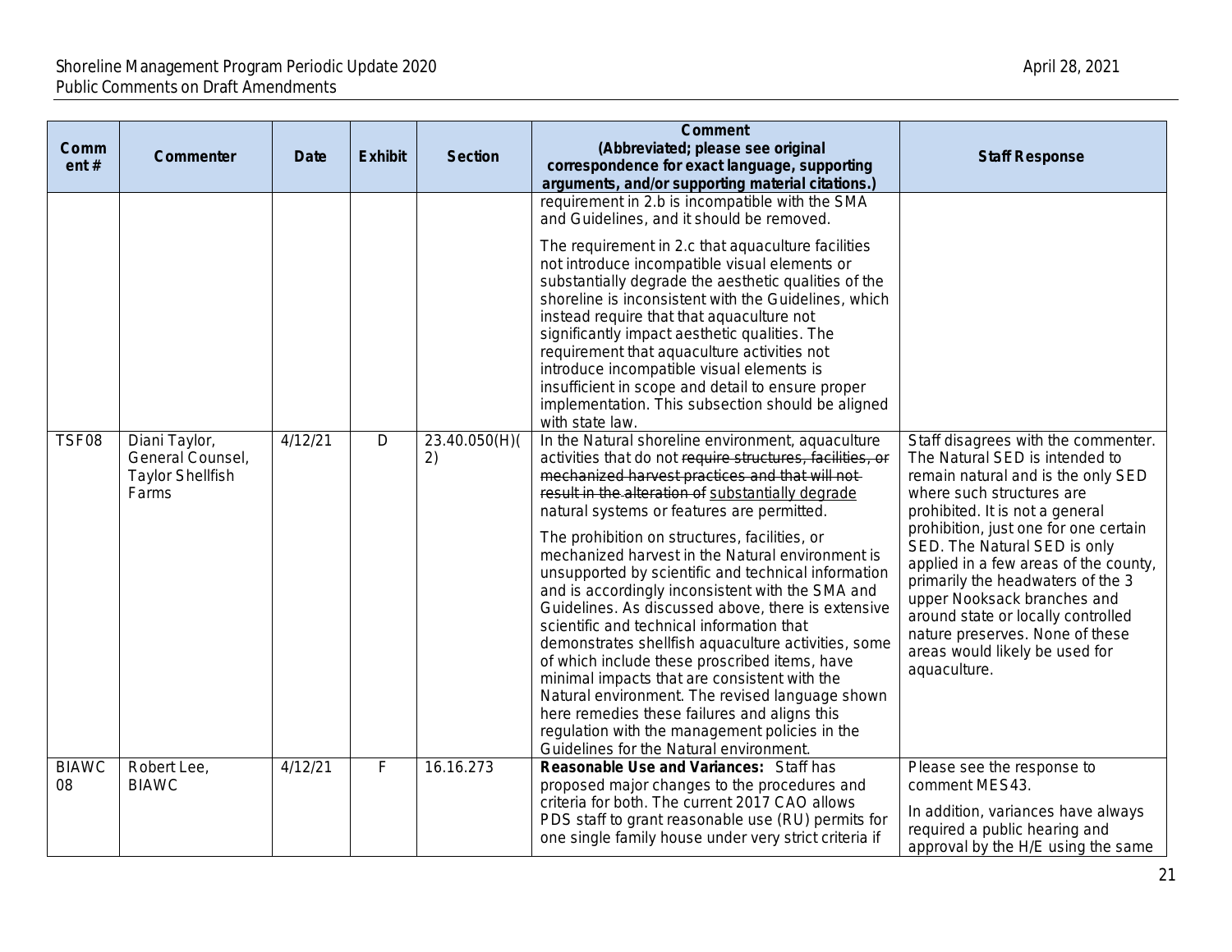| Comment # | Commenter | Date | Exhibit | Section | Comment (Abbreviated; please see original correspondence for exact language, supporting arguments, and/or supporting material citations.) | Staff Response |
|---|---|---|---|---|---|---|
| | | | | | requirement in 2.b is incompatible with the SMA and Guidelines, and it should be removed.<br><br>The requirement in 2.c that aquaculture facilities not introduce incompatible visual elements or substantially degrade the aesthetic qualities of the shoreline is inconsistent with the Guidelines, which instead require that that aquaculture not significantly impact aesthetic qualities. The requirement that aquaculture activities not introduce incompatible visual elements is insufficient in scope and detail to ensure proper implementation. This subsection should be aligned with state law. | |
| TSF08 | Diani Taylor, General Counsel, Taylor Shellfish Farms | 4/12/21 | D | 23.40.050(H)(2) | In the Natural shoreline environment, aquaculture activities that do not ~~require structures, facilities, or mechanized harvest practices and that will not result in the alteration of~~ substantially degrade natural systems or features are permitted.<br><br>The prohibition on structures, facilities, or mechanized harvest in the Natural environment is unsupported by scientific and technical information and is accordingly inconsistent with the SMA and Guidelines. As discussed above, there is extensive scientific and technical information that demonstrates shellfish aquaculture activities, some of which include these proscribed items, have minimal impacts that are consistent with the Natural environment. The revised language shown here remedies these failures and aligns this regulation with the management policies in the Guidelines for the Natural environment. | Staff disagrees with the commenter. The Natural SED is intended to remain natural and is the only SED where such structures are prohibited. It is not a general prohibition, just one for one certain SED. The Natural SED is only applied in a few areas of the county, primarily the headwaters of the 3 upper Nooksack branches and around state or locally controlled nature preserves. None of these areas would likely be used for aquaculture. |
| BIAWC 08 | Robert Lee, BIAWC | 4/12/21 | F | 16.16.273 | **Reasonable Use and Variances:** Staff has proposed major changes to the procedures and criteria for both. The current 2017 CAO allows PDS staff to grant reasonable use (RU) permits for one single family house under very strict criteria if | Please see the response to comment MES43.<br><br>In addition, variances have always required a public hearing and approval by the H/E using the same |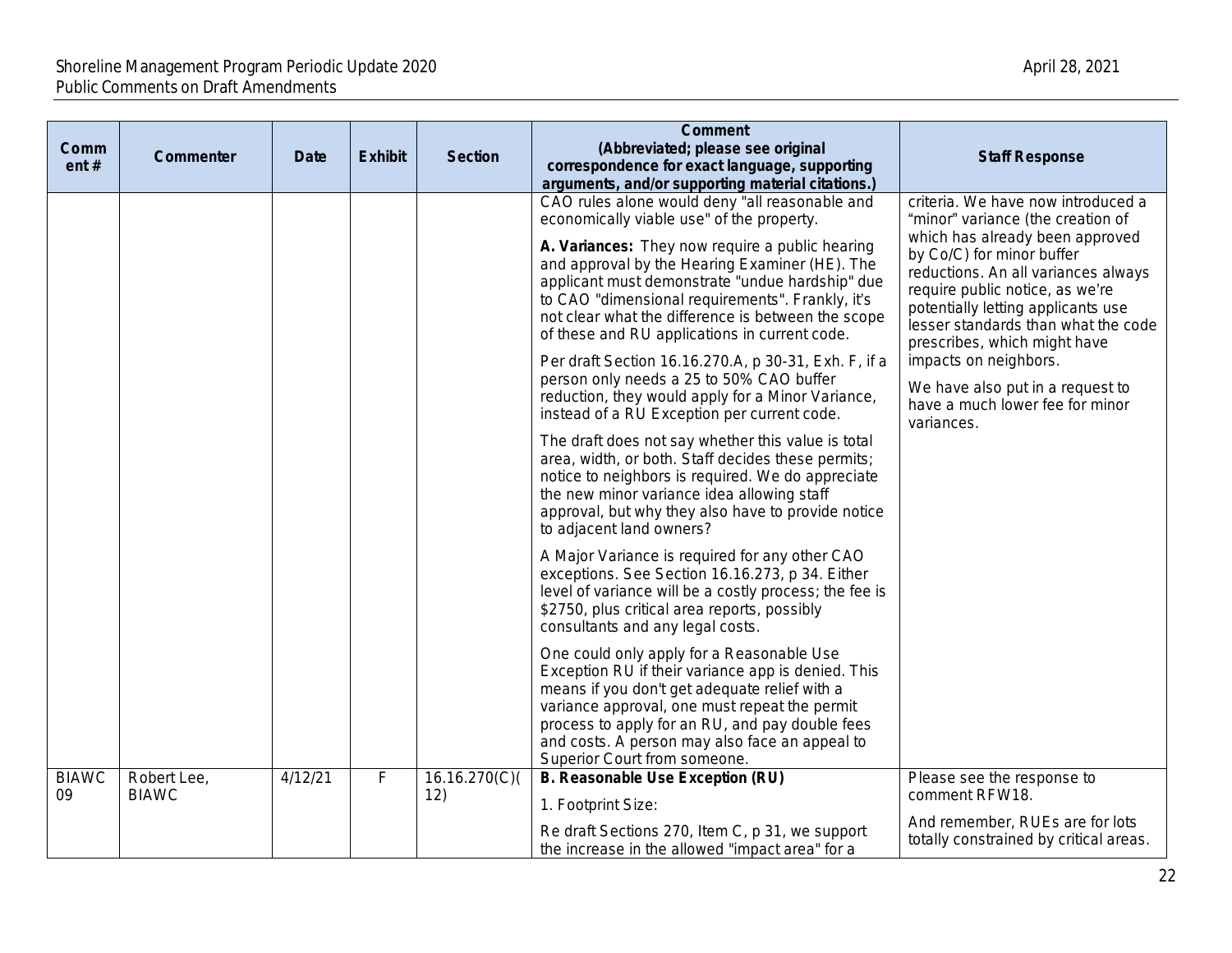| Comment # | Commenter | Date | Exhibit | Section | Comment (Abbreviated; please see original correspondence for exact language, supporting arguments, and/or supporting material citations.) | Staff Response |
|---|---|---|---|---|---|---|
| | | | | | CAO rules alone would deny "all reasonable and economically viable use" of the property.<br><br>**A. Variances:** They now require a public hearing and approval by the Hearing Examiner (HE). The applicant must demonstrate "undue hardship" due to CAO "dimensional requirements". Frankly, it's not clear what the difference is between the scope of these and RU applications in current code.<br><br>Per draft Section 16.16.270.A, p 30-31, Exh. F, if a person only needs a 25 to 50% CAO buffer reduction, they would apply for a Minor Variance, instead of a RU Exception per current code.<br><br>The draft does not say whether this value is total area, width, or both. Staff decides these permits; notice to neighbors is required. We do appreciate the new minor variance idea allowing staff approval, but why they also have to provide notice to adjacent land owners?<br><br>A Major Variance is required for any other CAO exceptions. See Section 16.16.273, p 34. Either level of variance will be a costly process; the fee is $2750, plus critical area reports, possibly consultants and any legal costs.<br><br>One could only apply for a Reasonable Use Exception RU if their variance app is denied. This means if you don't get adequate relief with a variance approval, one must repeat the permit process to apply for an RU, and pay double fees and costs. A person may also face an appeal to Superior Court from someone. | criteria. We have now introduced a "minor" variance (the creation of which has already been approved by Co/C) for minor buffer reductions. An all variances always require public notice, as we're potentially letting applicants use lesser standards than what the code prescribes, which might have impacts on neighbors.<br><br>We have also put in a request to have a much lower fee for minor variances. |
| BIAWC 09 | Robert Lee, BIAWC | 4/12/21 | F | 16.16.270(C)(12) | **B. Reasonable Use Exception (RU)**<br><br>1. Footprint Size:<br><br>Re draft Sections 270, Item C, p 31, we support the increase in the allowed "impact area" for a | Please see the response to comment RFW18.<br><br>And remember, RUEs are for lots totally constrained by critical areas. |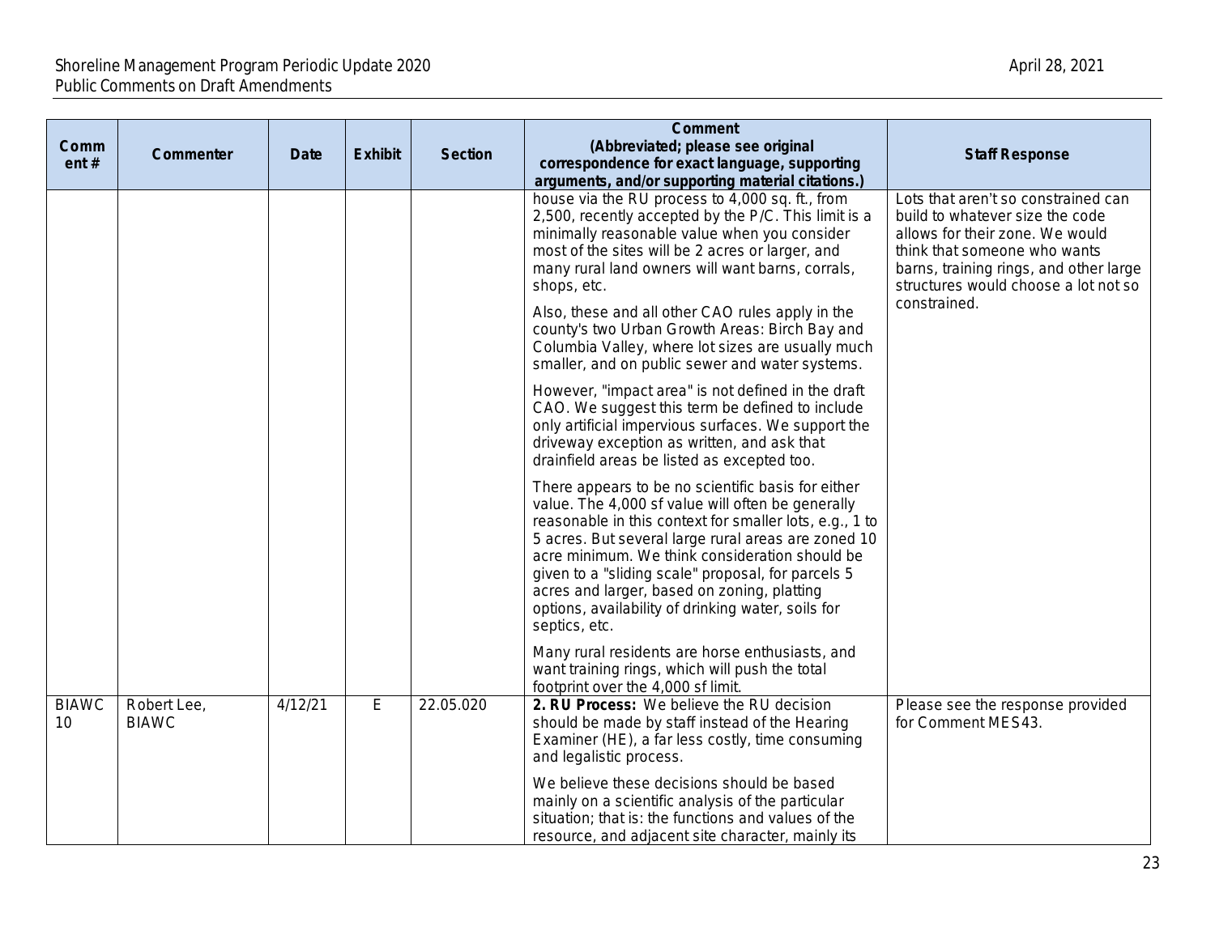| Comment # | Commenter | Date | Exhibit | Section | Comment (Abbreviated; please see original correspondence for exact language, supporting arguments, and/or supporting material citations.) | Staff Response |
|---|---|---|---|---|---|---|
| | | | | | house via the RU process to 4,000 sq. ft., from 2,500, recently accepted by the P/C. This limit is a minimally reasonable value when you consider most of the sites will be 2 acres or larger, and many rural land owners will want barns, corrals, shops, etc. <br><br> Also, these and all other CAO rules apply in the county's two Urban Growth Areas: Birch Bay and Columbia Valley, where lot sizes are usually much smaller, and on public sewer and water systems. <br><br> However, "impact area" is not defined in the draft CAO. We suggest this term be defined to include only artificial impervious surfaces. We support the driveway exception as written, and ask that drainfield areas be listed as excepted too. <br><br> There appears to be no scientific basis for either value. The 4,000 sf value will often be generally reasonable in this context for smaller lots, e.g., 1 to 5 acres. But several large rural areas are zoned 10 acre minimum. We think consideration should be given to a "sliding scale" proposal, for parcels 5 acres and larger, based on zoning, platting options, availability of drinking water, soils for septics, etc. <br><br> Many rural residents are horse enthusiasts, and want training rings, which will push the total footprint over the 4,000 sf limit. | Lots that aren't so constrained can build to whatever size the code allows for their zone. We would think that someone who wants barns, training rings, and other large structures would choose a lot not so constrained. |
| BIAWC 10 | Robert Lee, BIAWC | 4/12/21 | E | 22.05.020 | **2. RU Process:** We believe the RU decision should be made by staff instead of the Hearing Examiner (HE), a far less costly, time consuming and legalistic process. <br><br> We believe these decisions should be based mainly on a scientific analysis of the particular situation; that is: the functions and values of the resource, and adjacent site character, mainly its | Please see the response provided for Comment MES43. |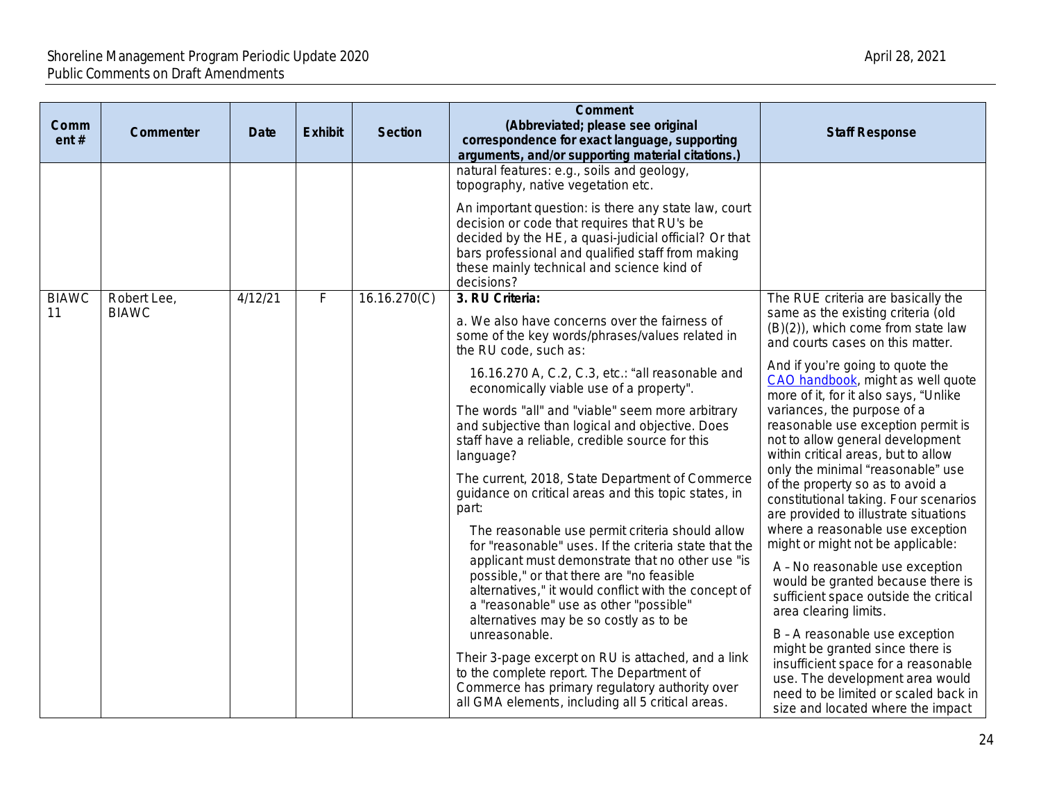| Comment # | Commenter | Date | Exhibit | Section | Comment (Abbreviated; please see original correspondence for exact language, supporting arguments, and/or supporting material citations.) | Staff Response |
|---|---|---|---|---|---|---|
| | | | | | natural features: e.g., soils and geology, topography, native vegetation etc.<br><br>An important question: is there any state law, court decision or code that requires that RU's be decided by the HE, a quasi-judicial official? Or that bars professional and qualified staff from making these mainly technical and science kind of decisions? | |
| BIAWC 11 | Robert Lee, BIAWC | 4/12/21 | F | 16.16.270(C) | **3. RU Criteria:**<br><br>a. We also have concerns over the fairness of some of the key words/phrases/values related in the RU code, such as:<br><br>16.16.270 A, C.2, C.3, etc.: "all reasonable and economically viable use of a property".<br><br>The words "all" and "viable" seem more arbitrary and subjective than logical and objective. Does staff have a reliable, credible source for this language?<br><br>The current, 2018, State Department of Commerce guidance on critical areas and this topic states, in part:<br><br>The reasonable use permit criteria should allow for "reasonable" uses. If the criteria state that the applicant must demonstrate that no other use "is possible," or that there are "no feasible alternatives," it would conflict with the concept of a "reasonable" use as other "possible" alternatives may be so costly as to be unreasonable.<br><br>Their 3-page excerpt on RU is attached, and a link to the complete report. The Department of Commerce has primary regulatory authority over all GMA elements, including all 5 critical areas. | The RUE criteria are basically the same as the existing criteria (old (B)(2)), which come from state law and courts cases on this matter.<br><br>And if you're going to quote the CAO handbook, might as well quote more of it, for it also says, "Unlike variances, the purpose of a reasonable use exception permit is not to allow general development within critical areas, but to allow only the minimal "reasonable" use of the property so as to avoid a constitutional taking. Four scenarios are provided to illustrate situations where a reasonable use exception might or might not be applicable:<br><br>A – No reasonable use exception would be granted because there is sufficient space outside the critical area clearing limits.<br><br>B – A reasonable use exception might be granted since there is insufficient space for a reasonable use. The development area would need to be limited or scaled back in size and located where the impact |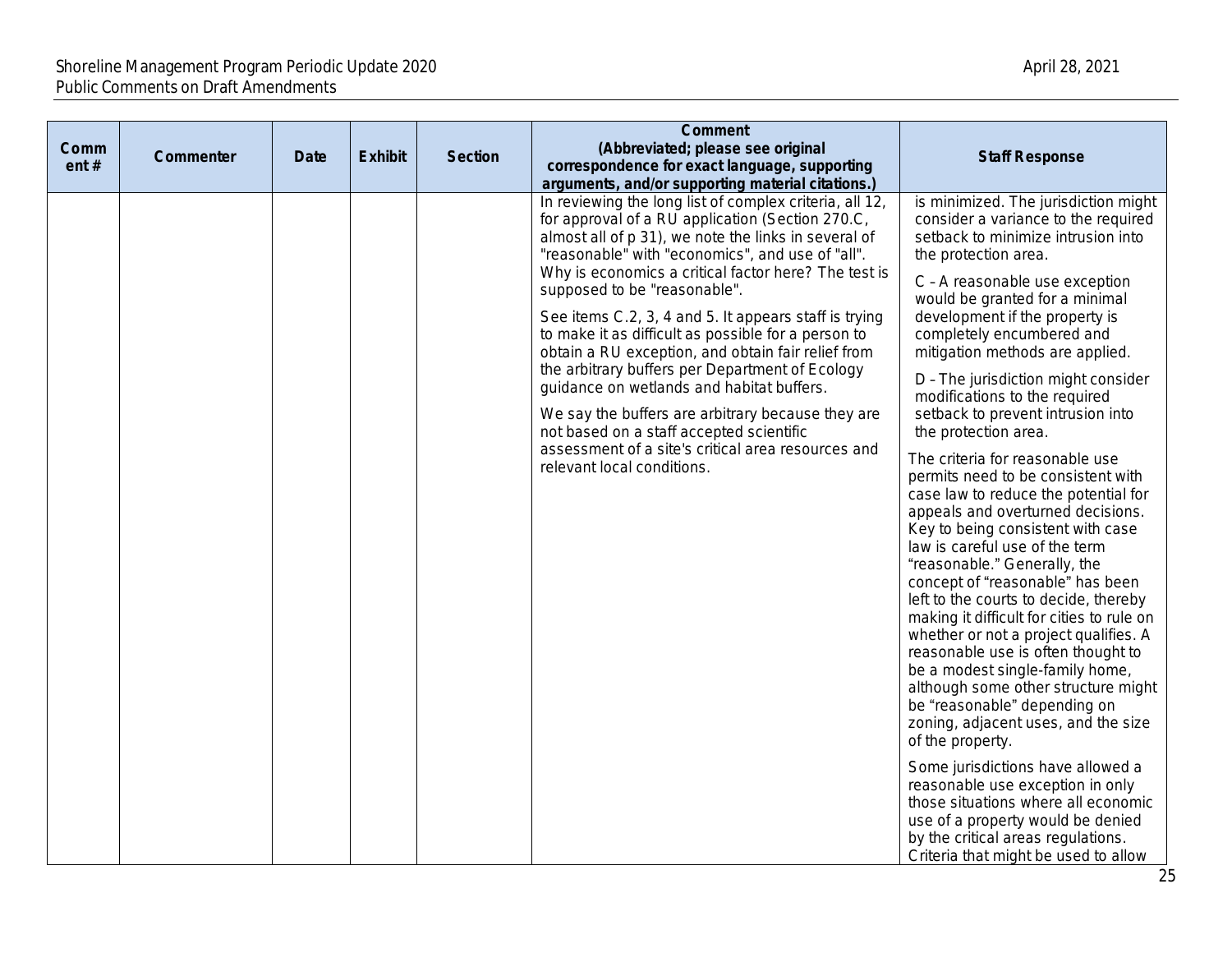| Comment # | Commenter | Date | Exhibit | Section | Comment (Abbreviated; please see original correspondence for exact language, supporting arguments, and/or supporting material citations.) | Staff Response |
|---|---|---|---|---|---|---|
| | | | | | In reviewing the long list of complex criteria, all 12, for approval of a RU application (Section 270.C, almost all of p 31), we note the links in several of "reasonable" with "economics", and use of "all". Why is economics a critical factor here? The test is supposed to be "reasonable".<br><br>See items C.2, 3, 4 and 5. It appears staff is trying to make it as difficult as possible for a person to obtain a RU exception, and obtain fair relief from the arbitrary buffers per Department of Ecology guidance on wetlands and habitat buffers.<br><br>We say the buffers are arbitrary because they are not based on a staff accepted scientific assessment of a site's critical area resources and relevant local conditions. | is minimized. The jurisdiction might consider a variance to the required setback to minimize intrusion into the protection area.<br><br>C – A reasonable use exception would be granted for a minimal development if the property is completely encumbered and mitigation methods are applied.<br><br>D – The jurisdiction might consider modifications to the required setback to prevent intrusion into the protection area.<br><br>The criteria for reasonable use permits need to be consistent with case law to reduce the potential for appeals and overturned decisions. Key to being consistent with case law is careful use of the term "reasonable." Generally, the concept of "reasonable" has been left to the courts to decide, thereby making it difficult for cities to rule on whether or not a project qualifies. A reasonable use is often thought to be a modest single-family home, although some other structure might be "reasonable" depending on zoning, adjacent uses, and the size of the property.<br><br>Some jurisdictions have allowed a reasonable use exception in only those situations where all economic use of a property would be denied by the critical areas regulations. Criteria that might be used to allow |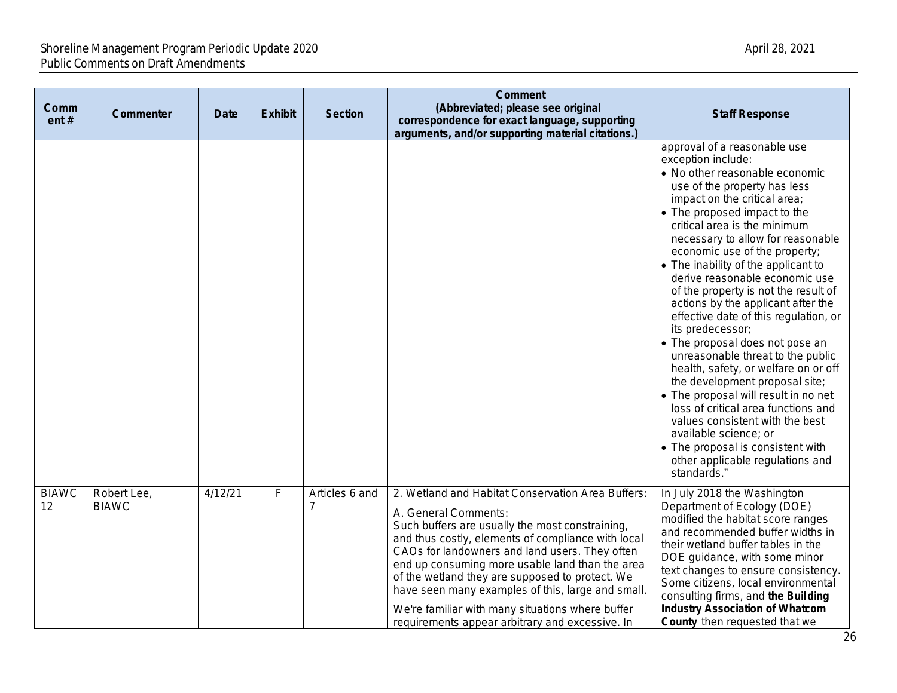| Comment # | Commenter | Date | Exhibit | Section | Comment (Abbreviated; please see original correspondence for exact language, supporting arguments, and/or supporting material citations.) | Staff Response |
|---|---|---|---|---|---|---|
| | | | | | | approval of a reasonable use exception include:<br>• No other reasonable economic use of the property has less impact on the critical area;<br>• The proposed impact to the critical area is the minimum necessary to allow for reasonable economic use of the property;<br>• The inability of the applicant to derive reasonable economic use of the property is not the result of actions by the applicant after the effective date of this regulation, or its predecessor;<br>• The proposal does not pose an unreasonable threat to the public health, safety, or welfare on or off the development proposal site;<br>• The proposal will result in no net loss of critical area functions and values consistent with the best available science; or<br>• The proposal is consistent with other applicable regulations and standards." |
| BIAWC 12 | Robert Lee, BIAWC | 4/12/21 | F | Articles 6 and 7 | 2. Wetland and Habitat Conservation Area Buffers:<br>A. General Comments:<br>Such buffers are usually the most constraining, and thus costly, elements of compliance with local CAOs for landowners and land users. They often end up consuming more usable land than the area of the wetland they are supposed to protect. We have seen many examples of this, large and small.<br>We're familiar with many situations where buffer requirements appear arbitrary and excessive. In | In July 2018 the Washington Department of Ecology (DOE) modified the habitat score ranges and recommended buffer widths in their wetland buffer tables in the DOE guidance, with some minor text changes to ensure consistency. Some citizens, local environmental consulting firms, and **the Building Industry Association of Whatcom County** then requested that we |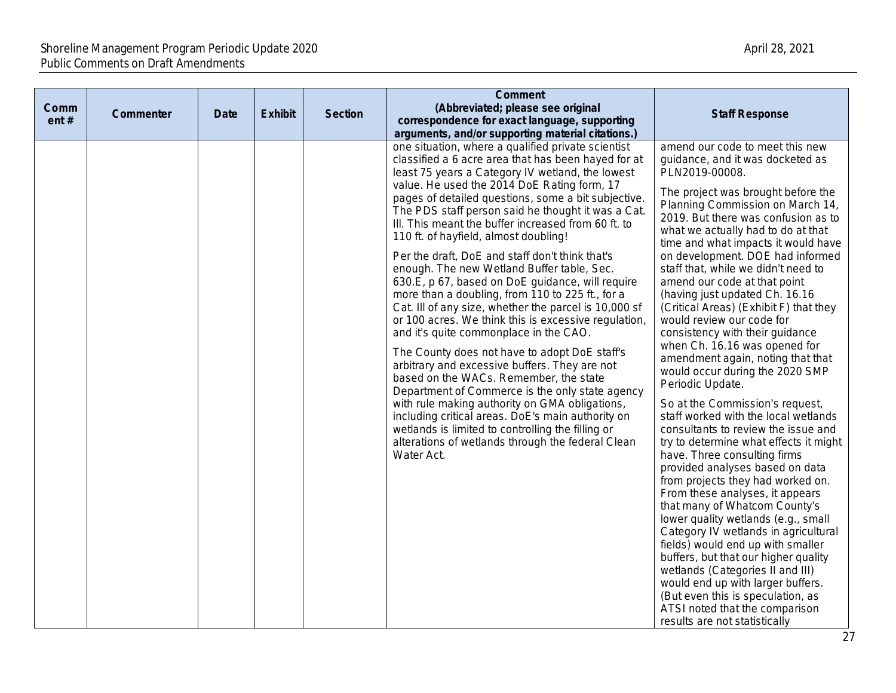| Comment # | Commenter | Date | Exhibit | Section | Comment (Abbreviated; please see original correspondence for exact language, supporting arguments, and/or supporting material citations.) | Staff Response |
|---|---|---|---|---|---|---|
| | | | | | one situation, where a qualified private scientist classified a 6 acre area that has been hayed for at least 75 years a Category IV wetland, the lowest value. He used the 2014 DoE Rating form, 17 pages of detailed questions, some a bit subjective. The PDS staff person said he thought it was a Cat. III. This meant the buffer increased from 60 ft. to 110 ft. of hayfield, almost doubling!<br><br>Per the draft, DoE and staff don't think that's enough. The new Wetland Buffer table, Sec. 630.E, p 67, based on DoE guidance, will require more than a doubling, from 110 to 225 ft., for a Cat. III of any size, whether the parcel is 10,000 sf or 100 acres. We think this is excessive regulation, and it's quite commonplace in the CAO.<br><br>The County does not have to adopt DoE staff's arbitrary and excessive buffers. They are not based on the WACs. Remember, the state Department of Commerce is the only state agency with rule making authority on GMA obligations, including critical areas. DoE's main authority on wetlands is limited to controlling the filling or alterations of wetlands through the federal Clean Water Act. | amend our code to meet this new guidance, and it was docketed as PLN2019-00008.<br><br>The project was brought before the Planning Commission on March 14, 2019. But there was confusion as to what we actually had to do at that time and what impacts it would have on development. DOE had informed staff that, while we didn't need to amend our code at that point (having just updated Ch. 16.16 (Critical Areas) (Exhibit F) that they would review our code for consistency with their guidance when Ch. 16.16 was opened for amendment again, noting that that would occur during the 2020 SMP Periodic Update.<br><br>So at the Commission's request, staff worked with the local wetlands consultants to review the issue and try to determine what effects it might have. Three consulting firms provided analyses based on data from projects they had worked on. From these analyses, it appears that many of Whatcom County's lower quality wetlands (e.g., small Category IV wetlands in agricultural fields) would end up with smaller buffers, but that our higher quality wetlands (Categories II and III) would end up with larger buffers. (But even this is speculation, as ATSI noted that the comparison results are not statistically |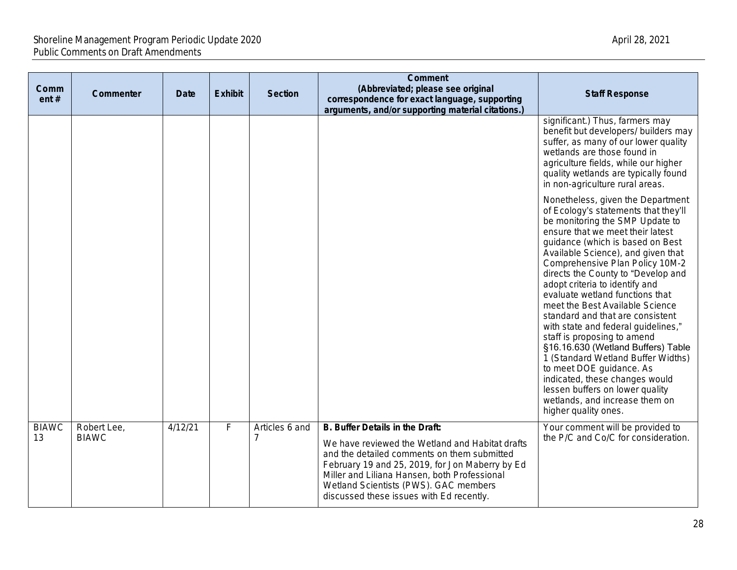| Comment # | Commenter | Date | Exhibit | Section | Comment (Abbreviated; please see original correspondence for exact language, supporting arguments, and/or supporting material citations.) | Staff Response |
|---|---|---|---|---|---|---|
| | | | | | | significant.) Thus, farmers may benefit but developers/ builders may suffer, as many of our lower quality wetlands are those found in agriculture fields, while our higher quality wetlands are typically found in non-agriculture rural areas.<br><br>Nonetheless, given the Department of Ecology's statements that they'll be monitoring the SMP Update to ensure that we meet their latest guidance (which is based on Best Available Science), and given that Comprehensive Plan Policy 10M-2 directs the County to "Develop and adopt criteria to identify and evaluate wetland functions that meet the Best Available Science standard and that are consistent with state and federal guidelines," staff is proposing to amend §16.16.630 (Wetland Buffers) Table 1 (Standard Wetland Buffer Widths) to meet DOE guidance. As indicated, these changes would lessen buffers on lower quality wetlands, and increase them on higher quality ones. |
| BIAWC 13 | Robert Lee, BIAWC | 4/12/21 | F | Articles 6 and 7 | **B. Buffer Details in the Draft:**<br><br>We have reviewed the Wetland and Habitat drafts and the detailed comments on them submitted February 19 and 25, 2019, for Jon Maberry by Ed Miller and Liliana Hansen, both Professional Wetland Scientists (PWS). GAC members discussed these issues with Ed recently. | Your comment will be provided to the P/C and Co/C for consideration. |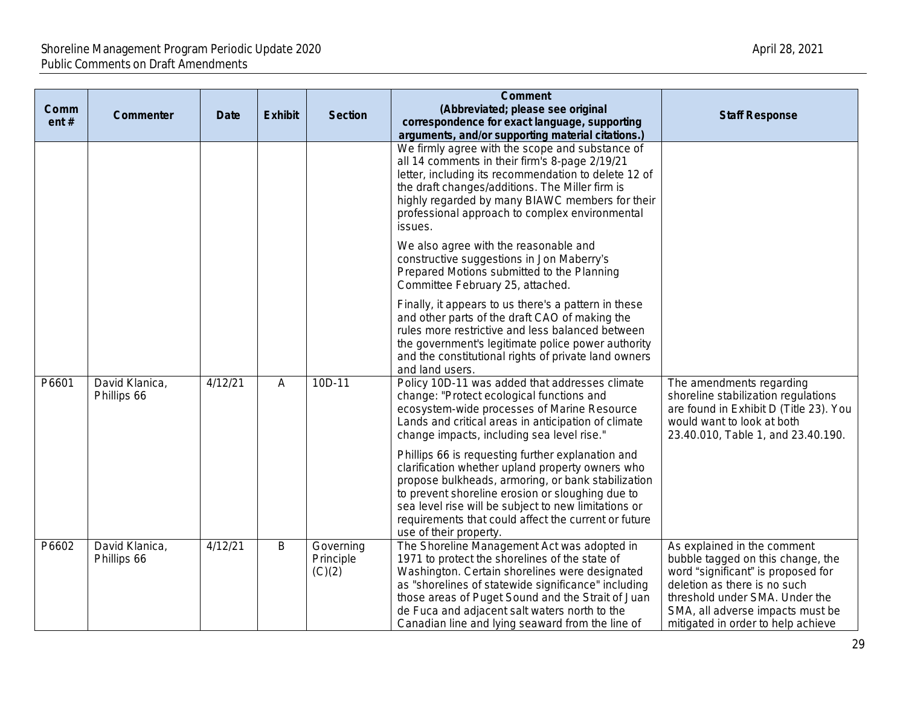| Comment # | Commenter | Date | Exhibit | Section | Comment (Abbreviated; please see original correspondence for exact language, supporting arguments, and/or supporting material citations.) | Staff Response |
|---|---|---|---|---|---|---|
| | | | | | We firmly agree with the scope and substance of all 14 comments in their firm's 8-page 2/19/21 letter, including its recommendation to delete 12 of the draft changes/additions. The Miller firm is highly regarded by many BIAWC members for their professional approach to complex environmental issues.<br><br>We also agree with the reasonable and constructive suggestions in Jon Maberry's Prepared Motions submitted to the Planning Committee February 25, attached.<br><br>Finally, it appears to us there's a pattern in these and other parts of the draft CAO of making the rules more restrictive and less balanced between the government's legitimate police power authority and the constitutional rights of private land owners and land users. | |
| P6601 | David Klanica, Phillips 66 | 4/12/21 | A | 10D-11 | Policy 10D-11 was added that addresses climate change: "Protect ecological functions and ecosystem-wide processes of Marine Resource Lands and critical areas in anticipation of climate change impacts, including sea level rise."<br><br>Phillips 66 is requesting further explanation and clarification whether upland property owners who propose bulkheads, armoring, or bank stabilization to prevent shoreline erosion or sloughing due to sea level rise will be subject to new limitations or requirements that could affect the current or future use of their property. | The amendments regarding shoreline stabilization regulations are found in Exhibit D (Title 23). You would want to look at both 23.40.010, Table 1, and 23.40.190. |
| P6602 | David Klanica, Phillips 66 | 4/12/21 | B | Governing Principle (C)(2) | The Shoreline Management Act was adopted in 1971 to protect the shorelines of the state of Washington. Certain shorelines were designated as "shorelines of statewide significance" including those areas of Puget Sound and the Strait of Juan de Fuca and adjacent salt waters north to the Canadian line and lying seaward from the line of | As explained in the comment bubble tagged on this change, the word "significant" is proposed for deletion as there is no such threshold under SMA. Under the SMA, all adverse impacts must be mitigated in order to help achieve |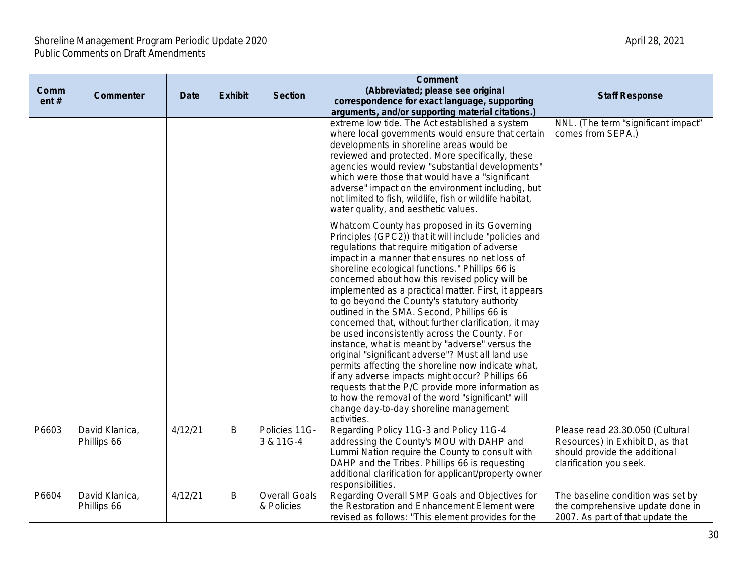| Comment # | Commenter | Date | Exhibit | Section | Comment (Abbreviated; please see original correspondence for exact language, supporting arguments, and/or supporting material citations.) | Staff Response |
|---|---|---|---|---|---|---|
| | | | | | extreme low tide. The Act established a system where local governments would ensure that certain developments in shoreline areas would be reviewed and protected. More specifically, these agencies would review "substantial developments" which were those that would have a "significant adverse" impact on the environment including, but not limited to fish, wildlife, fish or wildlife habitat, water quality, and aesthetic values.<br><br>Whatcom County has proposed in its Governing Principles (GPC2)) that it will include "policies and regulations that require mitigation of adverse impact in a manner that ensures no net loss of shoreline ecological functions." Phillips 66 is concerned about how this revised policy will be implemented as a practical matter. First, it appears to go beyond the County's statutory authority outlined in the SMA. Second, Phillips 66 is concerned that, without further clarification, it may be used inconsistently across the County. For instance, what is meant by "adverse" versus the original "significant adverse"? Must all land use permits affecting the shoreline now indicate what, if any adverse impacts might occur? Phillips 66 requests that the P/C provide more information as to how the removal of the word "significant" will change day-to-day shoreline management activities. | NNL. (The term "significant impact" comes from SEPA.) |
| P6603 | David Klanica, Phillips 66 | 4/12/21 | B | Policies 11G-3 & 11G-4 | Regarding Policy 11G-3 and Policy 11G-4 addressing the County's MOU with DAHP and Lummi Nation require the County to consult with DAHP and the Tribes. Phillips 66 is requesting additional clarification for applicant/property owner responsibilities. | Please read 23.30.050 (Cultural Resources) in Exhibit D, as that should provide the additional clarification you seek. |
| P6604 | David Klanica, Phillips 66 | 4/12/21 | B | Overall Goals & Policies | Regarding Overall SMP Goals and Objectives for the Restoration and Enhancement Element were revised as follows: "This element provides for the | The baseline condition was set by the comprehensive update done in 2007. As part of that update the |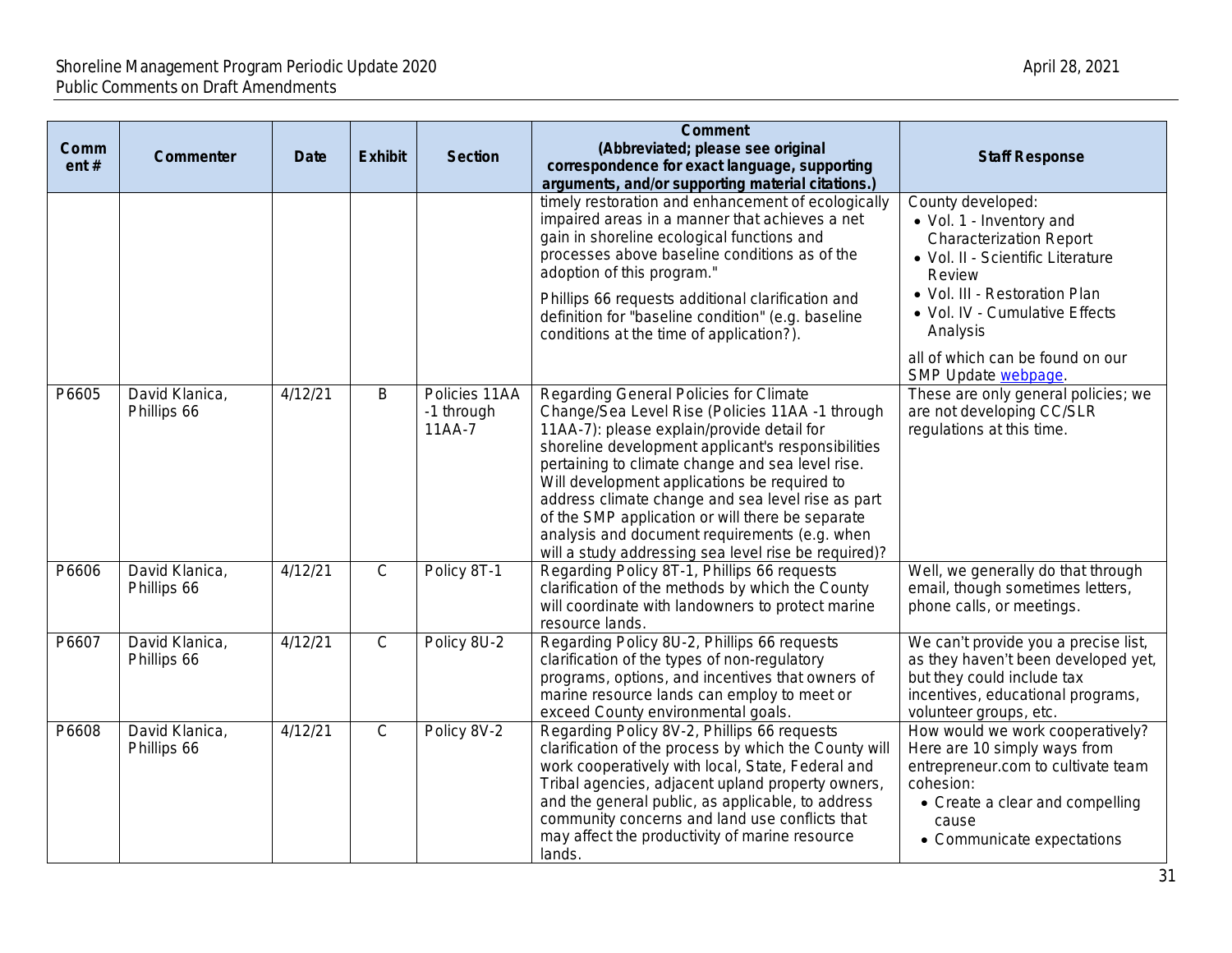| Comment # | Commenter | Date | Exhibit | Section | Comment (Abbreviated; please see original correspondence for exact language, supporting arguments, and/or supporting material citations.) | Staff Response |
|---|---|---|---|---|---|---|
| | | | | | timely restoration and enhancement of ecologically impaired areas in a manner that achieves a net gain in shoreline ecological functions and processes above baseline conditions as of the adoption of this program."<br><br>Phillips 66 requests additional clarification and definition for "baseline condition" (e.g. baseline conditions at the time of application?). | County developed:<br>• Vol. 1 - Inventory and Characterization Report<br>• Vol. II - Scientific Literature Review<br>• Vol. III - Restoration Plan<br>• Vol. IV - Cumulative Effects Analysis<br><br>all of which can be found on our SMP Update webpage. |
| P6605 | David Klanica, Phillips 66 | 4/12/21 | B | Policies 11AA -1 through 11AA-7 | Regarding General Policies for Climate Change/Sea Level Rise (Policies 11AA -1 through 11AA-7): please explain/provide detail for shoreline development applicant's responsibilities pertaining to climate change and sea level rise. Will development applications be required to address climate change and sea level rise as part of the SMP application or will there be separate analysis and document requirements (e.g. when will a study addressing sea level rise be required)? | These are only general policies; we are not developing CC/SLR regulations at this time. |
| P6606 | David Klanica, Phillips 66 | 4/12/21 | C | Policy 8T-1 | Regarding Policy 8T-1, Phillips 66 requests clarification of the methods by which the County will coordinate with landowners to protect marine resource lands. | Well, we generally do that through email, though sometimes letters, phone calls, or meetings. |
| P6607 | David Klanica, Phillips 66 | 4/12/21 | C | Policy 8U-2 | Regarding Policy 8U-2, Phillips 66 requests clarification of the types of non-regulatory programs, options, and incentives that owners of marine resource lands can employ to meet or exceed County environmental goals. | We can't provide you a precise list, as they haven't been developed yet, but they could include tax incentives, educational programs, volunteer groups, etc. |
| P6608 | David Klanica, Phillips 66 | 4/12/21 | C | Policy 8V-2 | Regarding Policy 8V-2, Phillips 66 requests clarification of the process by which the County will work cooperatively with local, State, Federal and Tribal agencies, adjacent upland property owners, and the general public, as applicable, to address community concerns and land use conflicts that may affect the productivity of marine resource lands. | How would we work cooperatively? Here are 10 simply ways from entrepreneur.com to cultivate team cohesion:<br>• Create a clear and compelling cause<br>• Communicate expectations |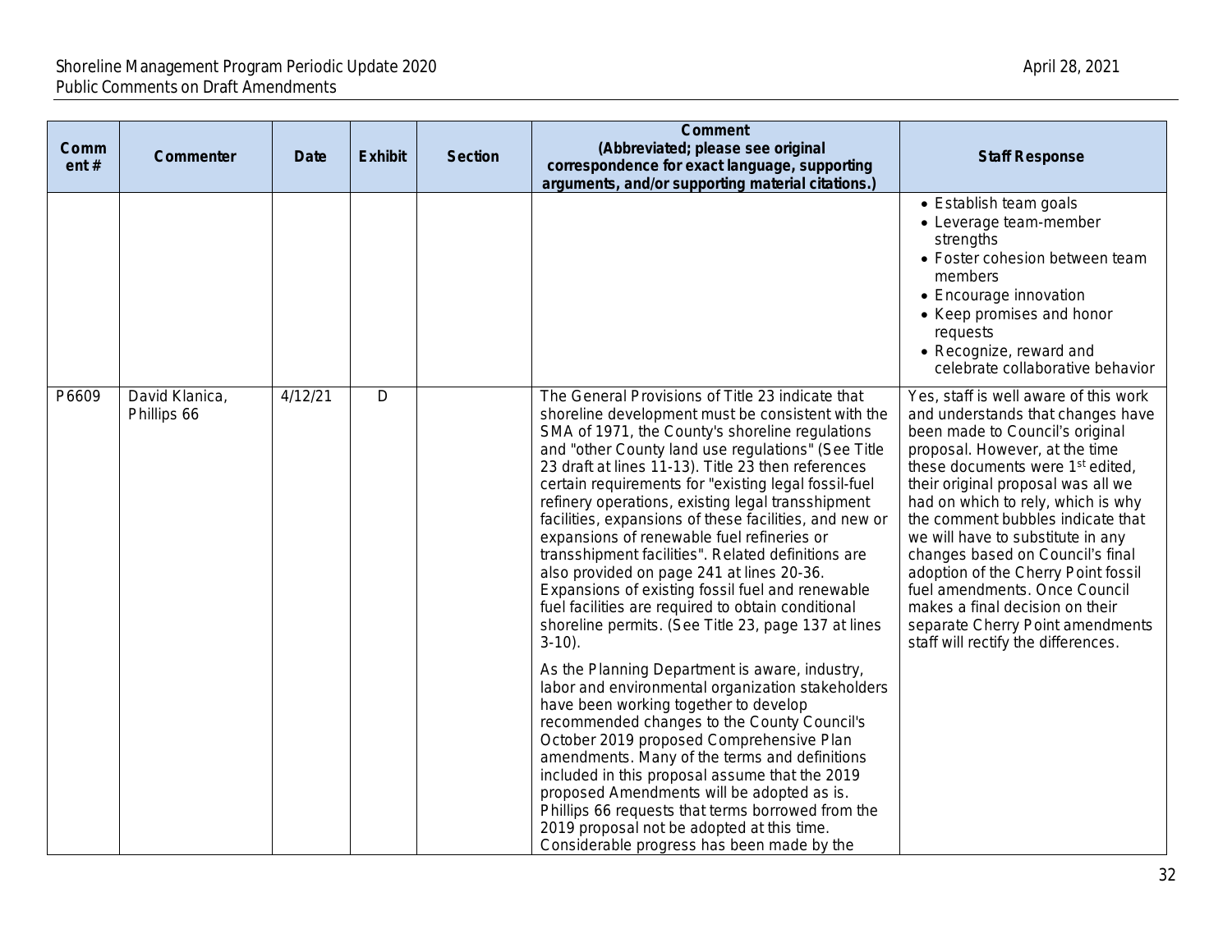| Comment # | Commenter | Date | Exhibit | Section | Comment (Abbreviated; please see original correspondence for exact language, supporting arguments, and/or supporting material citations.) | Staff Response |
|---|---|---|---|---|---|---|
| | | | | | | • Establish team goals<br>• Leverage team-member strengths<br>• Foster cohesion between team members<br>• Encourage innovation<br>• Keep promises and honor requests<br>• Recognize, reward and celebrate collaborative behavior |
| P6609 | David Klanica, Phillips 66 | 4/12/21 | D | | The General Provisions of Title 23 indicate that shoreline development must be consistent with the SMA of 1971, the County's shoreline regulations and "other County land use regulations" (See Title 23 draft at lines 11-13). Title 23 then references certain requirements for "existing legal fossil-fuel refinery operations, existing legal transshipment facilities, expansions of these facilities, and new or expansions of renewable fuel refineries or transshipment facilities". Related definitions are also provided on page 241 at lines 20-36. Expansions of existing fossil fuel and renewable fuel facilities are required to obtain conditional shoreline permits. (See Title 23, page 137 at lines 3-10).<br><br>As the Planning Department is aware, industry, labor and environmental organization stakeholders have been working together to develop recommended changes to the County Council's October 2019 proposed Comprehensive Plan amendments. Many of the terms and definitions included in this proposal assume that the 2019 proposed Amendments will be adopted as is. Phillips 66 requests that terms borrowed from the 2019 proposal not be adopted at this time. Considerable progress has been made by the | Yes, staff is well aware of this work and understands that changes have been made to Council's original proposal. However, at the time these documents were 1st edited, their original proposal was all we had on which to rely, which is why the comment bubbles indicate that we will have to substitute in any changes based on Council's final adoption of the Cherry Point fossil fuel amendments. Once Council makes a final decision on their separate Cherry Point amendments staff will rectify the differences. |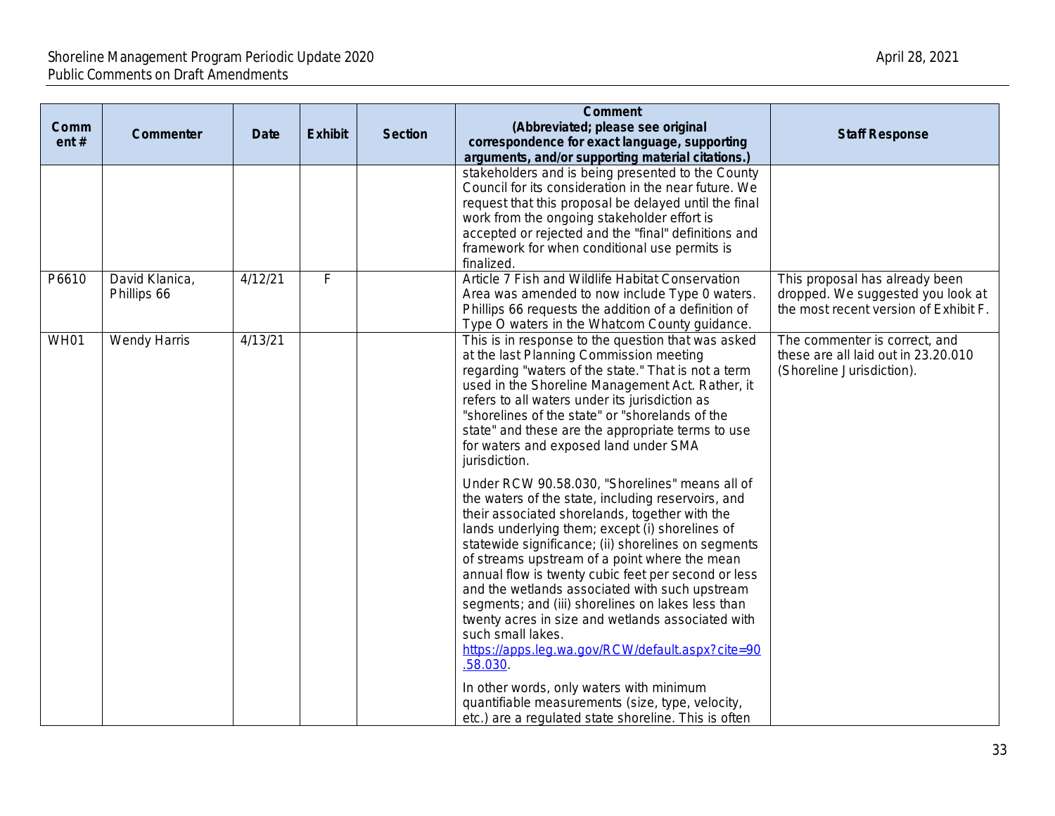| Comment # | Commenter | Date | Exhibit | Section | Comment (Abbreviated; please see original correspondence for exact language, supporting arguments, and/or supporting material citations.) | Staff Response |
|---|---|---|---|---|---|---|
| | | | | | stakeholders and is being presented to the County Council for its consideration in the near future. We request that this proposal be delayed until the final work from the ongoing stakeholder effort is accepted or rejected and the "final" definitions and framework for when conditional use permits is finalized. | |
| P6610 | David Klanica, Phillips 66 | 4/12/21 | F | | Article 7 Fish and Wildlife Habitat Conservation Area was amended to now include Type 0 waters. Phillips 66 requests the addition of a definition of Type O waters in the Whatcom County guidance. | This proposal has already been dropped. We suggested you look at the most recent version of Exhibit F. |
| WH01 | Wendy Harris | 4/13/21 | | | This is in response to the question that was asked at the last Planning Commission meeting regarding "waters of the state." That is not a term used in the Shoreline Management Act. Rather, it refers to all waters under its jurisdiction as "shorelines of the state" or "shorelands of the state" and these are the appropriate terms to use for waters and exposed land under SMA jurisdiction.<br><br>Under RCW 90.58.030, "Shorelines" means all of the waters of the state, including reservoirs, and their associated shorelands, together with the lands underlying them; except (i) shorelines of statewide significance; (ii) shorelines on segments of streams upstream of a point where the mean annual flow is twenty cubic feet per second or less and the wetlands associated with such upstream segments; and (iii) shorelines on lakes less than twenty acres in size and wetlands associated with such small lakes. https://apps.leg.wa.gov/RCW/default.aspx?cite=90.58.030.<br><br>In other words, only waters with minimum quantifiable measurements (size, type, velocity, etc.) are a regulated state shoreline. This is often | The commenter is correct, and these are all laid out in 23.20.010 (Shoreline Jurisdiction). |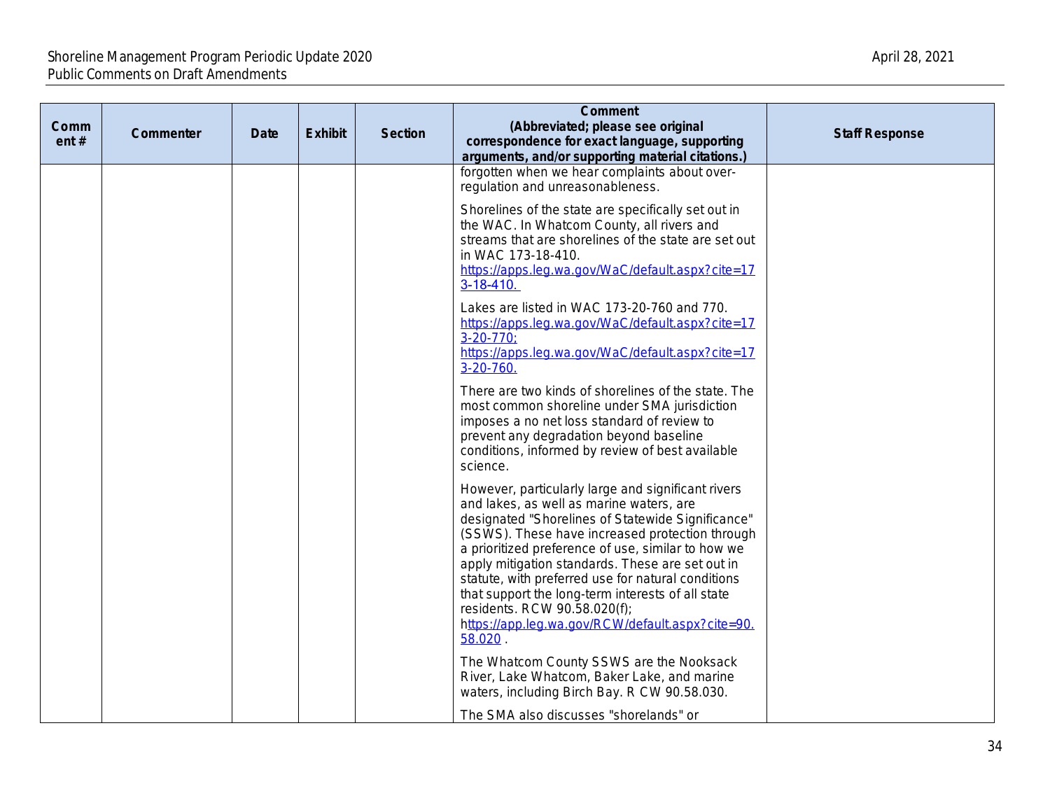| Comment # | Commenter | Date | Exhibit | Section | Comment (Abbreviated; please see original correspondence for exact language, supporting arguments, and/or supporting material citations.) | Staff Response |
|---|---|---|---|---|---|---|
| | | | | | forgotten when we hear complaints about over-regulation and unreasonableness.<br><br>Shorelines of the state are specifically set out in the WAC. In Whatcom County, all rivers and streams that are shorelines of the state are set out in WAC 173-18-410. https://apps.leg.wa.gov/WaC/default.aspx?cite=173-18-410.<br><br>Lakes are listed in WAC 173-20-760 and 770. https://apps.leg.wa.gov/WaC/default.aspx?cite=173-20-770; https://apps.leg.wa.gov/WaC/default.aspx?cite=173-20-760.<br><br>There are two kinds of shorelines of the state. The most common shoreline under SMA jurisdiction imposes a no net loss standard of review to prevent any degradation beyond baseline conditions, informed by review of best available science.<br><br>However, particularly large and significant rivers and lakes, as well as marine waters, are designated "Shorelines of Statewide Significance" (SSWS). These have increased protection through a prioritized preference of use, similar to how we apply mitigation standards. These are set out in statute, with preferred use for natural conditions that support the long-term interests of all state residents. RCW 90.58.020(f); https://app.leg.wa.gov/RCW/default.aspx?cite=90.58.020 .<br><br>The Whatcom County SSWS are the Nooksack River, Lake Whatcom, Baker Lake, and marine waters, including Birch Bay. R CW 90.58.030.<br><br>The SMA also discusses "shorelands" or | |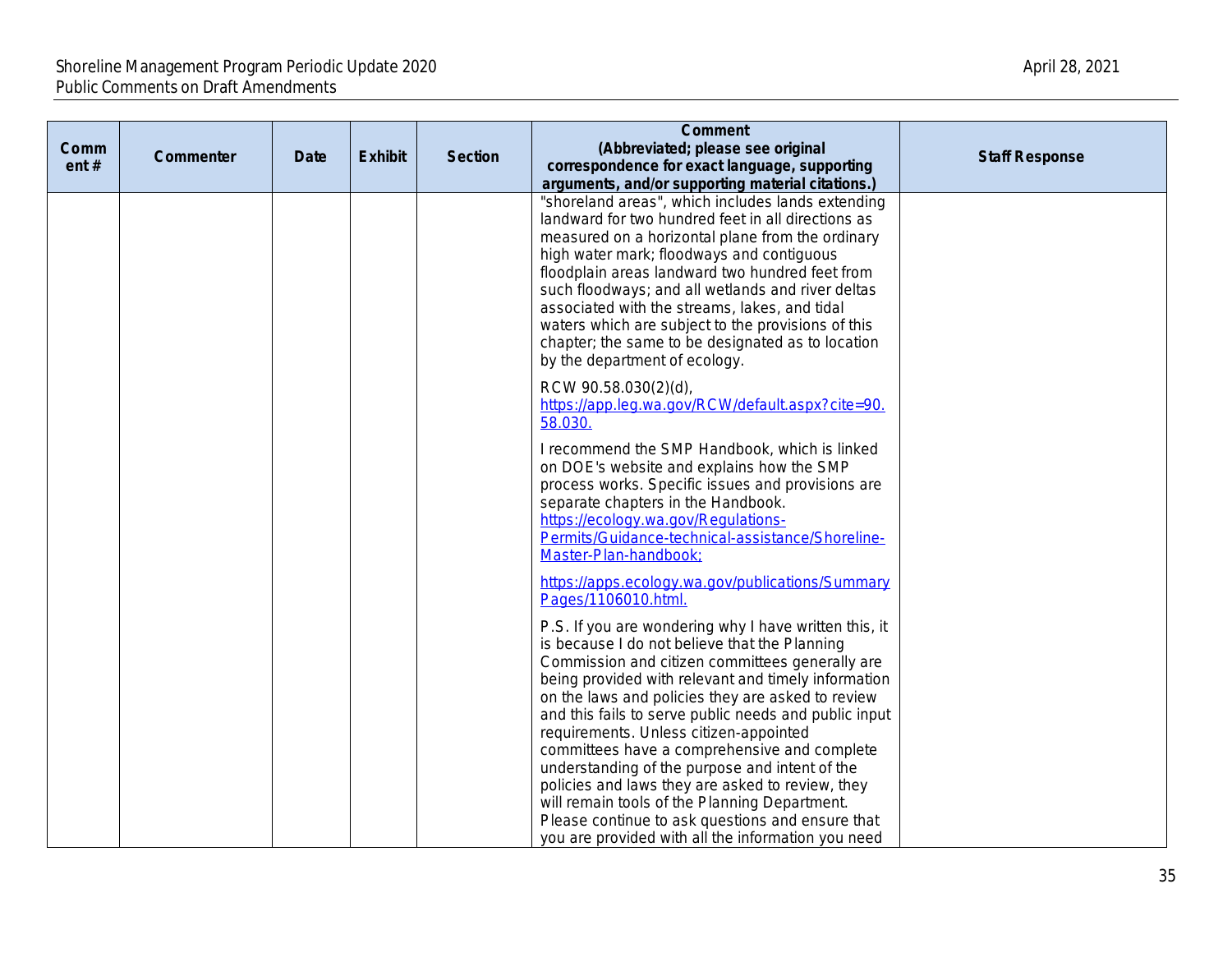| Comment # | Commenter | Date | Exhibit | Section | Comment (Abbreviated; please see original correspondence for exact language, supporting arguments, and/or supporting material citations.) | Staff Response |
|---|---|---|---|---|---|---|
| | | | | | "shoreland areas", which includes lands extending landward for two hundred feet in all directions as measured on a horizontal plane from the ordinary high water mark; floodways and contiguous floodplain areas landward two hundred feet from such floodways; and all wetlands and river deltas associated with the streams, lakes, and tidal waters which are subject to the provisions of this chapter; the same to be designated as to location by the department of ecology.<br><br>RCW 90.58.030(2)(d), https://app.leg.wa.gov/RCW/default.aspx?cite=90.58.030.<br><br>I recommend the SMP Handbook, which is linked on DOE's website and explains how the SMP process works. Specific issues and provisions are separate chapters in the Handbook. https://ecology.wa.gov/Regulations-Permits/Guidance-technical-assistance/Shoreline-Master-Plan-handbook;<br><br>https://apps.ecology.wa.gov/publications/SummaryPages/1106010.html.<br><br>P.S. If you are wondering why I have written this, it is because I do not believe that the Planning Commission and citizen committees generally are being provided with relevant and timely information on the laws and policies they are asked to review and this fails to serve public needs and public input requirements. Unless citizen-appointed committees have a comprehensive and complete understanding of the purpose and intent of the policies and laws they are asked to review, they will remain tools of the Planning Department. Please continue to ask questions and ensure that you are provided with all the information you need | |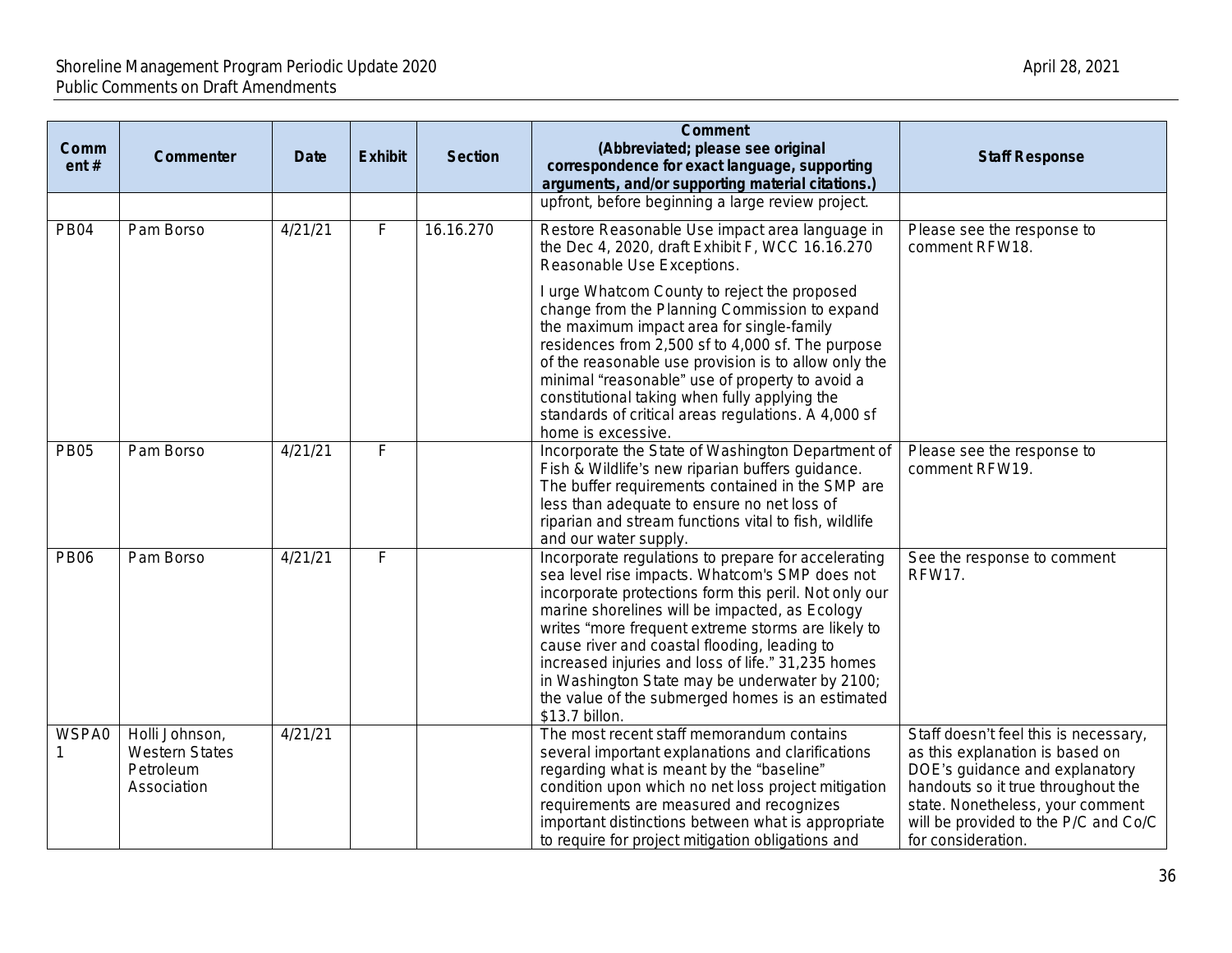| Comment # | Commenter | Date | Exhibit | Section | Comment (Abbreviated; please see original correspondence for exact language, supporting arguments, and/or supporting material citations.) | Staff Response |
|---|---|---|---|---|---|---|
| | | | | | upfront, before beginning a large review project. | |
| PB04 | Pam Borso | 4/21/21 | F | 16.16.270 | Restore Reasonable Use impact area language in the Dec 4, 2020, draft Exhibit F, WCC 16.16.270 Reasonable Use Exceptions.<br><br>I urge Whatcom County to reject the proposed change from the Planning Commission to expand the maximum impact area for single-family residences from 2,500 sf to 4,000 sf. The purpose of the reasonable use provision is to allow only the minimal "reasonable" use of property to avoid a constitutional taking when fully applying the standards of critical areas regulations. A 4,000 sf home is excessive. | Please see the response to comment RFW18. |
| PB05 | Pam Borso | 4/21/21 | F | | Incorporate the State of Washington Department of Fish & Wildlife's new riparian buffers guidance. The buffer requirements contained in the SMP are less than adequate to ensure no net loss of riparian and stream functions vital to fish, wildlife and our water supply. | Please see the response to comment RFW19. |
| PB06 | Pam Borso | 4/21/21 | F | | Incorporate regulations to prepare for accelerating sea level rise impacts. Whatcom's SMP does not incorporate protections form this peril. Not only our marine shorelines will be impacted, as Ecology writes "more frequent extreme storms are likely to cause river and coastal flooding, leading to increased injuries and loss of life." 31,235 homes in Washington State may be underwater by 2100; the value of the submerged homes is an estimated $13.7 billon. | See the response to comment RFW17. |
| WSPA01 | Holli Johnson, Western States Petroleum Association | 4/21/21 | | | The most recent staff memorandum contains several important explanations and clarifications regarding what is meant by the "baseline" condition upon which no net loss project mitigation requirements are measured and recognizes important distinctions between what is appropriate to require for project mitigation obligations and | Staff doesn't feel this is necessary, as this explanation is based on DOE's guidance and explanatory handouts so it true throughout the state. Nonetheless, your comment will be provided to the P/C and Co/C for consideration. |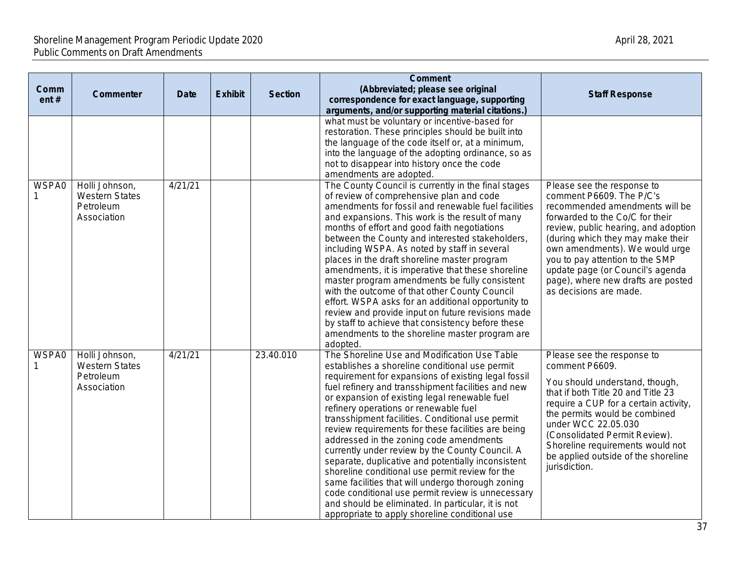| Comment # | Commenter | Date | Exhibit | Section | Comment (Abbreviated; please see original correspondence for exact language, supporting arguments, and/or supporting material citations.) | Staff Response |
|---|---|---|---|---|---|---|
| | | | | | what must be voluntary or incentive-based for restoration. These principles should be built into the language of the code itself or, at a minimum, into the language of the adopting ordinance, so as not to disappear into history once the code amendments are adopted. | |
| WSPA01 | Holli Johnson, Western States Petroleum Association | 4/21/21 | | | The County Council is currently in the final stages of review of comprehensive plan and code amendments for fossil and renewable fuel facilities and expansions. This work is the result of many months of effort and good faith negotiations between the County and interested stakeholders, including WSPA. As noted by staff in several places in the draft shoreline master program amendments, it is imperative that these shoreline master program amendments be fully consistent with the outcome of that other County Council effort. WSPA asks for an additional opportunity to review and provide input on future revisions made by staff to achieve that consistency before these amendments to the shoreline master program are adopted. | Please see the response to comment P6609. The P/C's recommended amendments will be forwarded to the Co/C for their review, public hearing, and adoption (during which they may make their own amendments). We would urge you to pay attention to the SMP update page (or Council's agenda page), where new drafts are posted as decisions are made. |
| WSPA01 | Holli Johnson, Western States Petroleum Association | 4/21/21 | | 23.40.010 | The Shoreline Use and Modification Use Table establishes a shoreline conditional use permit requirement for expansions of existing legal fossil fuel refinery and transshipment facilities and new or expansion of existing legal renewable fuel refinery operations or renewable fuel transshipment facilities. Conditional use permit review requirements for these facilities are being addressed in the zoning code amendments currently under review by the County Council. A separate, duplicative and potentially inconsistent shoreline conditional use permit review for the same facilities that will undergo thorough zoning code conditional use permit review is unnecessary and should be eliminated. In particular, it is not appropriate to apply shoreline conditional use | Please see the response to comment P6609.<br><br>You should understand, though, that if both Title 20 and Title 23 require a CUP for a certain activity, the permits would be combined under WCC 22.05.030 (Consolidated Permit Review). Shoreline requirements would not be applied outside of the shoreline jurisdiction. |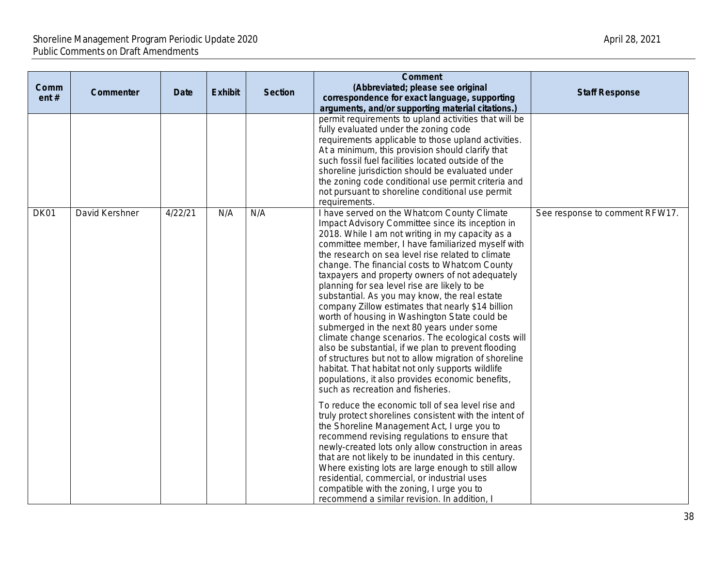| Comment # | Commenter | Date | Exhibit | Section | Comment (Abbreviated; please see original correspondence for exact language, supporting arguments, and/or supporting material citations.) | Staff Response |
|---|---|---|---|---|---|---|
| | | | | | permit requirements to upland activities that will be fully evaluated under the zoning code requirements applicable to those upland activities. At a minimum, this provision should clarify that such fossil fuel facilities located outside of the shoreline jurisdiction should be evaluated under the zoning code conditional use permit criteria and not pursuant to shoreline conditional use permit requirements. | |
| DK01 | David Kershner | 4/22/21 | N/A | N/A | I have served on the Whatcom County Climate Impact Advisory Committee since its inception in 2018. While I am not writing in my capacity as a committee member, I have familiarized myself with the research on sea level rise related to climate change. The financial costs to Whatcom County taxpayers and property owners of not adequately planning for sea level rise are likely to be substantial. As you may know, the real estate company Zillow estimates that nearly $14 billion worth of housing in Washington State could be submerged in the next 80 years under some climate change scenarios. The ecological costs will also be substantial, if we plan to prevent flooding of structures but not to allow migration of shoreline habitat. That habitat not only supports wildlife populations, it also provides economic benefits, such as recreation and fisheries.<br><br>To reduce the economic toll of sea level rise and truly protect shorelines consistent with the intent of the Shoreline Management Act, I urge you to recommend revising regulations to ensure that newly-created lots only allow construction in areas that are not likely to be inundated in this century. Where existing lots are large enough to still allow residential, commercial, or industrial uses compatible with the zoning, I urge you to recommend a similar revision. In addition, I | See response to comment RFW17. |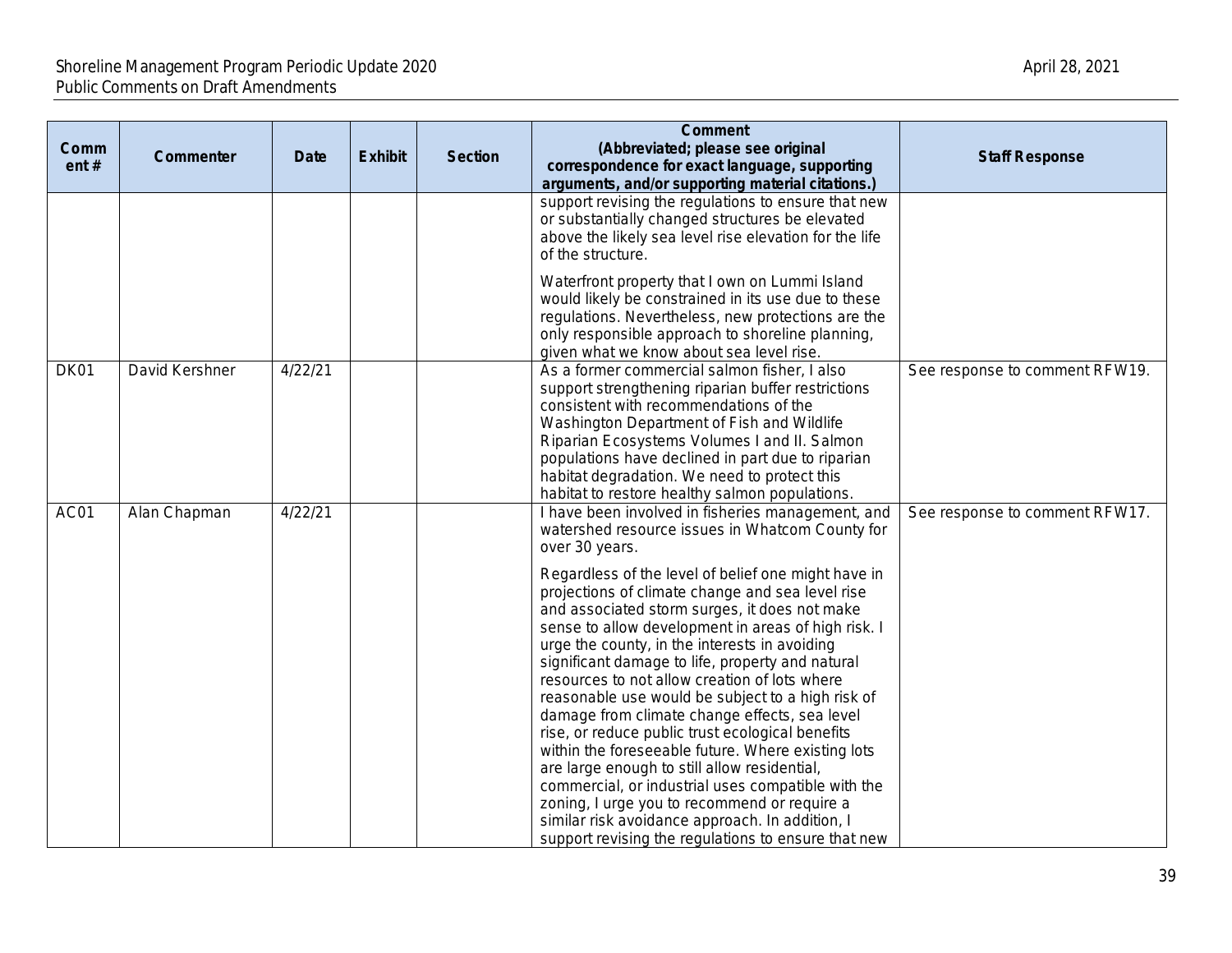| Comment # | Commenter | Date | Exhibit | Section | Comment (Abbreviated; please see original correspondence for exact language, supporting arguments, and/or supporting material citations.) | Staff Response |
|---|---|---|---|---|---|---|
| | | | | | support revising the regulations to ensure that new or substantially changed structures be elevated above the likely sea level rise elevation for the life of the structure.<br><br>Waterfront property that I own on Lummi Island would likely be constrained in its use due to these regulations. Nevertheless, new protections are the only responsible approach to shoreline planning, given what we know about sea level rise. | |
| DK01 | David Kershner | 4/22/21 | | | As a former commercial salmon fisher, I also support strengthening riparian buffer restrictions consistent with recommendations of the Washington Department of Fish and Wildlife Riparian Ecosystems Volumes I and II. Salmon populations have declined in part due to riparian habitat degradation. We need to protect this habitat to restore healthy salmon populations. | See response to comment RFW19. |
| AC01 | Alan Chapman | 4/22/21 | | | I have been involved in fisheries management, and watershed resource issues in Whatcom County for over 30 years.<br><br>Regardless of the level of belief one might have in projections of climate change and sea level rise and associated storm surges, it does not make sense to allow development in areas of high risk. I urge the county, in the interests in avoiding significant damage to life, property and natural resources to not allow creation of lots where reasonable use would be subject to a high risk of damage from climate change effects, sea level rise, or reduce public trust ecological benefits within the foreseeable future. Where existing lots are large enough to still allow residential, commercial, or industrial uses compatible with the zoning, I urge you to recommend or require a similar risk avoidance approach. In addition, I support revising the regulations to ensure that new | See response to comment RFW17. |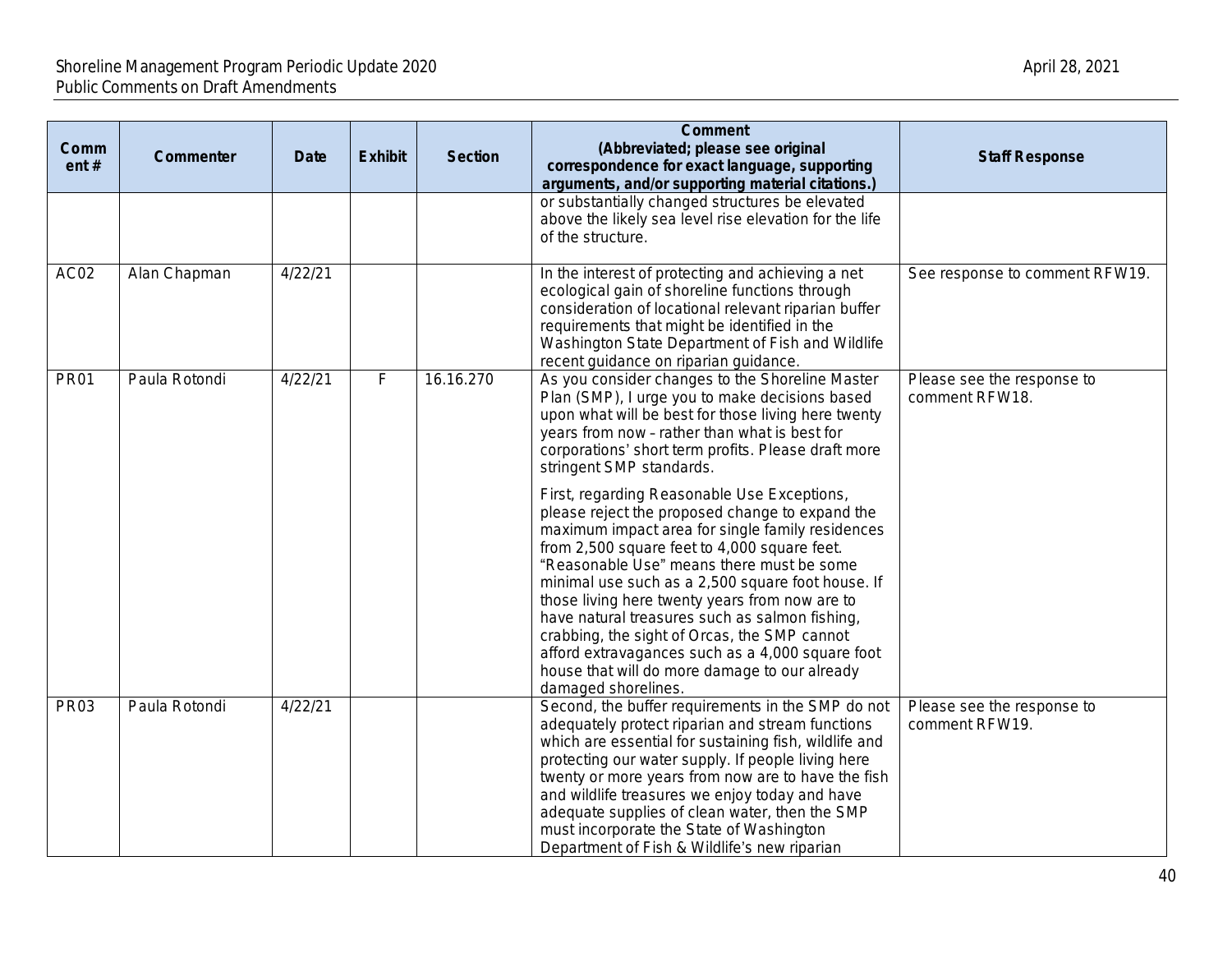| Comment # | Commenter | Date | Exhibit | Section | Comment (Abbreviated; please see original correspondence for exact language, supporting arguments, and/or supporting material citations.) | Staff Response |
|---|---|---|---|---|---|---|
| | | | | | or substantially changed structures be elevated above the likely sea level rise elevation for the life of the structure. | |
| AC02 | Alan Chapman | 4/22/21 | | | In the interest of protecting and achieving a net ecological gain of shoreline functions through consideration of locational relevant riparian buffer requirements that might be identified in the Washington State Department of Fish and Wildlife recent guidance on riparian guidance. | See response to comment RFW19. |
| PR01 | Paula Rotondi | 4/22/21 | F | 16.16.270 | As you consider changes to the Shoreline Master Plan (SMP), I urge you to make decisions based upon what will be best for those living here twenty years from now – rather than what is best for corporations' short term profits. Please draft more stringent SMP standards.<br><br>First, regarding Reasonable Use Exceptions, please reject the proposed change to expand the maximum impact area for single family residences from 2,500 square feet to 4,000 square feet. "Reasonable Use" means there must be some minimal use such as a 2,500 square foot house. If those living here twenty years from now are to have natural treasures such as salmon fishing, crabbing, the sight of Orcas, the SMP cannot afford extravagances such as a 4,000 square foot house that will do more damage to our already damaged shorelines. | Please see the response to comment RFW18. |
| PR03 | Paula Rotondi | 4/22/21 | | | Second, the buffer requirements in the SMP do not adequately protect riparian and stream functions which are essential for sustaining fish, wildlife and protecting our water supply. If people living here twenty or more years from now are to have the fish and wildlife treasures we enjoy today and have adequate supplies of clean water, then the SMP must incorporate the State of Washington Department of Fish & Wildlife's new riparian | Please see the response to comment RFW19. |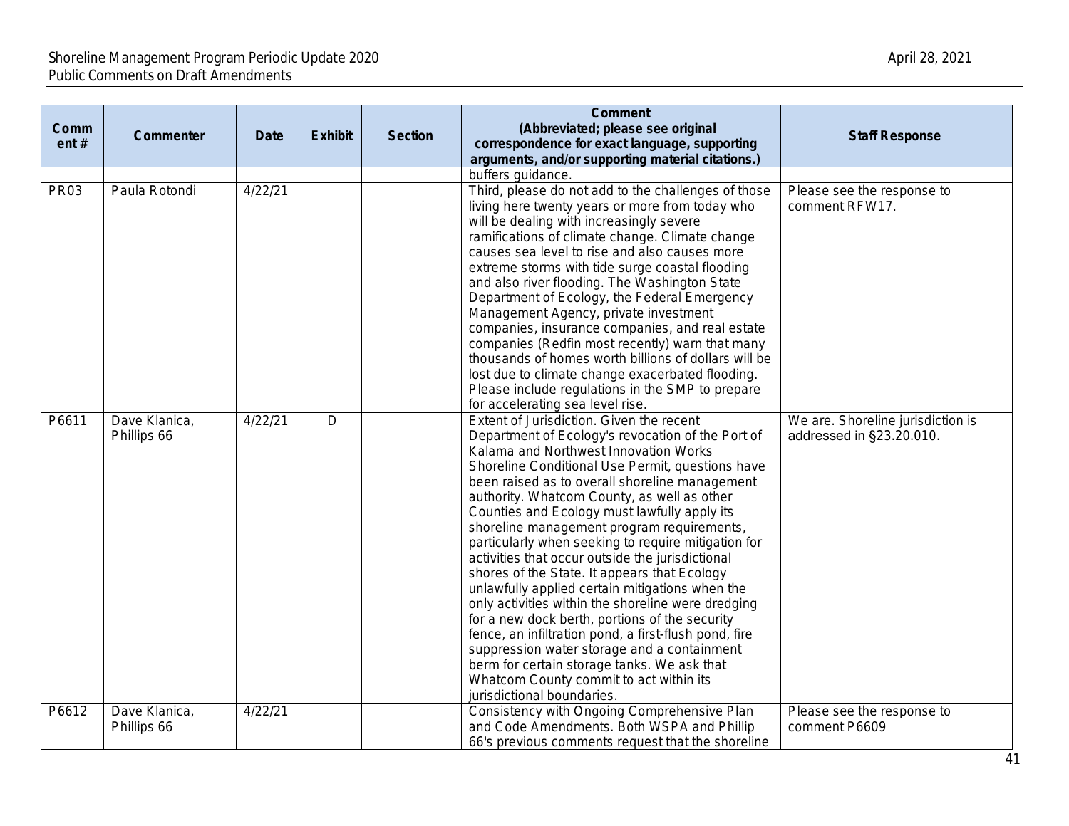| Comment # | Commenter | Date | Exhibit | Section | Comment (Abbreviated; please see original correspondence for exact language, supporting arguments, and/or supporting material citations.) | Staff Response |
|---|---|---|---|---|---|---|
| | | | | | buffers guidance. | |
| PR03 | Paula Rotondi | 4/22/21 | | | Third, please do not add to the challenges of those living here twenty years or more from today who will be dealing with increasingly severe ramifications of climate change. Climate change causes sea level to rise and also causes more extreme storms with tide surge coastal flooding and also river flooding. The Washington State Department of Ecology, the Federal Emergency Management Agency, private investment companies, insurance companies, and real estate companies (Redfin most recently) warn that many thousands of homes worth billions of dollars will be lost due to climate change exacerbated flooding. Please include regulations in the SMP to prepare for accelerating sea level rise. | Please see the response to comment RFW17. |
| P6611 | Dave Klanica, Phillips 66 | 4/22/21 | D | | Extent of Jurisdiction. Given the recent Department of Ecology's revocation of the Port of Kalama and Northwest Innovation Works Shoreline Conditional Use Permit, questions have been raised as to overall shoreline management authority. Whatcom County, as well as other Counties and Ecology must lawfully apply its shoreline management program requirements, particularly when seeking to require mitigation for activities that occur outside the jurisdictional shores of the State. It appears that Ecology unlawfully applied certain mitigations when the only activities within the shoreline were dredging for a new dock berth, portions of the security fence, an infiltration pond, a first-flush pond, fire suppression water storage and a containment berm for certain storage tanks. We ask that Whatcom County commit to act within its jurisdictional boundaries. | We are. Shoreline jurisdiction is addressed in §23.20.010. |
| P6612 | Dave Klanica, Phillips 66 | 4/22/21 | | | Consistency with Ongoing Comprehensive Plan and Code Amendments. Both WSPA and Phillip 66's previous comments request that the shoreline | Please see the response to comment P6609 |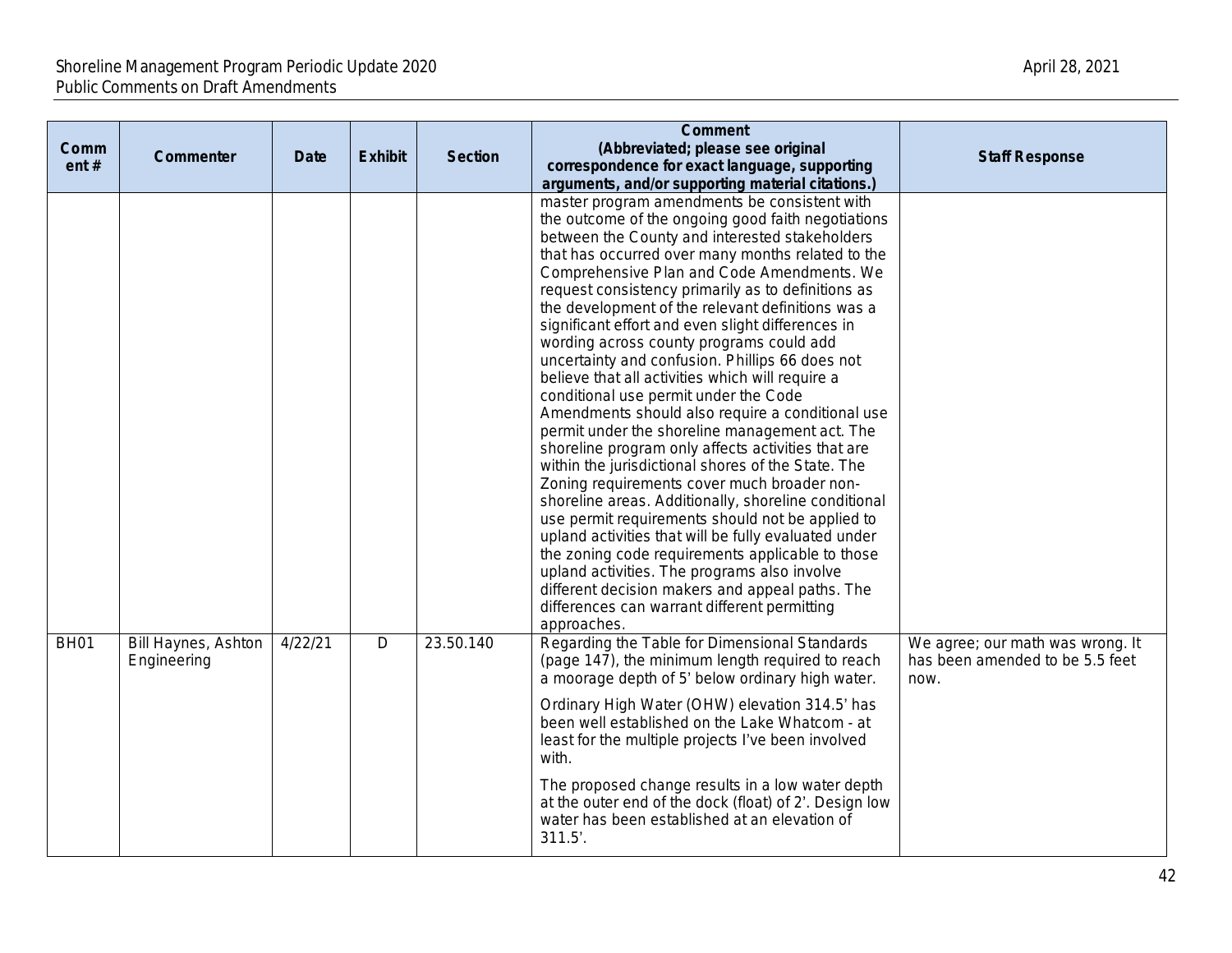| Comment # | Commenter | Date | Exhibit | Section | Comment (Abbreviated; please see original correspondence for exact language, supporting arguments, and/or supporting material citations.) | Staff Response |
|---|---|---|---|---|---|---|
| | | | | | master program amendments be consistent with the outcome of the ongoing good faith negotiations between the County and interested stakeholders that has occurred over many months related to the Comprehensive Plan and Code Amendments. We request consistency primarily as to definitions as the development of the relevant definitions was a significant effort and even slight differences in wording across county programs could add uncertainty and confusion. Phillips 66 does not believe that all activities which will require a conditional use permit under the Code Amendments should also require a conditional use permit under the shoreline management act. The shoreline program only affects activities that are within the jurisdictional shores of the State. The Zoning requirements cover much broader non-shoreline areas. Additionally, shoreline conditional use permit requirements should not be applied to upland activities that will be fully evaluated under the zoning code requirements applicable to those upland activities. The programs also involve different decision makers and appeal paths. The differences can warrant different permitting approaches. | |
| BH01 | Bill Haynes, Ashton Engineering | 4/22/21 | D | 23.50.140 | Regarding the Table for Dimensional Standards (page 147), the minimum length required to reach a moorage depth of 5' below ordinary high water.<br><br>Ordinary High Water (OHW) elevation 314.5' has been well established on the Lake Whatcom - at least for the multiple projects I've been involved with.<br><br>The proposed change results in a low water depth at the outer end of the dock (float) of 2'. Design low water has been established at an elevation of 311.5'. | We agree; our math was wrong. It has been amended to be 5.5 feet now. |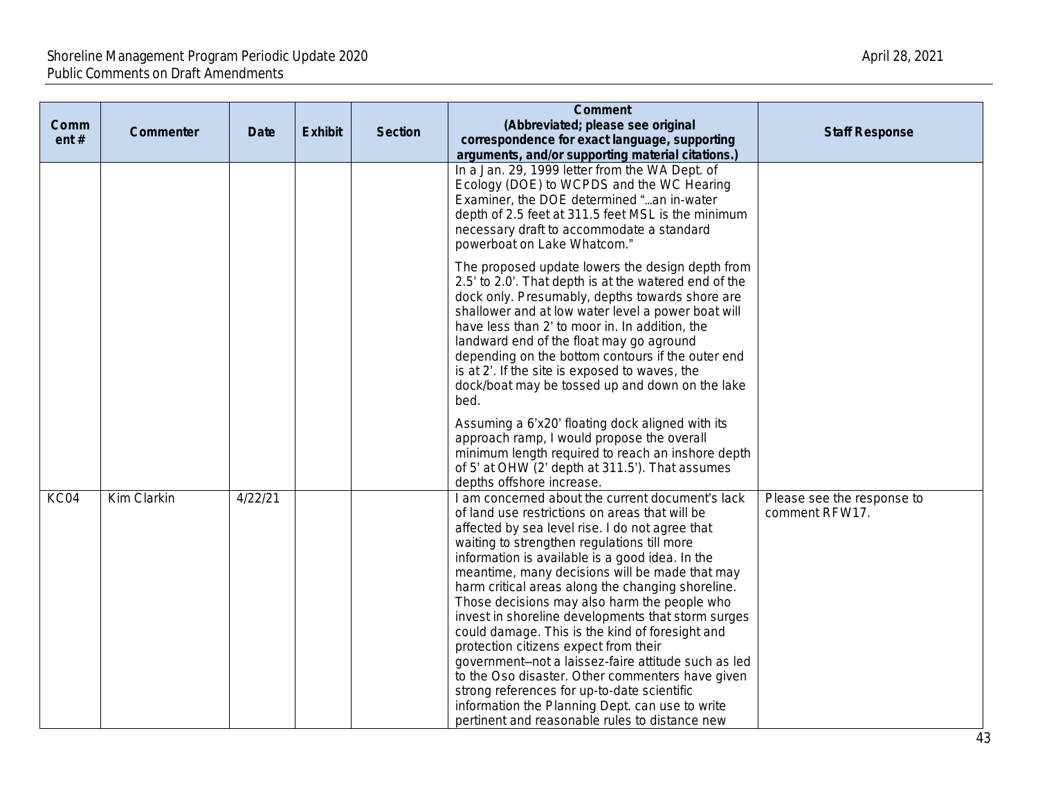| Comment # | Commenter | Date | Exhibit | Section | Comment (Abbreviated; please see original correspondence for exact language, supporting arguments, and/or supporting material citations.) | Staff Response |
|---|---|---|---|---|---|---|
| | | | | | In a Jan. 29, 1999 letter from the WA Dept. of Ecology (DOE) to WCPDS and the WC Hearing Examiner, the DOE determined "...an in-water depth of 2.5 feet at 311.5 feet MSL is the minimum necessary draft to accommodate a standard powerboat on Lake Whatcom."<br><br>The proposed update lowers the design depth from 2.5' to 2.0'. That depth is at the watered end of the dock only. Presumably, depths towards shore are shallower and at low water level a power boat will have less than 2' to moor in. In addition, the landward end of the float may go aground depending on the bottom contours if the outer end is at 2'. If the site is exposed to waves, the dock/boat may be tossed up and down on the lake bed.<br><br>Assuming a 6'x20' floating dock aligned with its approach ramp, I would propose the overall minimum length required to reach an inshore depth of 5' at OHW (2' depth at 311.5'). That assumes depths offshore increase. | |
| KC04 | Kim Clarkin | 4/22/21 | | | I am concerned about the current document's lack of land use restrictions on areas that will be affected by sea level rise. I do not agree that waiting to strengthen regulations till more information is available is a good idea. In the meantime, many decisions will be made that may harm critical areas along the changing shoreline. Those decisions may also harm the people who invest in shoreline developments that storm surges could damage. This is the kind of foresight and protection citizens expect from their government--not a laissez-faire attitude such as led to the Oso disaster. Other commenters have given strong references for up-to-date scientific information the Planning Dept. can use to write pertinent and reasonable rules to distance new | Please see the response to comment RFW17. |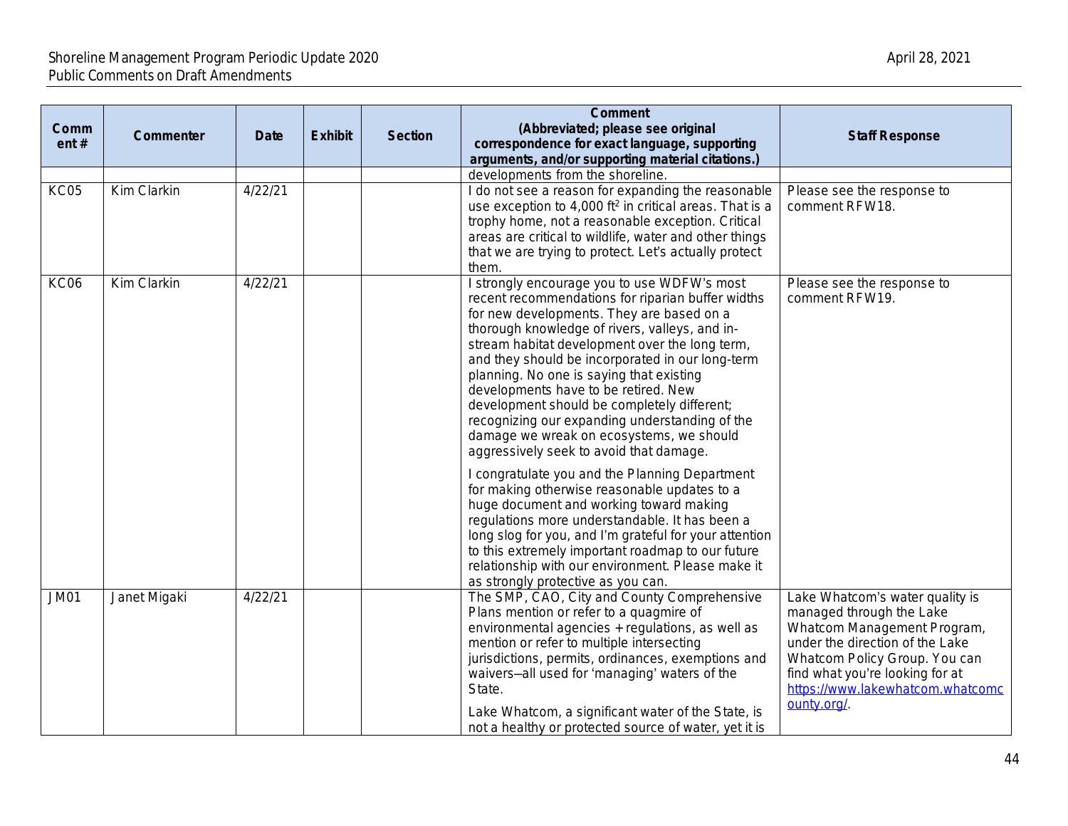| Comment # | Commenter | Date | Exhibit | Section | Comment (Abbreviated; please see original correspondence for exact language, supporting arguments, and/or supporting material citations.) | Staff Response |
|---|---|---|---|---|---|---|
| | | | | | developments from the shoreline. | |
| KC05 | Kim Clarkin | 4/22/21 | | | I do not see a reason for expanding the reasonable use exception to 4,000 ft$^2$ in critical areas. That is a trophy home, not a reasonable exception. Critical areas are critical to wildlife, water and other things that we are trying to protect. Let's actually protect them. | Please see the response to comment RFW18. |
| KC06 | Kim Clarkin | 4/22/21 | | | I strongly encourage you to use WDFW's most recent recommendations for riparian buffer widths for new developments. They are based on a thorough knowledge of rivers, valleys, and in-stream habitat development over the long term, and they should be incorporated in our long-term planning. No one is saying that existing developments have to be retired. New development should be completely different; recognizing our expanding understanding of the damage we wreak on ecosystems, we should aggressively seek to avoid that damage.<br><br>I congratulate you and the Planning Department for making otherwise reasonable updates to a huge document and working toward making regulations more understandable. It has been a long slog for you, and I'm grateful for your attention to this extremely important roadmap to our future relationship with our environment. Please make it as strongly protective as you can. | Please see the response to comment RFW19. |
| JM01 | Janet Migaki | 4/22/21 | | | The SMP, CAO, City and County Comprehensive Plans mention or refer to a quagmire of environmental agencies + regulations, as well as mention or refer to multiple intersecting jurisdictions, permits, ordinances, exemptions and waivers—all used for 'managing' waters of the State.<br><br>Lake Whatcom, a significant water of the State, is not a healthy or protected source of water, yet it is | Lake Whatcom's water quality is managed through the Lake Whatcom Management Program, under the direction of the Lake Whatcom Policy Group. You can find what you're looking for at https://www.lakewhatcom.whatcomcounty.org/. |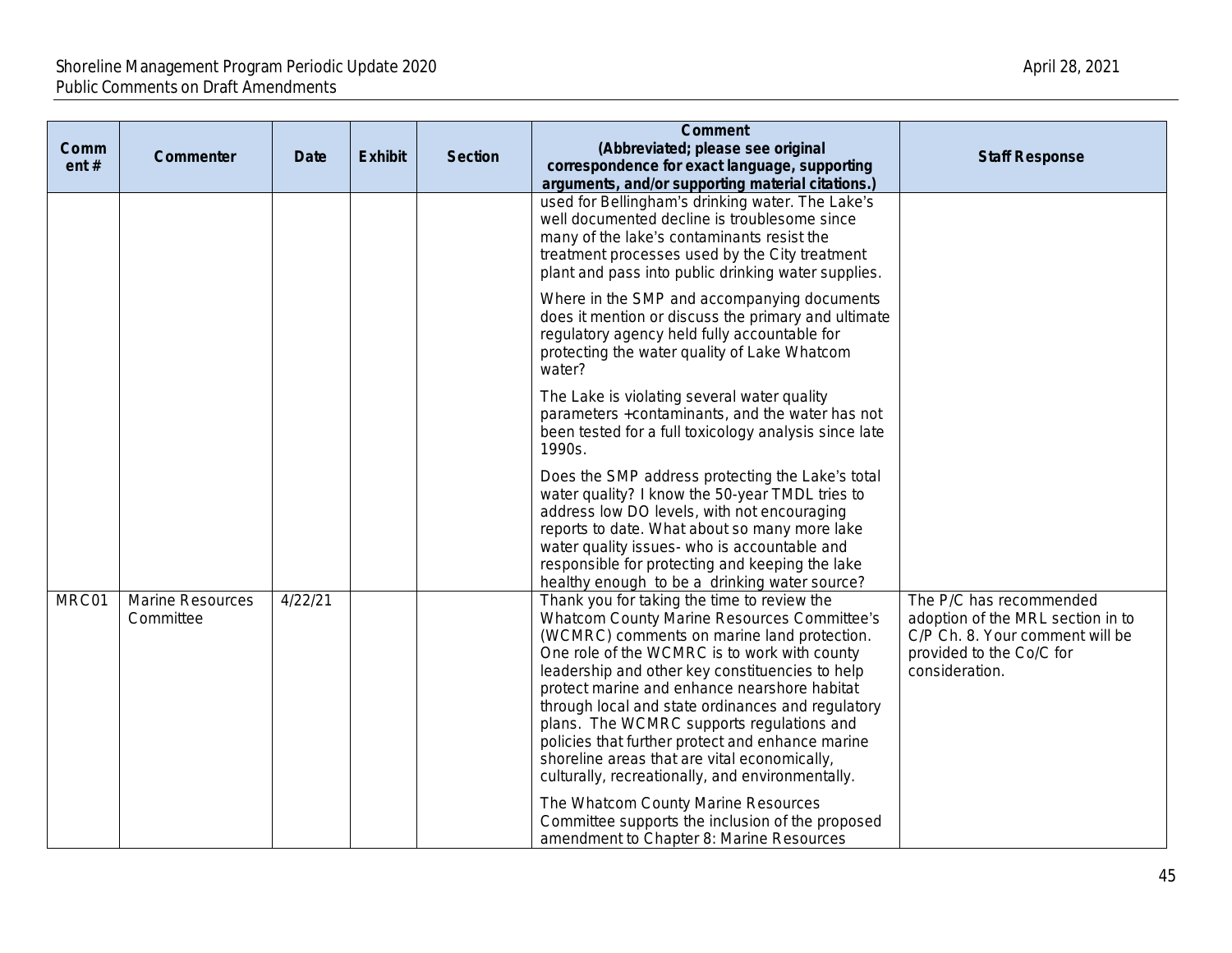| Comment # | Commenter | Date | Exhibit | Section | Comment (Abbreviated; please see original correspondence for exact language, supporting arguments, and/or supporting material citations.) | Staff Response |
|---|---|---|---|---|---|---|
| | | | | | used for Bellingham's drinking water. The Lake's well documented decline is troublesome since many of the lake's contaminants resist the treatment processes used by the City treatment plant and pass into public drinking water supplies.<br><br>Where in the SMP and accompanying documents does it mention or discuss the primary and ultimate regulatory agency held fully accountable for protecting the water quality of Lake Whatcom water?<br><br>The Lake is violating several water quality parameters +contaminants, and the water has not been tested for a full toxicology analysis since late 1990s.<br><br>Does the SMP address protecting the Lake's total water quality? I know the 50-year TMDL tries to address low DO levels, with not encouraging reports to date. What about so many more lake water quality issues- who is accountable and responsible for protecting and keeping the lake healthy enough to be a drinking water source? | |
| MRC01 | Marine Resources Committee | 4/22/21 | | | Thank you for taking the time to review the Whatcom County Marine Resources Committee's (WCMRC) comments on marine land protection. One role of the WCMRC is to work with county leadership and other key constituencies to help protect marine and enhance nearshore habitat through local and state ordinances and regulatory plans. The WCMRC supports regulations and policies that further protect and enhance marine shoreline areas that are vital economically, culturally, recreationally, and environmentally.<br><br>The Whatcom County Marine Resources Committee supports the inclusion of the proposed amendment to Chapter 8: Marine Resources | The P/C has recommended adoption of the MRL section in to C/P Ch. 8. Your comment will be provided to the Co/C for consideration. |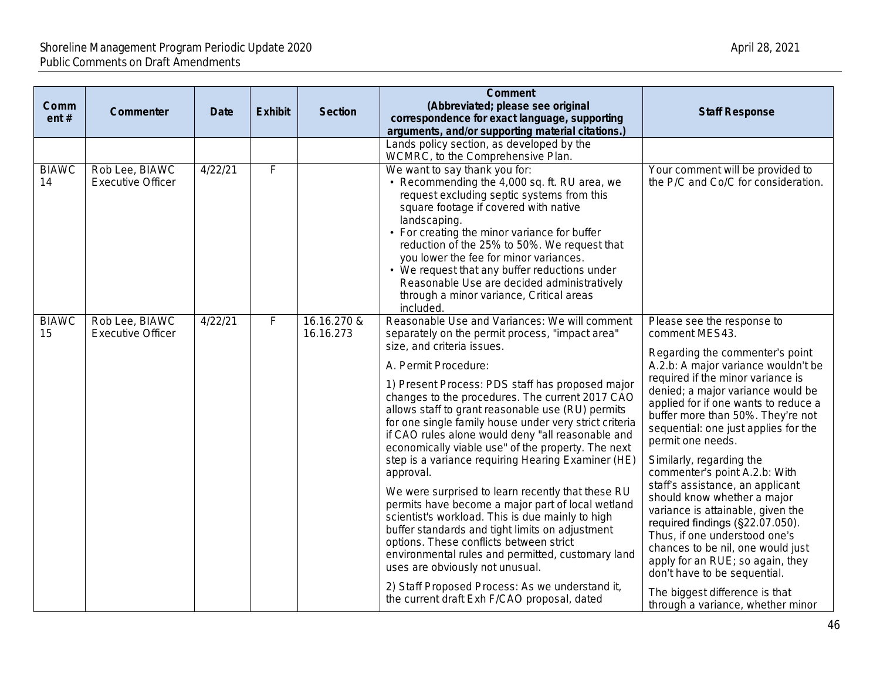| Comment # | Commenter | Date | Exhibit | Section | Comment (Abbreviated; please see original correspondence for exact language, supporting arguments, and/or supporting material citations.) | Staff Response |
|---|---|---|---|---|---|---|
| | | | | | Lands policy section, as developed by the WCMRC, to the Comprehensive Plan. | |
| BIAWC 14 | Rob Lee, BIAWC Executive Officer | 4/22/21 | F | | We want to say thank you for:<br>• Recommending the 4,000 sq. ft. RU area, we request excluding septic systems from this square footage if covered with native landscaping.<br>• For creating the minor variance for buffer reduction of the 25% to 50%. We request that you lower the fee for minor variances.<br>• We request that any buffer reductions under Reasonable Use are decided administratively through a minor variance, Critical areas included. | Your comment will be provided to the P/C and Co/C for consideration. |
| BIAWC 15 | Rob Lee, BIAWC Executive Officer | 4/22/21 | F | 16.16.270 & 16.16.273 | Reasonable Use and Variances: We will comment separately on the permit process, "impact area" size, and criteria issues.<br><br>A. Permit Procedure:<br><br>1) Present Process: PDS staff has proposed major changes to the procedures. The current 2017 CAO allows staff to grant reasonable use (RU) permits for one single family house under very strict criteria if CAO rules alone would deny "all reasonable and economically viable use" of the property. The next step is a variance requiring Hearing Examiner (HE) approval.<br><br>We were surprised to learn recently that these RU permits have become a major part of local wetland scientist's workload. This is due mainly to high buffer standards and tight limits on adjustment options. These conflicts between strict environmental rules and permitted, customary land uses are obviously not unusual.<br><br>2) Staff Proposed Process: As we understand it, the current draft Exh F/CAO proposal, dated | Please see the response to comment MES43.<br><br>Regarding the commenter's point A.2.b: A major variance wouldn't be required if the minor variance is denied; a major variance would be applied for if one wants to reduce a buffer more than 50%. They're not sequential: one just applies for the permit one needs.<br><br>Similarly, regarding the commenter's point A.2.b: With staff's assistance, an applicant should know whether a major variance is attainable, given the required findings (§22.07.050). Thus, if one understood one's chances to be nil, one would just apply for an RUE; so again, they don't have to be sequential.<br><br>The biggest difference is that through a variance, whether minor |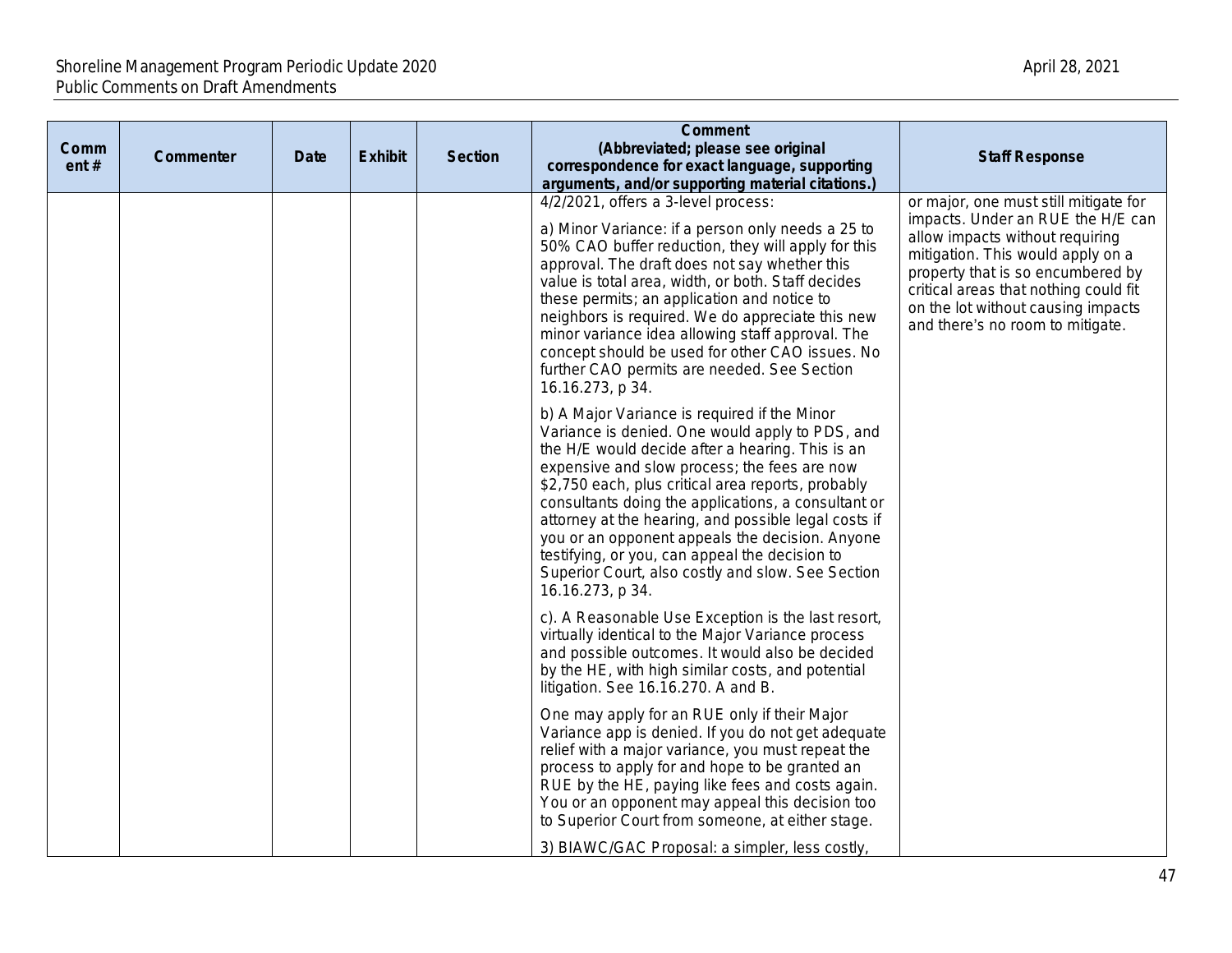| Comment # | Commenter | Date | Exhibit | Section | Comment (Abbreviated; please see original correspondence for exact language, supporting arguments, and/or supporting material citations.) | Staff Response |
|---|---|---|---|---|---|---|
| | | | | | 4/2/2021, offers a 3-level process:<br><br>a) Minor Variance: if a person only needs a 25 to 50% CAO buffer reduction, they will apply for this approval. The draft does not say whether this value is total area, width, or both. Staff decides these permits; an application and notice to neighbors is required. We do appreciate this new minor variance idea allowing staff approval. The concept should be used for other CAO issues. No further CAO permits are needed. See Section 16.16.273, p 34.<br><br>b) A Major Variance is required if the Minor Variance is denied. One would apply to PDS, and the H/E would decide after a hearing. This is an expensive and slow process; the fees are now \$2,750 each, plus critical area reports, probably consultants doing the applications, a consultant or attorney at the hearing, and possible legal costs if you or an opponent appeals the decision. Anyone testifying, or you, can appeal the decision to Superior Court, also costly and slow. See Section 16.16.273, p 34.<br><br>c). A Reasonable Use Exception is the last resort, virtually identical to the Major Variance process and possible outcomes. It would also be decided by the HE, with high similar costs, and potential litigation. See 16.16.270. A and B.<br><br>One may apply for an RUE only if their Major Variance app is denied. If you do not get adequate relief with a major variance, you must repeat the process to apply for and hope to be granted an RUE by the HE, paying like fees and costs again. You or an opponent may appeal this decision too to Superior Court from someone, at either stage.<br><br>3) BIAWC/GAC Proposal: a simpler, less costly, | or major, one must still mitigate for impacts. Under an RUE the H/E can allow impacts without requiring mitigation. This would apply on a property that is so encumbered by critical areas that nothing could fit on the lot without causing impacts and there's no room to mitigate. |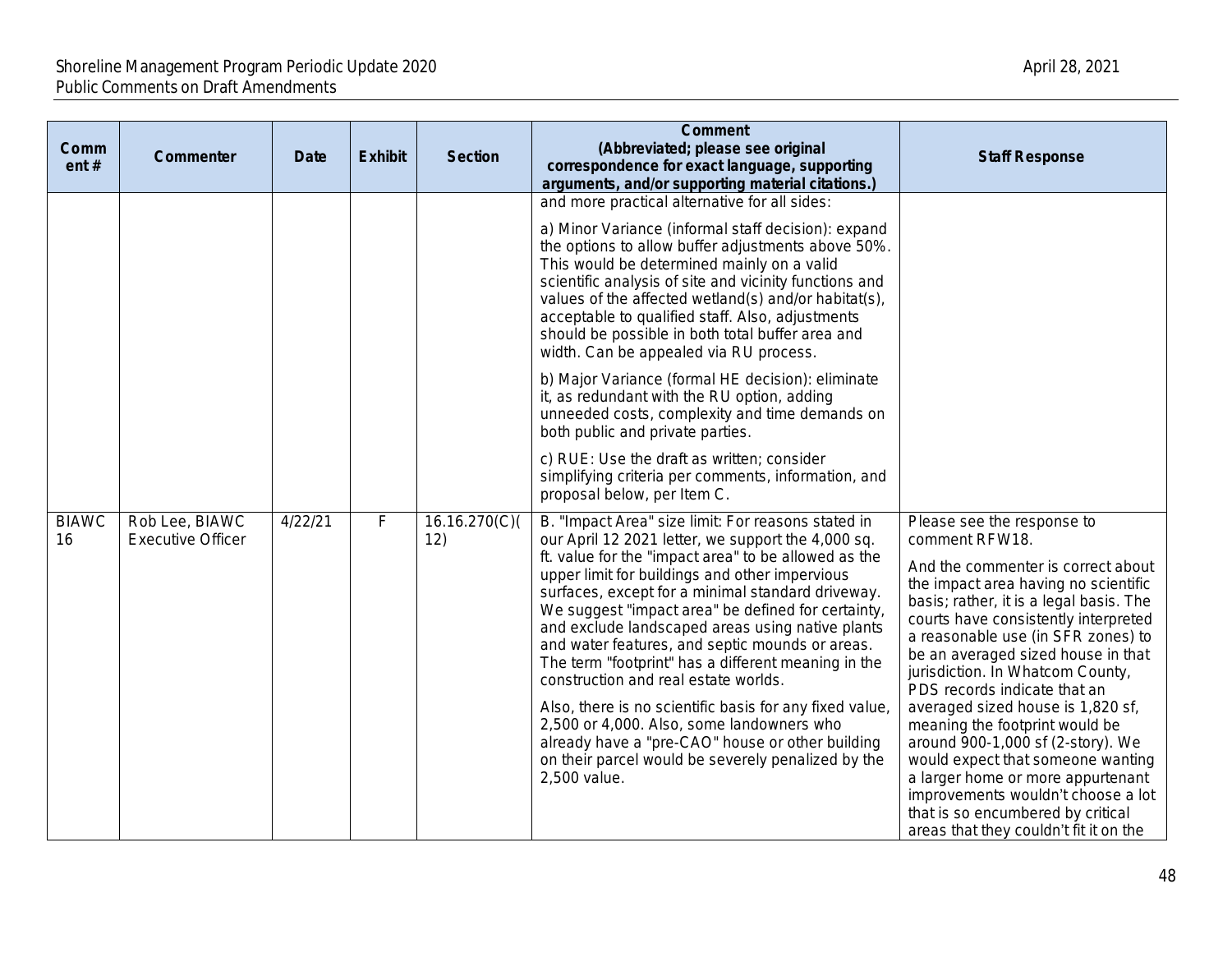| Comment # | Commenter | Date | Exhibit | Section | Comment (Abbreviated; please see original correspondence for exact language, supporting arguments, and/or supporting material citations.) | Staff Response |
|---|---|---|---|---|---|---|
| | | | | | and more practical alternative for all sides:<br><br>a) Minor Variance (informal staff decision): expand the options to allow buffer adjustments above 50%. This would be determined mainly on a valid scientific analysis of site and vicinity functions and values of the affected wetland(s) and/or habitat(s), acceptable to qualified staff. Also, adjustments should be possible in both total buffer area and width. Can be appealed via RU process.<br><br>b) Major Variance (formal HE decision): eliminate it, as redundant with the RU option, adding unneeded costs, complexity and time demands on both public and private parties.<br><br>c) RUE: Use the draft as written; consider simplifying criteria per comments, information, and proposal below, per Item C. | |
| BIAWC 16 | Rob Lee, BIAWC Executive Officer | 4/22/21 | F | 16.16.270(C)(12) | B. "Impact Area" size limit: For reasons stated in our April 12 2021 letter, we support the 4,000 sq. ft. value for the "impact area" to be allowed as the upper limit for buildings and other impervious surfaces, except for a minimal standard driveway. We suggest "impact area" be defined for certainty, and exclude landscaped areas using native plants and water features, and septic mounds or areas. The term "footprint" has a different meaning in the construction and real estate worlds.<br><br>Also, there is no scientific basis for any fixed value, 2,500 or 4,000. Also, some landowners who already have a "pre-CAO" house or other building on their parcel would be severely penalized by the 2,500 value. | Please see the response to comment RFW18.<br><br>And the commenter is correct about the impact area having no scientific basis; rather, it is a legal basis. The courts have consistently interpreted a reasonable use (in SFR zones) to be an averaged sized house in that jurisdiction. In Whatcom County, PDS records indicate that an averaged sized house is 1,820 sf, meaning the footprint would be around 900-1,000 sf (2-story). We would expect that someone wanting a larger home or more appurtenant improvements wouldn't choose a lot that is so encumbered by critical areas that they couldn't fit it on the |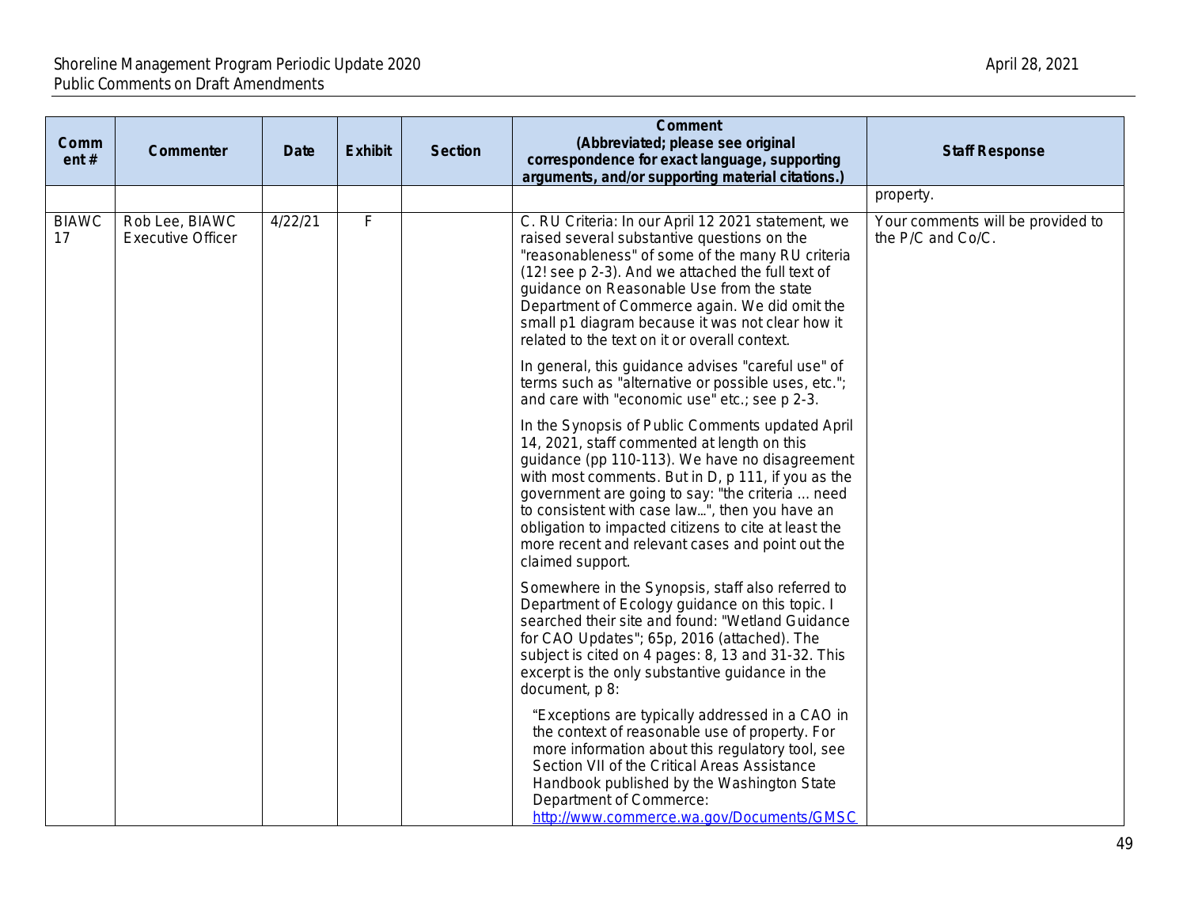| Comment # | Commenter | Date | Exhibit | Section | Comment (Abbreviated; please see original correspondence for exact language, supporting arguments, and/or supporting material citations.) | Staff Response |
|---|---|---|---|---|---|---|
| | | | | | | property. |
| BIAWC 17 | Rob Lee, BIAWC Executive Officer | 4/22/21 | F | | C. RU Criteria: In our April 12 2021 statement, we raised several substantive questions on the "reasonableness" of some of the many RU criteria (12! see p 2-3). And we attached the full text of guidance on Reasonable Use from the state Department of Commerce again. We did omit the small p1 diagram because it was not clear how it related to the text on it or overall context.<br><br>In general, this guidance advises "careful use" of terms such as "alternative or possible uses, etc."; and care with "economic use" etc.; see p 2-3.<br><br>In the Synopsis of Public Comments updated April 14, 2021, staff commented at length on this guidance (pp 110-113). We have no disagreement with most comments. But in D, p 111, if you as the government are going to say: "the criteria … need to consistent with case law...", then you have an obligation to impacted citizens to cite at least the more recent and relevant cases and point out the claimed support.<br><br>Somewhere in the Synopsis, staff also referred to Department of Ecology guidance on this topic. I searched their site and found: "Wetland Guidance for CAO Updates"; 65p, 2016 (attached). The subject is cited on 4 pages: 8, 13 and 31-32. This excerpt is the only substantive guidance in the document, p 8:<br><br>"Exceptions are typically addressed in a CAO in the context of reasonable use of property. For more information about this regulatory tool, see Section VII of the Critical Areas Assistance Handbook published by the Washington State Department of Commerce: http://www.commerce.wa.gov/Documents/GMSC | Your comments will be provided to the P/C and Co/C. |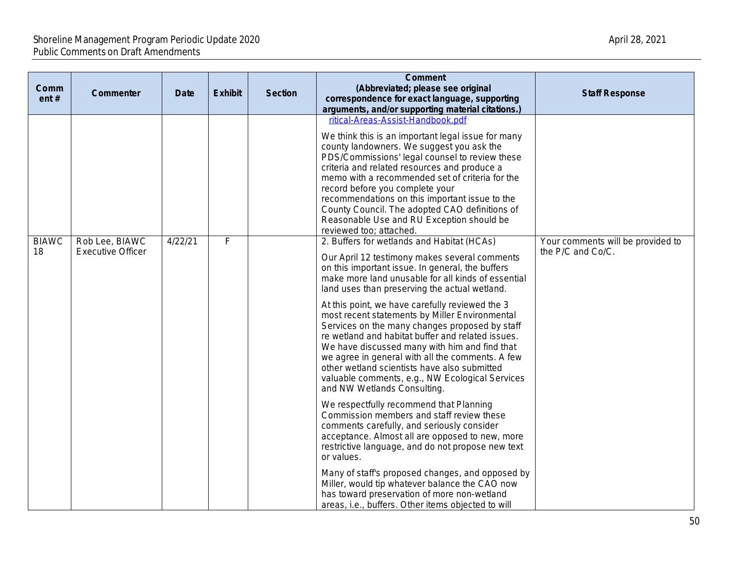| Comment # | Commenter | Date | Exhibit | Section | Comment (Abbreviated; please see original correspondence for exact language, supporting arguments, and/or supporting material citations.) | Staff Response |
|---|---|---|---|---|---|---|
| | | | | | ritical-Areas-Assist-Handbook.pdf<br><br>We think this is an important legal issue for many county landowners. We suggest you ask the PDS/Commissions' legal counsel to review these criteria and related resources and produce a memo with a recommended set of criteria for the record before you complete your recommendations on this important issue to the County Council. The adopted CAO definitions of Reasonable Use and RU Exception should be reviewed too; attached. | |
| BIAWC 18 | Rob Lee, BIAWC Executive Officer | 4/22/21 | F | | 2. Buffers for wetlands and Habitat (HCAs)<br><br>Our April 12 testimony makes several comments on this important issue. In general, the buffers make more land unusable for all kinds of essential land uses than preserving the actual wetland.<br><br>At this point, we have carefully reviewed the 3 most recent statements by Miller Environmental Services on the many changes proposed by staff re wetland and habitat buffer and related issues. We have discussed many with him and find that we agree in general with all the comments. A few other wetland scientists have also submitted valuable comments, e.g., NW Ecological Services and NW Wetlands Consulting.<br><br>We respectfully recommend that Planning Commission members and staff review these comments carefully, and seriously consider acceptance. Almost all are opposed to new, more restrictive language, and do not propose new text or values.<br><br>Many of staff's proposed changes, and opposed by Miller, would tip whatever balance the CAO now has toward preservation of more non-wetland areas, i.e., buffers. Other items objected to will | Your comments will be provided to the P/C and Co/C. |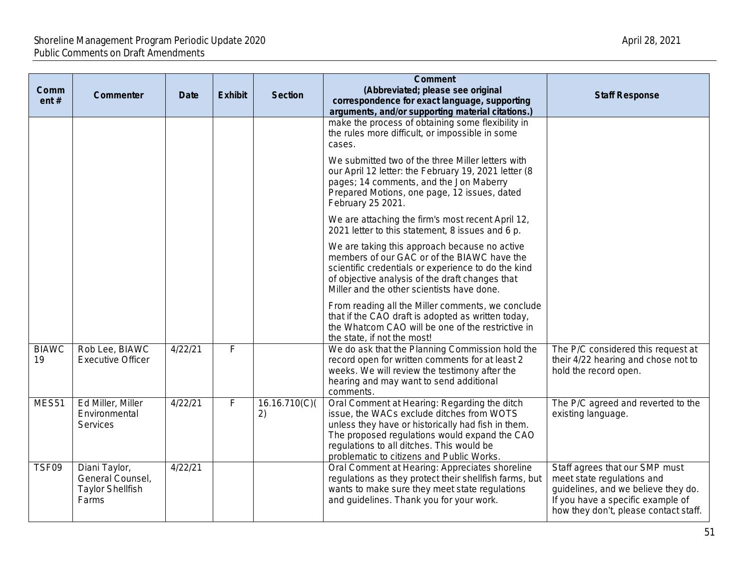| Comment # | Commenter | Date | Exhibit | Section | Comment (Abbreviated; please see original correspondence for exact language, supporting arguments, and/or supporting material citations.) | Staff Response |
|---|---|---|---|---|---|---|
| | | | | | make the process of obtaining some flexibility in the rules more difficult, or impossible in some cases.<br><br>We submitted two of the three Miller letters with our April 12 letter: the February 19, 2021 letter (8 pages; 14 comments, and the Jon Maberry Prepared Motions, one page, 12 issues, dated February 25 2021.<br><br>We are attaching the firm's most recent April 12, 2021 letter to this statement, 8 issues and 6 p.<br><br>We are taking this approach because no active members of our GAC or of the BIAWC have the scientific credentials or experience to do the kind of objective analysis of the draft changes that Miller and the other scientists have done.<br><br>From reading all the Miller comments, we conclude that if the CAO draft is adopted as written today, the Whatcom CAO will be one of the restrictive in the state, if not the most! | |
| BIAWC 19 | Rob Lee, BIAWC Executive Officer | 4/22/21 | F | | We do ask that the Planning Commission hold the record open for written comments for at least 2 weeks. We will review the testimony after the hearing and may want to send additional comments. | The P/C considered this request at their 4/22 hearing and chose not to hold the record open. |
| MES51 | Ed Miller, Miller Environmental Services | 4/22/21 | F | 16.16.710(C)(2) | Oral Comment at Hearing: Regarding the ditch issue, the WACs exclude ditches from WOTS unless they have or historically had fish in them. The proposed regulations would expand the CAO regulations to all ditches. This would be problematic to citizens and Public Works. | The P/C agreed and reverted to the existing language. |
| TSF09 | Diani Taylor, General Counsel, Taylor Shellfish Farms | 4/22/21 | | | Oral Comment at Hearing: Appreciates shoreline regulations as they protect their shellfish farms, but wants to make sure they meet state regulations and guidelines. Thank you for your work. | Staff agrees that our SMP must meet state regulations and guidelines, and we believe they do. If you have a specific example of how they don't, please contact staff. |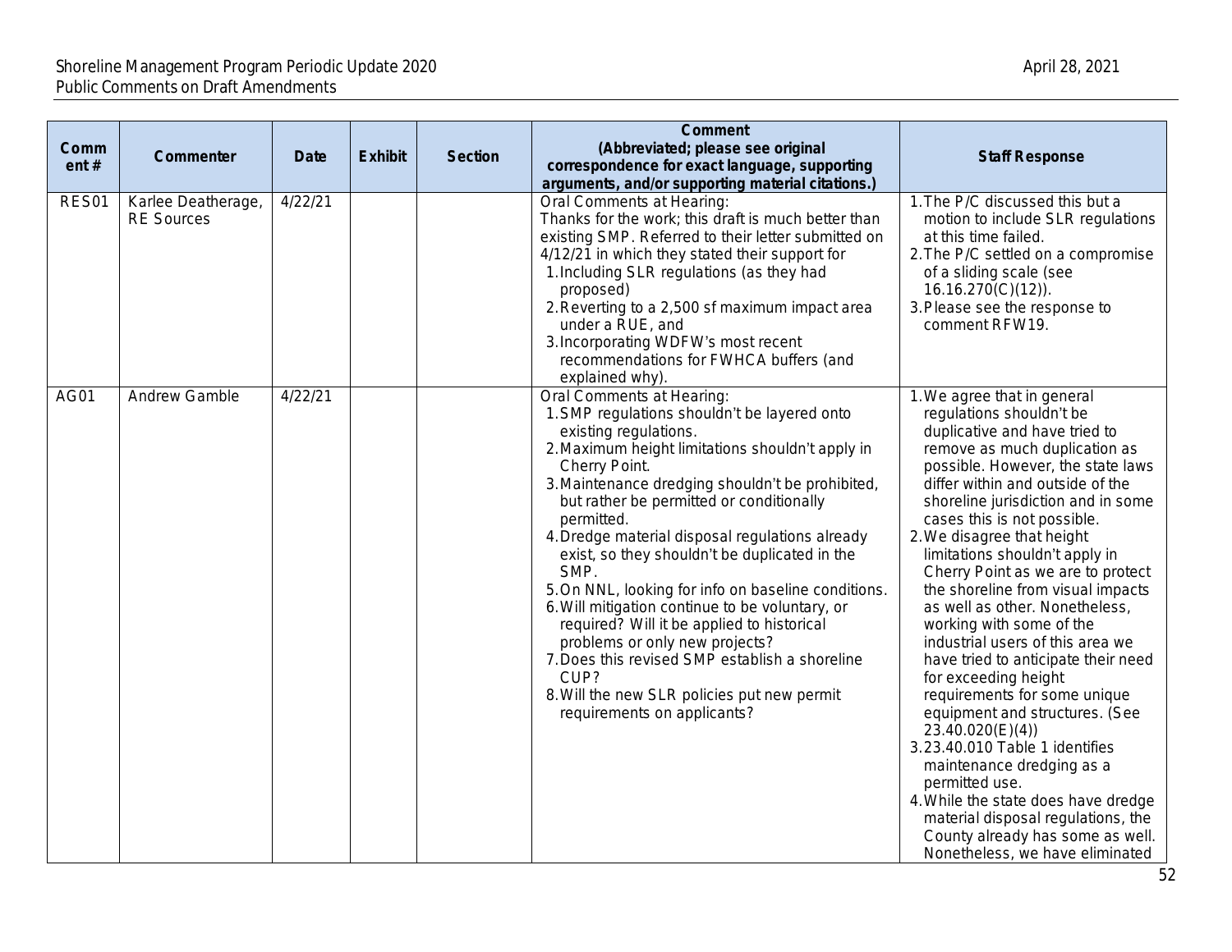| Comment # | Commenter | Date | Exhibit | Section | Comment (Abbreviated; please see original correspondence for exact language, supporting arguments, and/or supporting material citations.) | Staff Response |
|---|---|---|---|---|---|---|
| RES01 | Karlee Deatherage, RE Sources | 4/22/21 | | | Oral Comments at Hearing:<br>Thanks for the work; this draft is much better than existing SMP. Referred to their letter submitted on 4/12/21 in which they stated their support for<br>1. Including SLR regulations (as they had proposed)<br>2. Reverting to a 2,500 sf maximum impact area under a RUE, and<br>3. Incorporating WDFW's most recent recommendations for FWHCA buffers (and explained why). | 1. The P/C discussed this but a motion to include SLR regulations at this time failed.<br>2. The P/C settled on a compromise of a sliding scale (see 16.16.270(C)(12)).<br>3. Please see the response to comment RFW19. |
| AG01 | Andrew Gamble | 4/22/21 | | | Oral Comments at Hearing:<br>1. SMP regulations shouldn't be layered onto existing regulations.<br>2. Maximum height limitations shouldn't apply in Cherry Point.<br>3. Maintenance dredging shouldn't be prohibited, but rather be permitted or conditionally permitted.<br>4. Dredge material disposal regulations already exist, so they shouldn't be duplicated in the SMP.<br>5. On NNL, looking for info on baseline conditions.<br>6. Will mitigation continue to be voluntary, or required? Will it be applied to historical problems or only new projects?<br>7. Does this revised SMP establish a shoreline CUP?<br>8. Will the new SLR policies put new permit requirements on applicants? | 1. We agree that in general regulations shouldn't be duplicative and have tried to remove as much duplication as possible. However, the state laws differ within and outside of the shoreline jurisdiction and in some cases this is not possible.<br>2. We disagree that height limitations shouldn't apply in Cherry Point as we are to protect the shoreline from visual impacts as well as other. Nonetheless, working with some of the industrial users of this area we have tried to anticipate their need for exceeding height requirements for some unique equipment and structures. (See 23.40.020(E)(4))<br>3. 23.40.010 Table 1 identifies maintenance dredging as a permitted use.<br>4. While the state does have dredge material disposal regulations, the County already has some as well. Nonetheless, we have eliminated |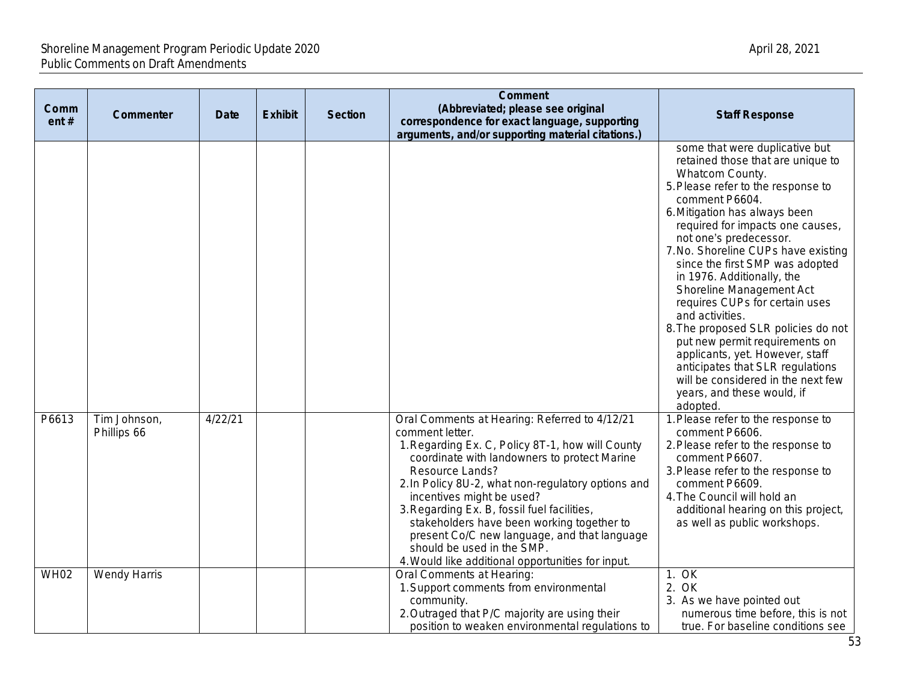| Comment # | Commenter | Date | Exhibit | Section | Comment (Abbreviated; please see original correspondence for exact language, supporting arguments, and/or supporting material citations.) | Staff Response |
|---|---|---|---|---|---|---|
| | | | | | | some that were duplicative but retained those that are unique to Whatcom County.<br>5. Please refer to the response to comment P6604.<br>6. Mitigation has always been required for impacts one causes, not one's predecessor.<br>7. No. Shoreline CUPs have existing since the first SMP was adopted in 1976. Additionally, the Shoreline Management Act requires CUPs for certain uses and activities.<br>8. The proposed SLR policies do not put new permit requirements on applicants, yet. However, staff anticipates that SLR regulations will be considered in the next few years, and these would, if adopted. |
| P6613 | Tim Johnson, Phillips 66 | 4/22/21 | | | Oral Comments at Hearing: Referred to 4/12/21 comment letter.<br>1. Regarding Ex. C, Policy 8T-1, how will County coordinate with landowners to protect Marine Resource Lands?<br>2. In Policy 8U-2, what non-regulatory options and incentives might be used?<br>3. Regarding Ex. B, fossil fuel facilities, stakeholders have been working together to present Co/C new language, and that language should be used in the SMP.<br>4. Would like additional opportunities for input. | 1. Please refer to the response to comment P6606.<br>2. Please refer to the response to comment P6607.<br>3. Please refer to the response to comment P6609.<br>4. The Council will hold an additional hearing on this project, as well as public workshops. |
| WH02 | Wendy Harris | | | | Oral Comments at Hearing:<br>1. Support comments from environmental community.<br>2. Outraged that P/C majority are using their position to weaken environmental regulations to | 1. OK<br>2. OK<br>3. As we have pointed out numerous time before, this is not true. For baseline conditions see |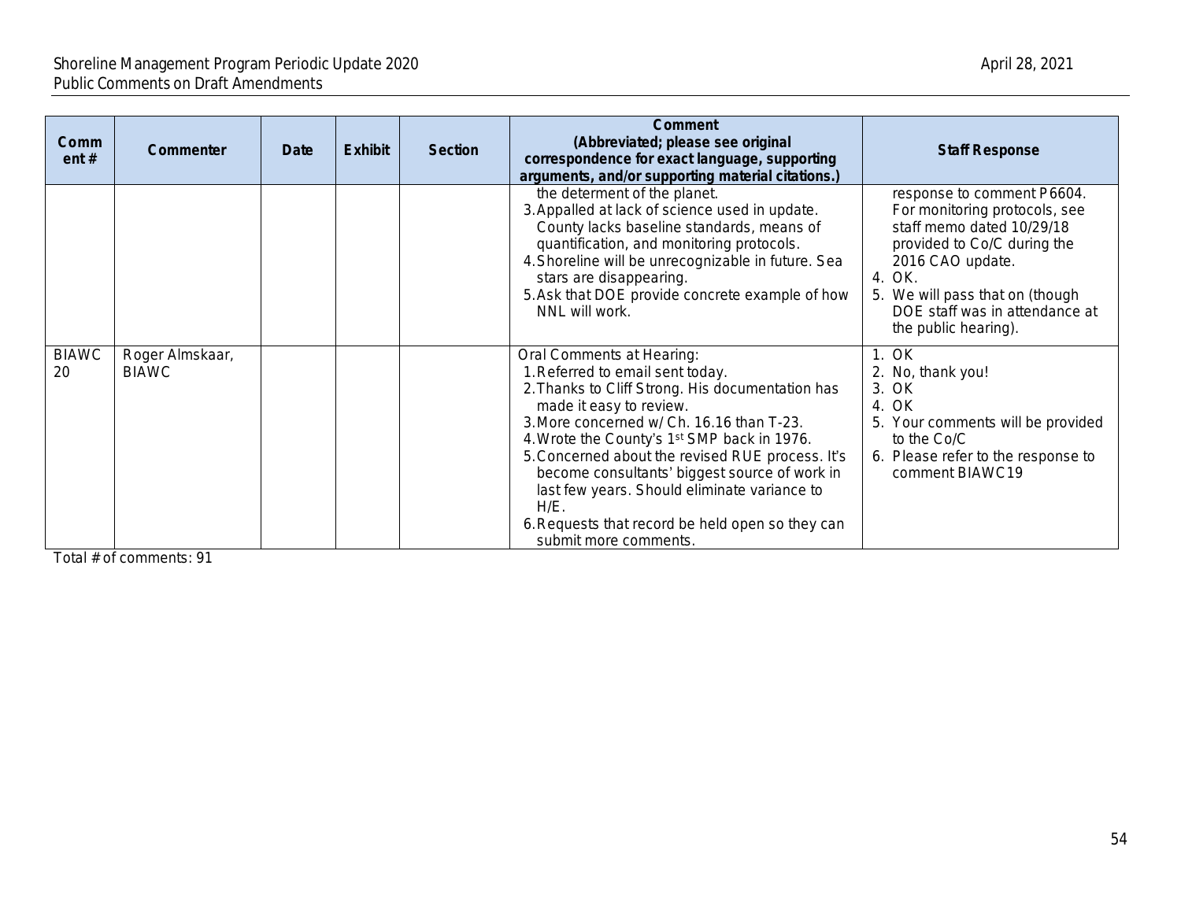| Comment # | Commenter | Date | Exhibit | Section | Comment (Abbreviated; please see original correspondence for exact language, supporting arguments, and/or supporting material citations.) | Staff Response |
|---|---|---|---|---|---|---|
| | | | | | the determent of the planet.<br>3. Appalled at lack of science used in update. County lacks baseline standards, means of quantification, and monitoring protocols.<br>4. Shoreline will be unrecognizable in future. Sea stars are disappearing.<br>5. Ask that DOE provide concrete example of how NNL will work. | response to comment P6604. For monitoring protocols, see staff memo dated 10/29/18 provided to Co/C during the 2016 CAO update.<br>4. OK.<br>5. We will pass that on (though DOE staff was in attendance at the public hearing). |
| BIAWC 20 | Roger Almskaar, BIAWC | | | | Oral Comments at Hearing:<br>1. Referred to email sent today.<br>2. Thanks to Cliff Strong. His documentation has made it easy to review.<br>3. More concerned w/ Ch. 16.16 than T-23.<br>4. Wrote the County's 1st SMP back in 1976.<br>5. Concerned about the revised RUE process. It's become consultants' biggest source of work in last few years. Should eliminate variance to H/E.<br>6. Requests that record be held open so they can submit more comments. | 1. OK<br>2. No, thank you!<br>3. OK<br>4. OK<br>5. Your comments will be provided to the Co/C<br>6. Please refer to the response to comment BIAWC19 |

Total # of comments: 91